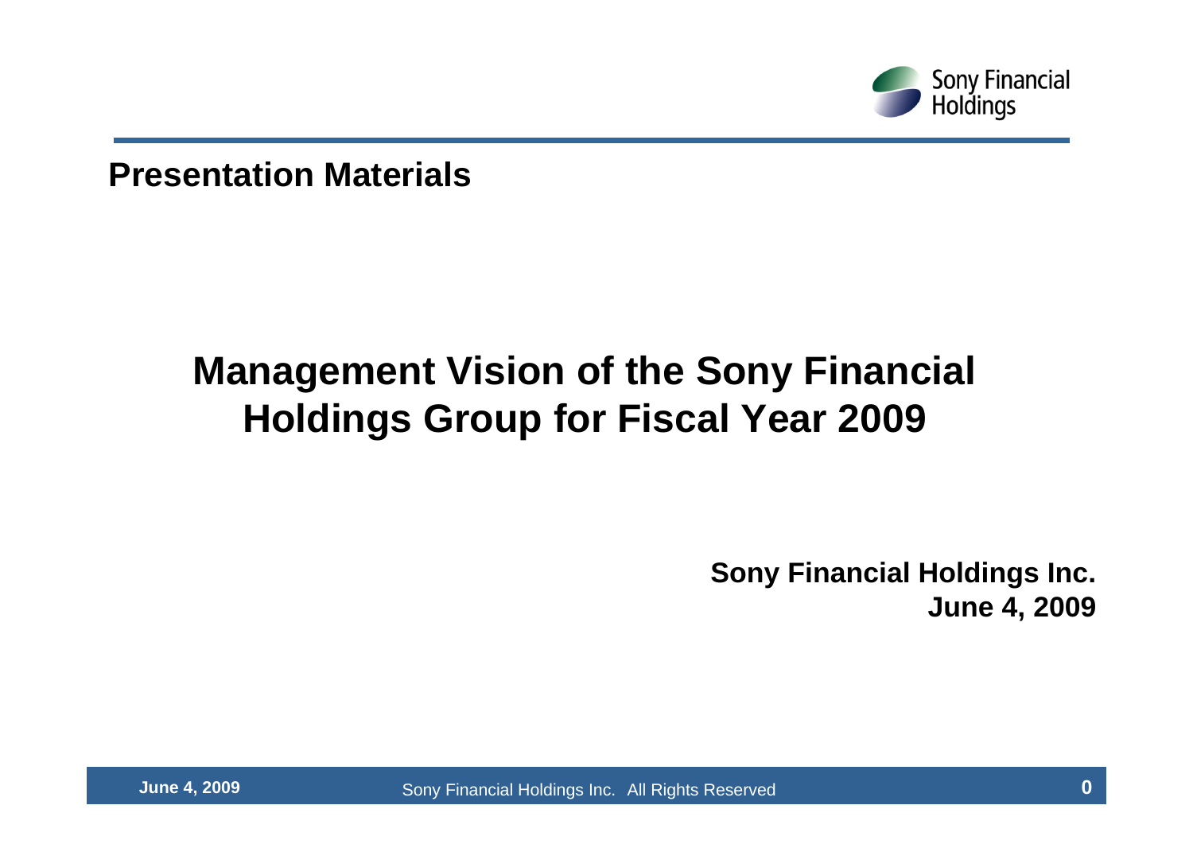Sony Financial Holdings

**Presentation Materials**

# Management Vision of the Sony Financial Holdings Group for Fiscal Year 2009

**Sony Financial Holdings Inc.**
**June 4, 2009**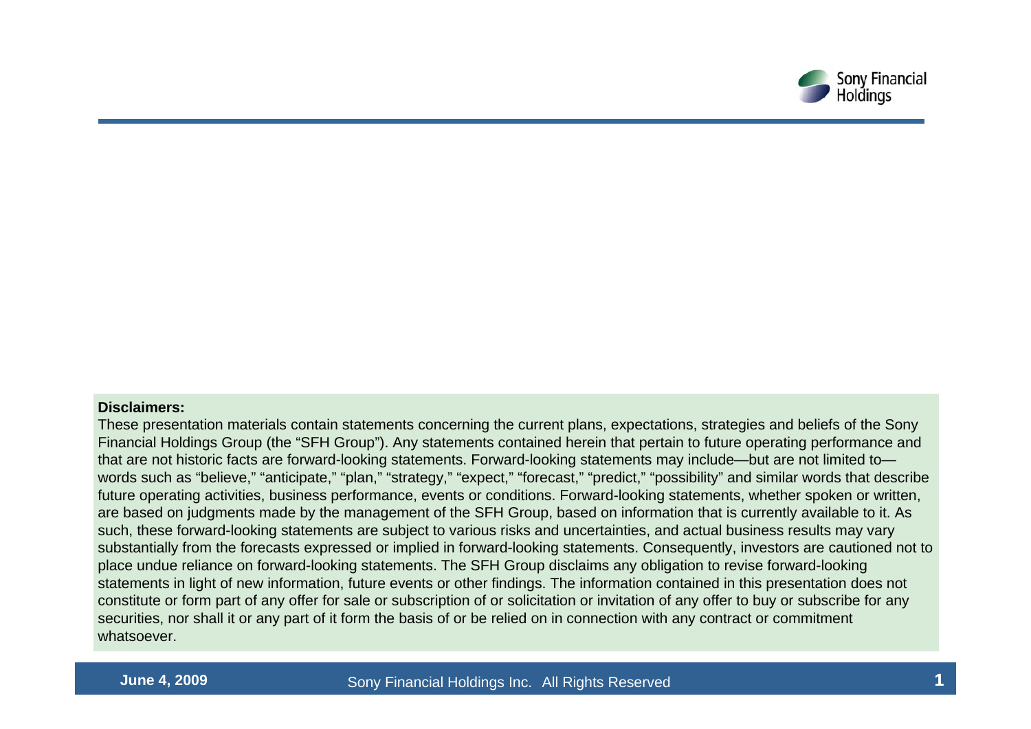**Disclaimers:**

These presentation materials contain statements concerning the current plans, expectations, strategies and beliefs of the Sony Financial Holdings Group (the "SFH Group"). Any statements contained herein that pertain to future operating performance and that are not historic facts are forward-looking statements. Forward-looking statements may include—but are not limited to—words such as "believe," "anticipate," "plan," "strategy," "expect," "forecast," "predict," "possibility" and similar words that describe future operating activities, business performance, events or conditions. Forward-looking statements, whether spoken or written, are based on judgments made by the management of the SFH Group, based on information that is currently available to it. As such, these forward-looking statements are subject to various risks and uncertainties, and actual business results may vary substantially from the forecasts expressed or implied in forward-looking statements. Consequently, investors are cautioned not to place undue reliance on forward-looking statements. The SFH Group disclaims any obligation to revise forward-looking statements in light of new information, future events or other findings. The information contained in this presentation does not constitute or form part of any offer for sale or subscription of or solicitation or invitation of any offer to buy or subscribe for any securities, nor shall it or any part of it form the basis of or be relied on in connection with any contract or commitment whatsoever.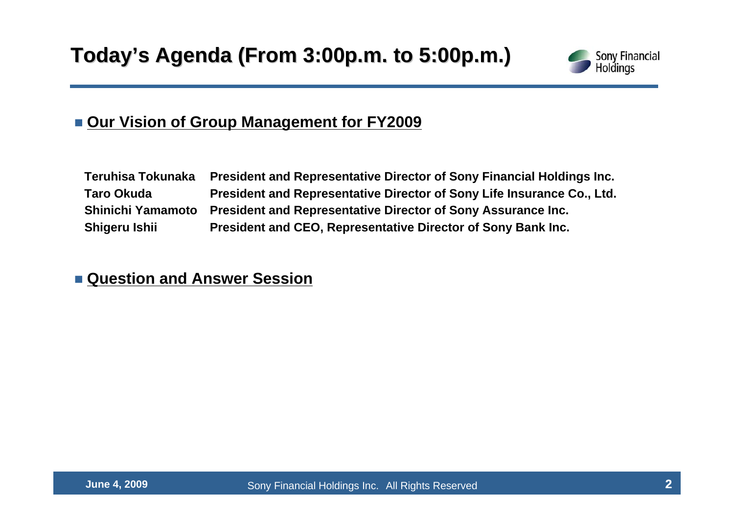# Today's Agenda (From 3:00p.m. to 5:00p.m.)

- **Our Vision of Group Management for FY2009**

| | |
|---|---|
| **Teruhisa Tokunaka** | **President and Representative Director of Sony Financial Holdings Inc.** |
| **Taro Okuda** | **President and Representative Director of Sony Life Insurance Co., Ltd.** |
| **Shinichi Yamamoto** | **President and Representative Director of Sony Assurance Inc.** |
| **Shigeru Ishii** | **President and CEO, Representative Director of Sony Bank Inc.** |

- **Question and Answer Session**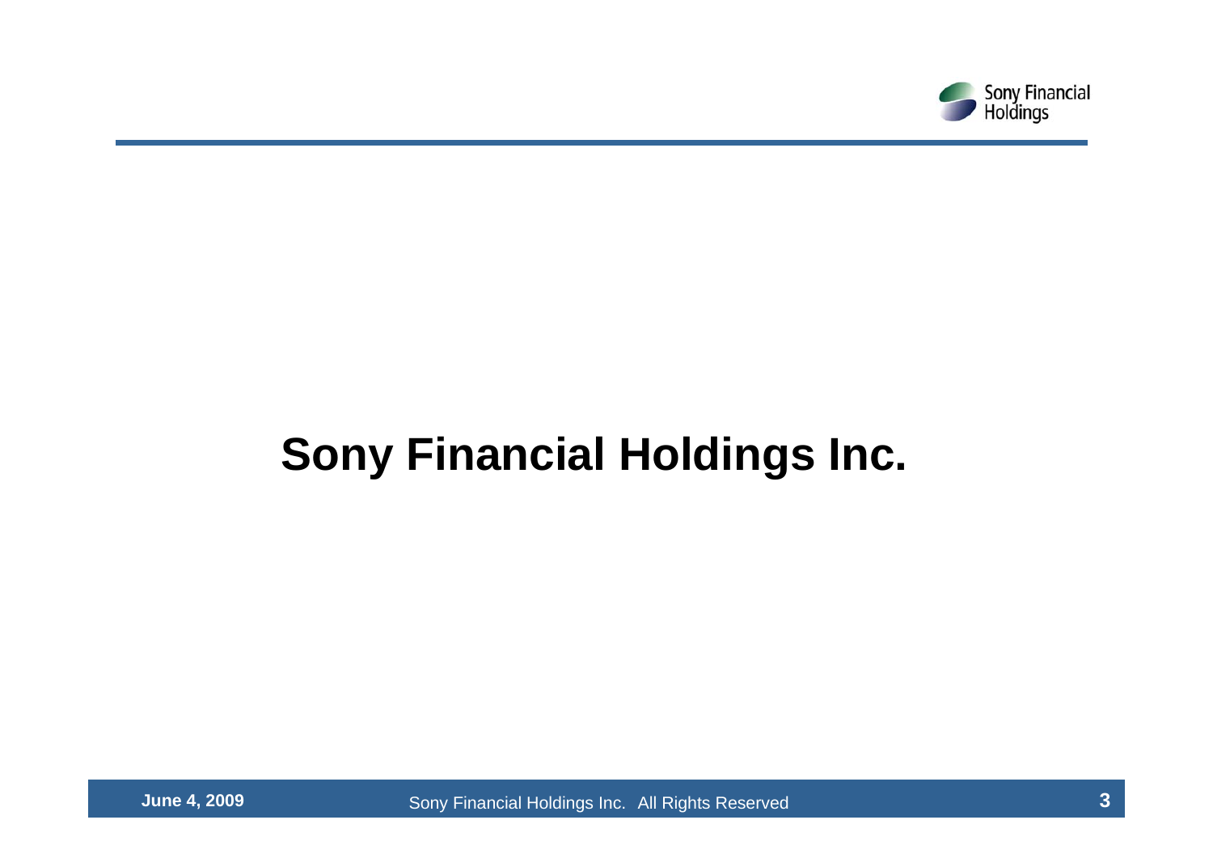# Sony Financial Holdings Inc.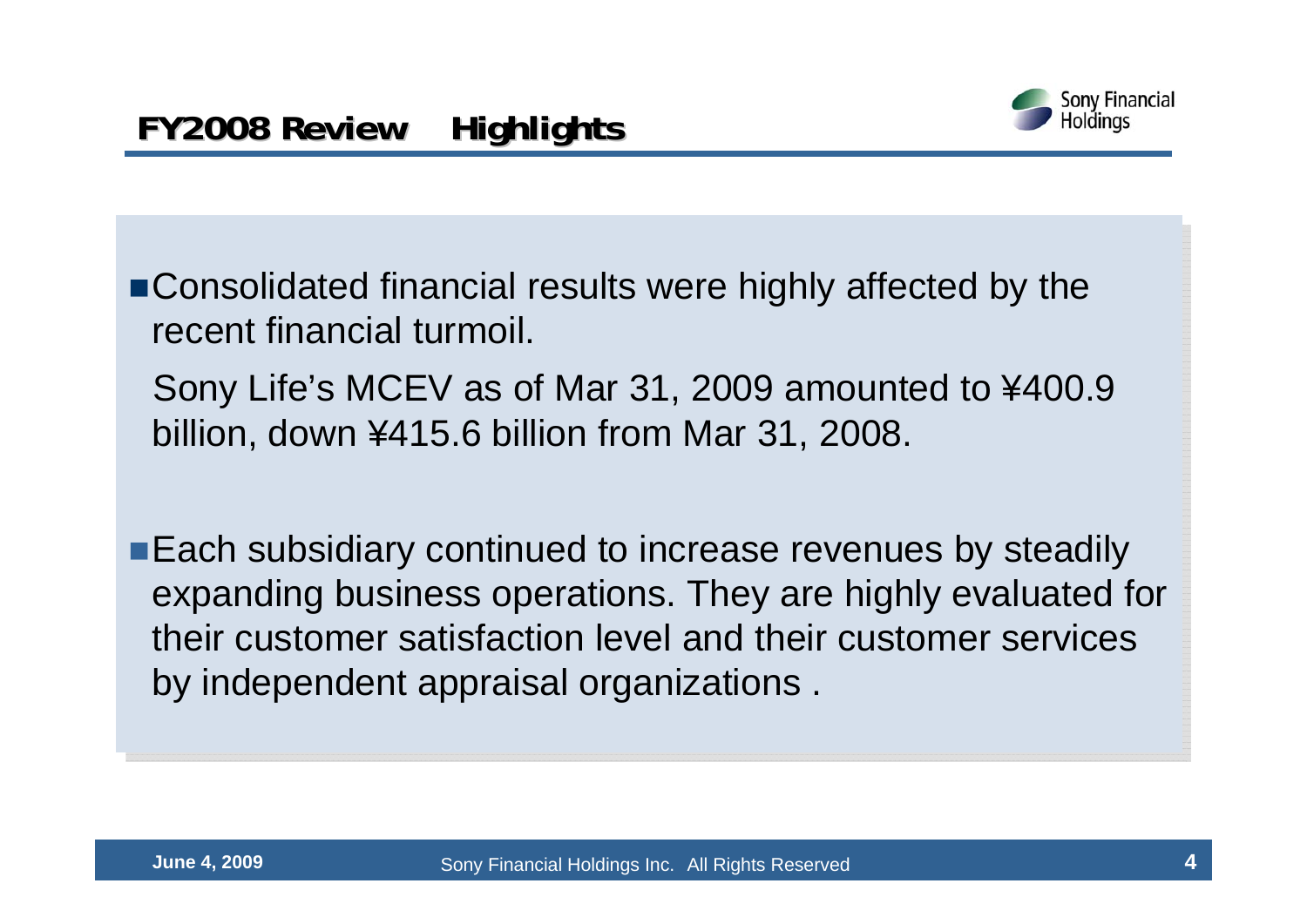# FY2008 Review　Highlights

- Consolidated financial results were highly affected by the recent financial turmoil.

  Sony Life's MCEV as of Mar 31, 2009 amounted to ¥400.9 billion, down ¥415.6 billion from Mar 31, 2008.

- Each subsidiary continued to increase revenues by steadily expanding business operations. They are highly evaluated for their customer satisfaction level and their customer services by independent appraisal organizations .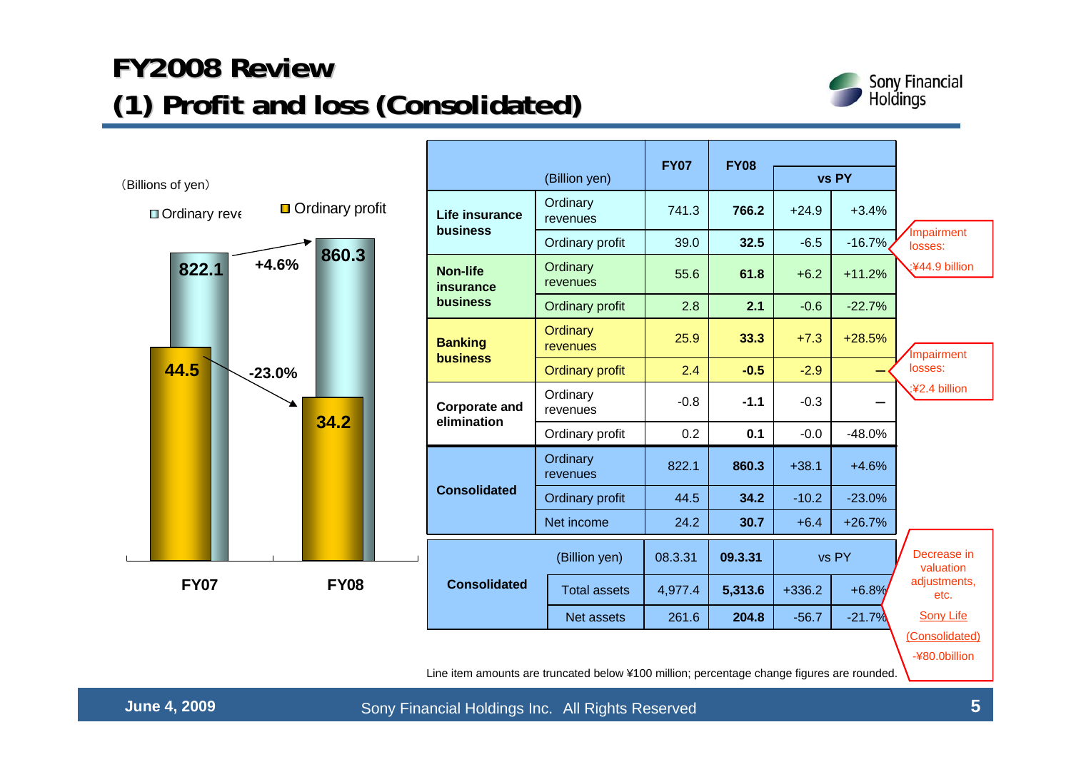# FY2008 Review
## (1) Profit and loss (Consolidated)

(Billions of yen)

□ Ordinary reve ■ Ordinary profit

| | FY07 | FY08 | Change |
|---|---|---|---|
| Ordinary revenues | 822.1 | 860.3 | +4.6% |
| Ordinary profit | 44.5 | 34.2 | -23.0% |

| | (Billion yen) | FY07 | FY08 | vs PY | |
|---|---|---|---|---|---|
| Life insurance business | Ordinary revenues | 741.3 | **766.2** | +24.9 | +3.4% |
| | Ordinary profit | 39.0 | **32.5** | -6.5 | -16.7% |
| Non-life insurance business | Ordinary revenues | 55.6 | **61.8** | +6.2 | +11.2% |
| | Ordinary profit | 2.8 | **2.1** | -0.6 | -22.7% |
| Banking business | Ordinary revenues | 25.9 | **33.3** | +7.3 | +28.5% |
| | Ordinary profit | 2.4 | **-0.5** | -2.9 | – |
| Corporate and elimination | Ordinary revenues | -0.8 | **-1.1** | -0.3 | – |
| | Ordinary profit | 0.2 | **0.1** | -0.0 | -48.0% |
| Consolidated | Ordinary revenues | 822.1 | **860.3** | +38.1 | +4.6% |
| | Ordinary profit | 44.5 | **34.2** | -10.2 | -23.0% |
| | Net income | 24.2 | **30.7** | +6.4 | +26.7% |

Life insurance business ordinary profit — Impairment losses: ¥44.9 billion

Banking business ordinary profit — Impairment losses: ¥2.4 billion

| | (Billion yen) | 08.3.31 | 09.3.31 | vs PY | |
|---|---|---|---|---|---|
| Consolidated | Total assets | 4,977.4 | **5,313.6** | +336.2 | +6.8% |
| | Net assets | 261.6 | **204.8** | -56.7 | -21.7% |

Net assets — Decrease in valuation adjustments, etc. Sony Life (Consolidated) -¥80.0billion

Line item amounts are truncated below ¥100 million; percentage change figures are rounded.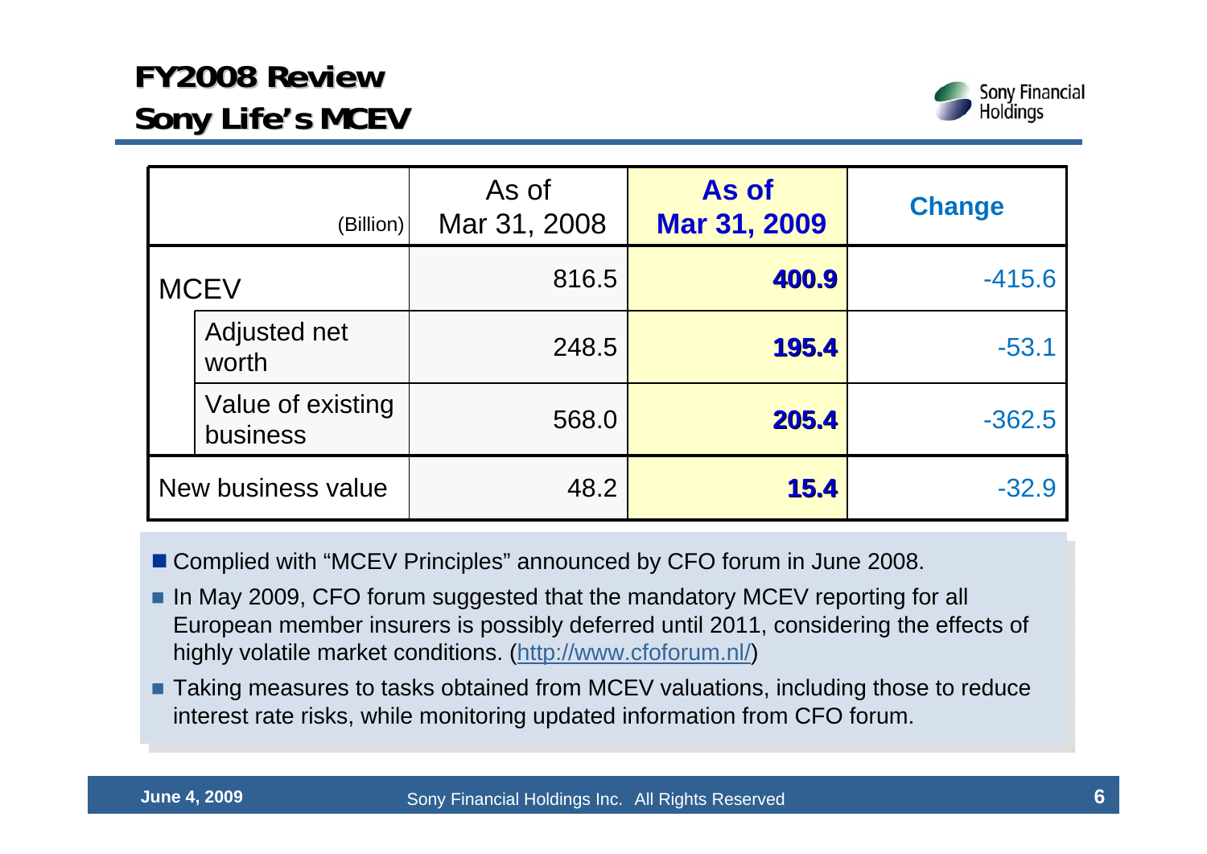# FY2008 Review
## Sony Life's MCEV

| (Billion) | | As of Mar 31, 2008 | As of Mar 31, 2009 | Change |
|---|---|---|---|---|
| MCEV | | 816.5 | **400.9** | -415.6 |
| | Adjusted net worth | 248.5 | **195.4** | -53.1 |
| | Value of existing business | 568.0 | **205.4** | -362.5 |
| New business value | | 48.2 | **15.4** | -32.9 |

- Complied with "MCEV Principles" announced by CFO forum in June 2008.
- In May 2009, CFO forum suggested that the mandatory MCEV reporting for all European member insurers is possibly deferred until 2011, considering the effects of highly volatile market conditions. (http://www.cfoforum.nl/)
- Taking measures to tasks obtained from MCEV valuations, including those to reduce interest rate risks, while monitoring updated information from CFO forum.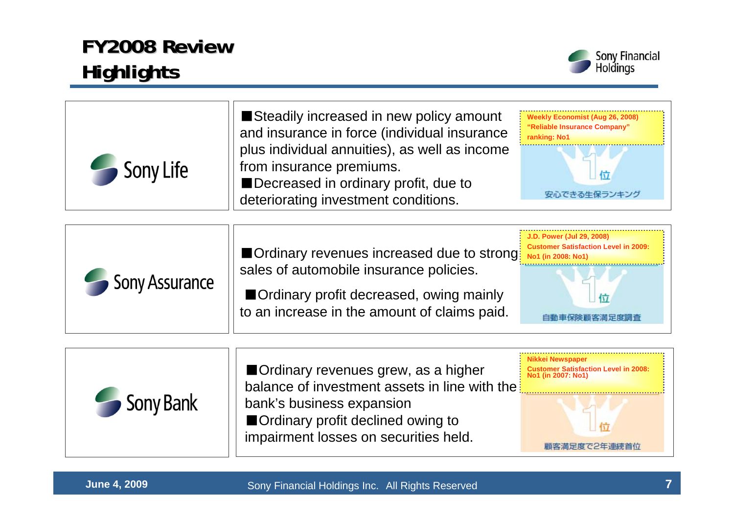# FY2008 Review
## Highlights

### Sony Life

- Steadily increased in new policy amount and insurance in force (individual insurance plus individual annuities), as well as income from insurance premiums.
- Decreased in ordinary profit, due to deteriorating investment conditions.

Weekly Economist (Aug 26, 2008) "Reliable Insurance Company" ranking: No1

1位 安心できる生保ランキング

### Sony Assurance

- Ordinary revenues increased due to strong sales of automobile insurance policies.
- Ordinary profit decreased, owing mainly to an increase in the amount of claims paid.

J.D. Power (Jul 29, 2008) Customer Satisfaction Level in 2009: No1 (in 2008: No1)

1位 自動車保険顧客満足度調査

### Sony Bank

- Ordinary revenues grew, as a higher balance of investment assets in line with the bank's business expansion
- Ordinary profit declined owing to impairment losses on securities held.

Nikkei Newspaper Customer Satisfaction Level in 2008: No1 (in 2007: No1)

1位 顧客満足度で2年連続首位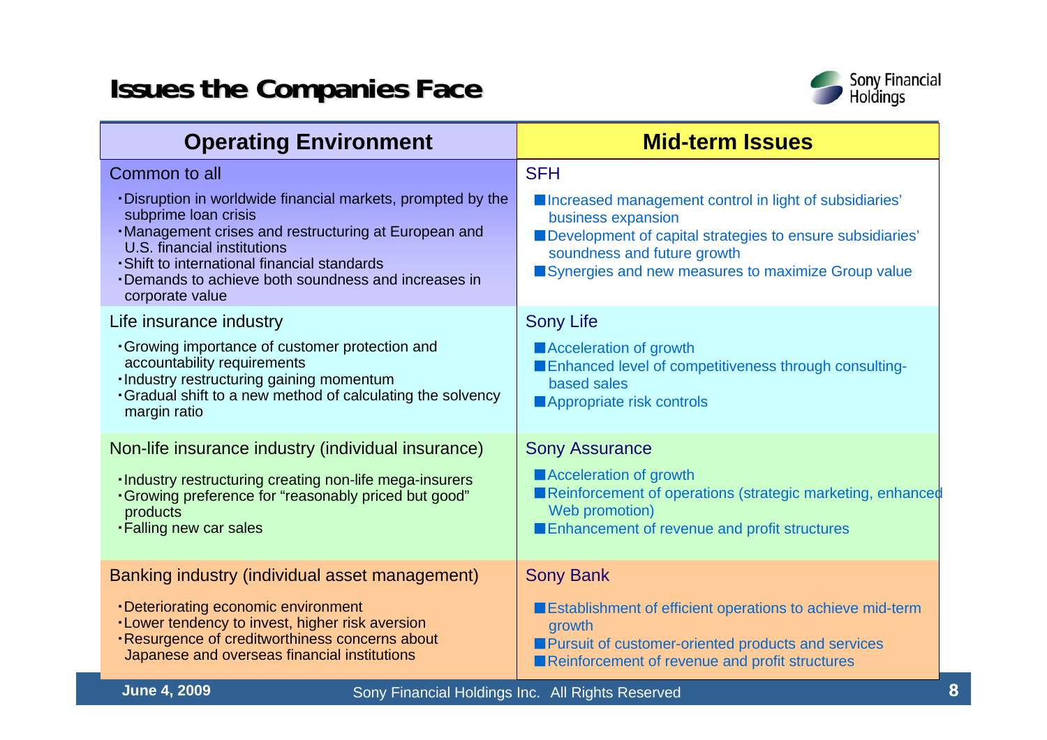# Issues the Companies Face

| Operating Environment | Mid-term Issues |
|---|---|
| **Common to all**<br>・Disruption in worldwide financial markets, prompted by the subprime loan crisis<br>・Management crises and restructuring at European and U.S. financial institutions<br>・Shift to international financial standards<br>・Demands to achieve both soundness and increases in corporate value | **SFH**<br>■Increased management control in light of subsidiaries' business expansion<br>■Development of capital strategies to ensure subsidiaries' soundness and future growth<br>■Synergies and new measures to maximize Group value |
| **Life insurance industry**<br>・Growing importance of customer protection and accountability requirements<br>・Industry restructuring gaining momentum<br>・Gradual shift to a new method of calculating the solvency margin ratio | **Sony Life**<br>■Acceleration of growth<br>■Enhanced level of competitiveness through consulting-based sales<br>■Appropriate risk controls |
| **Non-life insurance industry (individual insurance)**<br>・Industry restructuring creating non-life mega-insurers<br>・Growing preference for "reasonably priced but good" products<br>・Falling new car sales | **Sony Assurance**<br>■Acceleration of growth<br>■Reinforcement of operations (strategic marketing, enhanced Web promotion)<br>■Enhancement of revenue and profit structures |
| **Banking industry (individual asset management)**<br>・Deteriorating economic environment<br>・Lower tendency to invest, higher risk aversion<br>・Resurgence of creditworthiness concerns about Japanese and overseas financial institutions | **Sony Bank**<br>■Establishment of efficient operations to achieve mid-term growth<br>■Pursuit of customer-oriented products and services<br>■Reinforcement of revenue and profit structures |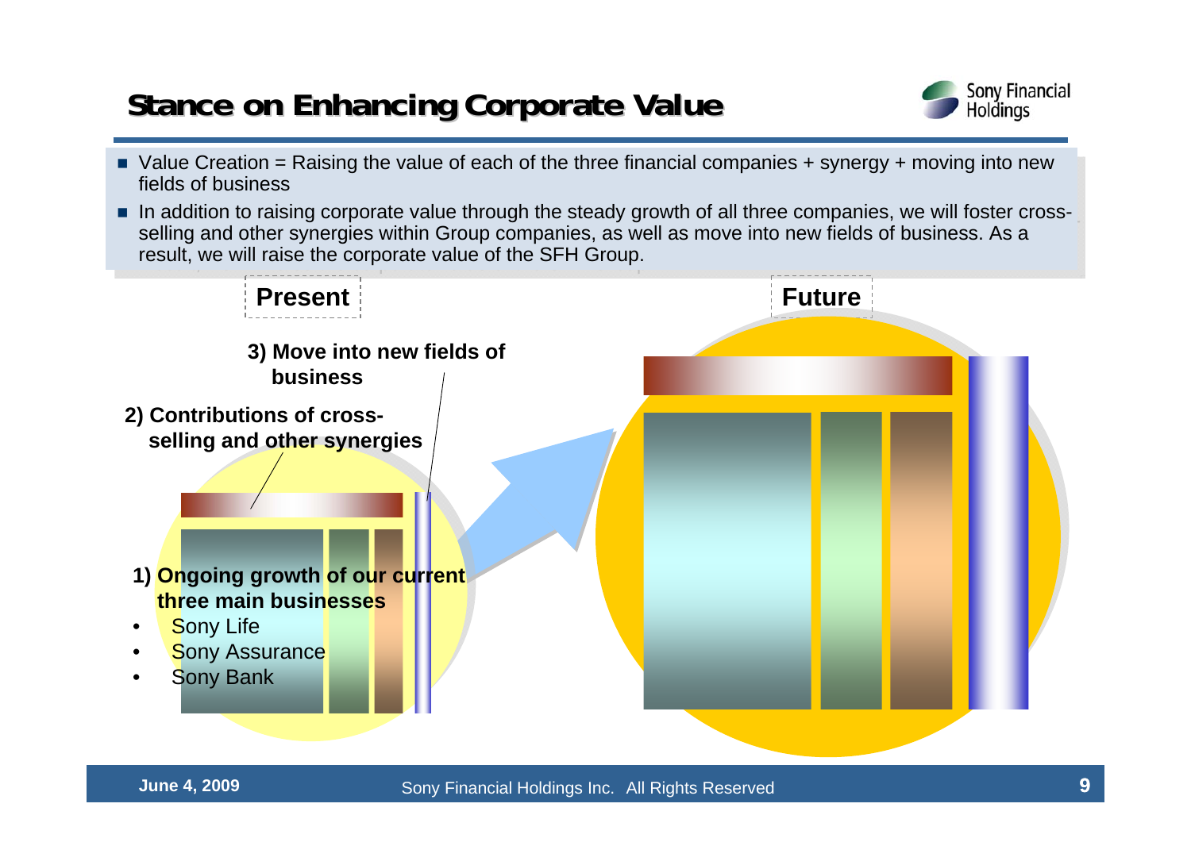# Stance on Enhancing Corporate Value

- Value Creation = Raising the value of each of the three financial companies + synergy + moving into new fields of business
- In addition to raising corporate value through the steady growth of all three companies, we will foster cross-selling and other synergies within Group companies, as well as move into new fields of business. As a result, we will raise the corporate value of the SFH Group.

**Present**

**3) Move into new fields of business**

**2) Contributions of cross-selling and other synergies**

**1) Ongoing growth of our current three main businesses**

- Sony Life
- Sony Assurance
- Sony Bank

**Future**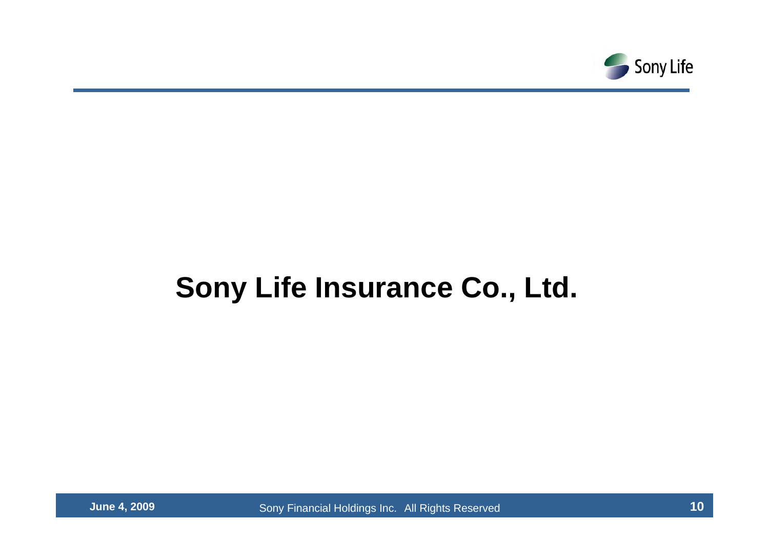# Sony Life Insurance Co., Ltd.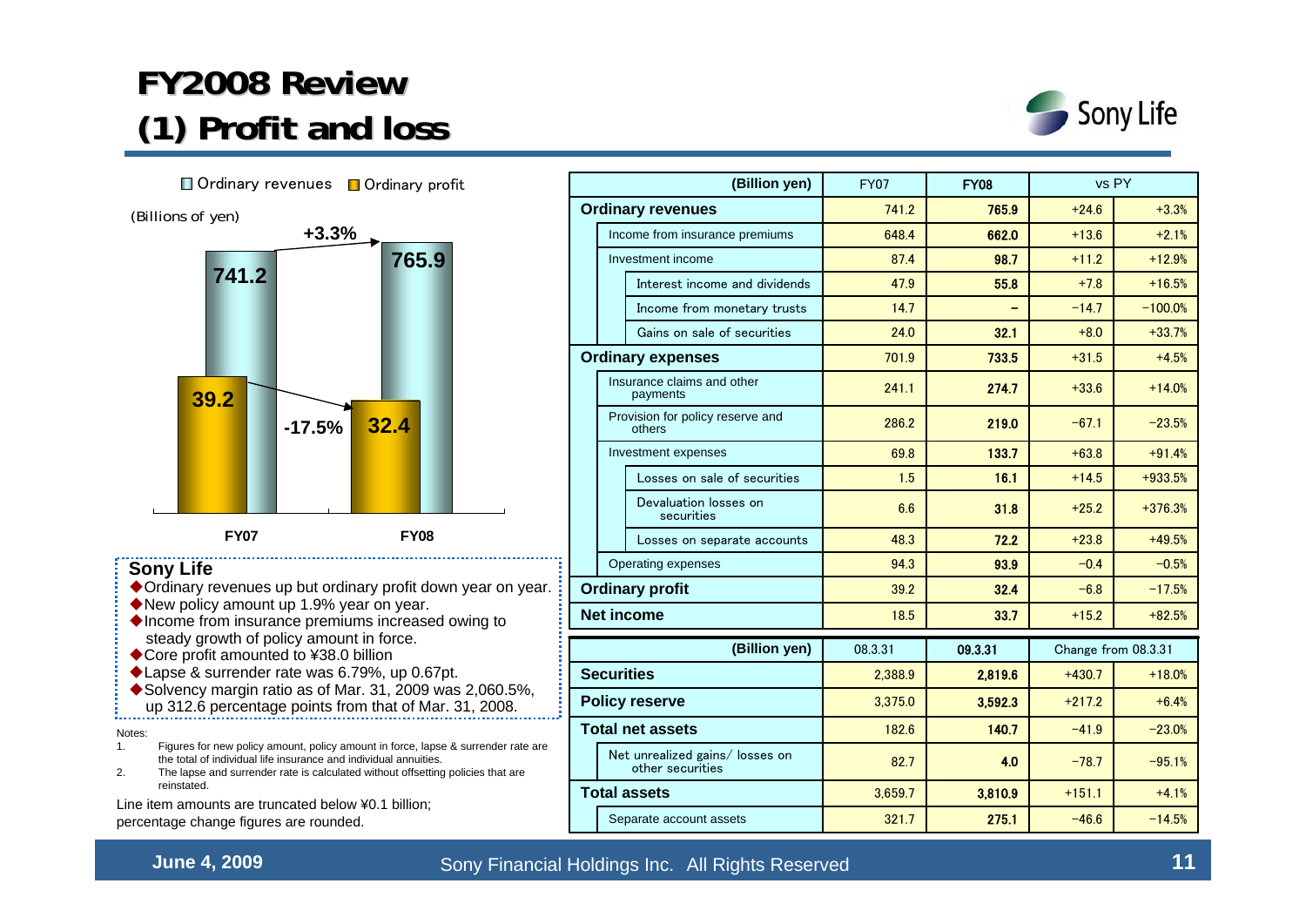# FY2008 Review
## (1) Profit and loss

Ordinary revenues / Ordinary profit

(Billions of yen)

| | FY07 | FY08 | Change |
|---|---|---|---|
| Ordinary revenues | 741.2 | 765.9 | +3.3% |
| Ordinary profit | 39.2 | 32.4 | -17.5% |

**Sony Life**

- ◆Ordinary revenues up but ordinary profit down year on year.
- ◆New policy amount up 1.9% year on year.
- ◆Income from insurance premiums increased owing to steady growth of policy amount in force.
- ◆Core profit amounted to ¥38.0 billion
- ◆Lapse & surrender rate was 6.79%, up 0.67pt.
- ◆Solvency margin ratio as of Mar. 31, 2009 was 2,060.5%, up 312.6 percentage points from that of Mar. 31, 2008.

Notes:
1. Figures for new policy amount, policy amount in force, lapse & surrender rate are the total of individual life insurance and individual annuities.
2. The lapse and surrender rate is calculated without offsetting policies that are reinstated.

Line item amounts are truncated below ¥0.1 billion; percentage change figures are rounded.

| (Billion yen) | FY07 | FY08 | vs PY | |
|---|---|---|---|---|
| **Ordinary revenues** | 741.2 | 765.9 | +24.6 | +3.3% |
| Income from insurance premiums | 648.4 | 662.0 | +13.6 | +2.1% |
| Investment income | 87.4 | 98.7 | +11.2 | +12.9% |
| Interest income and dividends | 47.9 | 55.8 | +7.8 | +16.5% |
| Income from monetary trusts | 14.7 | – | −14.7 | −100.0% |
| Gains on sale of securities | 24.0 | 32.1 | +8.0 | +33.7% |
| **Ordinary expenses** | 701.9 | 733.5 | +31.5 | +4.5% |
| Insurance claims and other payments | 241.1 | 274.7 | +33.6 | +14.0% |
| Provision for policy reserve and others | 286.2 | 219.0 | −67.1 | −23.5% |
| Investment expenses | 69.8 | 133.7 | +63.8 | +91.4% |
| Losses on sale of securities | 1.5 | 16.1 | +14.5 | +933.5% |
| Devaluation losses on securities | 6.6 | 31.8 | +25.2 | +376.3% |
| Losses on separate accounts | 48.3 | 72.2 | +23.8 | +49.5% |
| Operating expenses | 94.3 | 93.9 | −0.4 | −0.5% |
| **Ordinary profit** | 39.2 | 32.4 | −6.8 | −17.5% |
| **Net income** | 18.5 | 33.7 | +15.2 | +82.5% |

| (Billion yen) | 08.3.31 | 09.3.31 | Change from 08.3.31 | |
|---|---|---|---|---|
| **Securities** | 2,388.9 | 2,819.6 | +430.7 | +18.0% |
| **Policy reserve** | 3,375.0 | 3,592.3 | +217.2 | +6.4% |
| **Total net assets** | 182.6 | 140.7 | −41.9 | −23.0% |
| Net unrealized gains/ losses on other securities | 82.7 | 4.0 | −78.7 | −95.1% |
| **Total assets** | 3,659.7 | 3,810.9 | +151.1 | +4.1% |
| Separate account assets | 321.7 | 275.1 | −46.6 | −14.5% |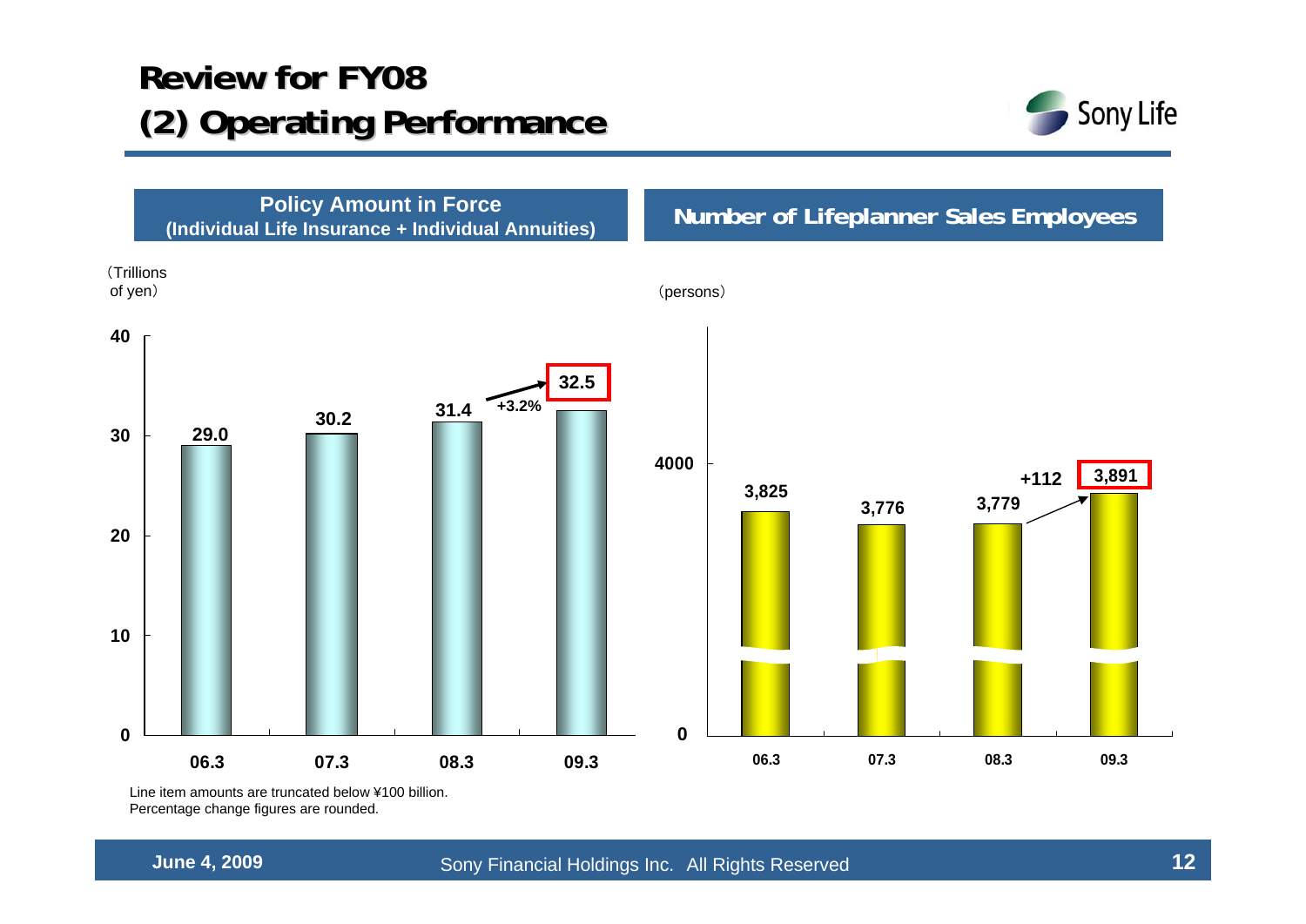# Review for FY08
## (2) Operating Performance

### Policy Amount in Force (Individual Life Insurance + Individual Annuities)

(Trillions of yen)

| | 06.3 | 07.3 | 08.3 | 09.3 |
|---|---|---|---|---|
| Policy Amount in Force | 29.0 | 30.2 | 31.4 | 32.5 |

+3.2% (08.3 → 09.3)

### Number of Lifeplanner Sales Employees

(persons)

| | 06.3 | 07.3 | 08.3 | 09.3 |
|---|---|---|---|---|
| Number of Lifeplanner Sales Employees | 3,825 | 3,776 | 3,779 | 3,891 |

+112 (08.3 → 09.3)

Line item amounts are truncated below ¥100 billion.
Percentage change figures are rounded.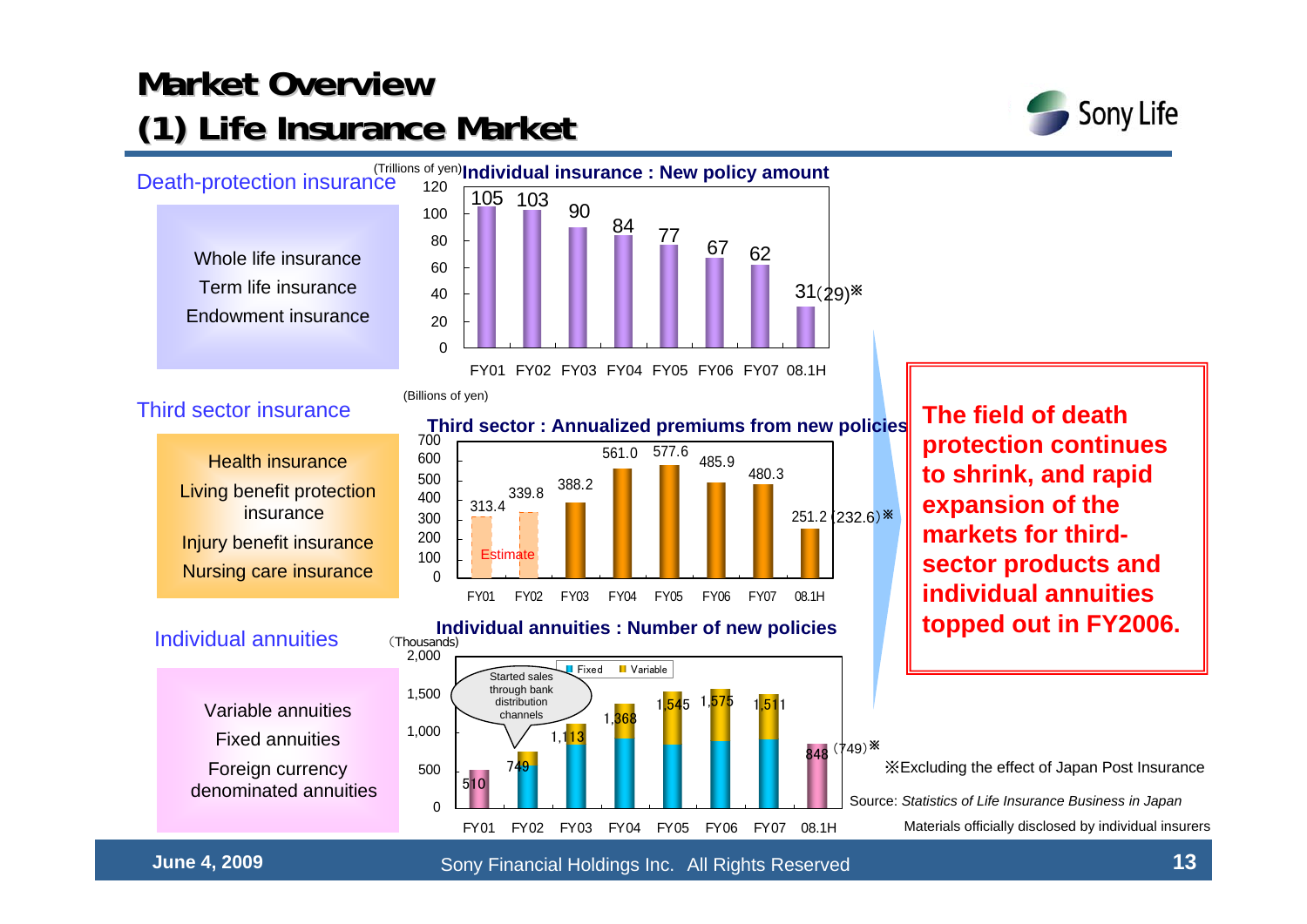# Market Overview
## (1) Life Insurance Market

### Death-protection insurance

- Whole life insurance
- Term life insurance
- Endowment insurance

**Individual insurance : New policy amount**

(Trillions of yen)

| FY01 | FY02 | FY03 | FY04 | FY05 | FY06 | FY07 | 08.1H |
|---|---|---|---|---|---|---|---|
| 105 | 103 | 90 | 84 | 77 | 67 | 62 | 31 (29)※ |

### Third sector insurance

- Health insurance
- Living benefit protection insurance
- Injury benefit insurance
- Nursing care insurance

**Third sector : Annualized premiums from new policies**

(Billions of yen)

| FY01 | FY02 | FY03 | FY04 | FY05 | FY06 | FY07 | 08.1H |
|---|---|---|---|---|---|---|---|
| 313.4 (Estimate) | 339.8 (Estimate) | 388.2 | 561.0 | 577.6 | 485.9 | 480.3 | 251.2 (232.6)※ |

### Individual annuities

- Variable annuities
- Fixed annuities
- Foreign currency denominated annuities

**Individual annuities : Number of new policies**

(Thousands) (Fixed / Variable)

| FY01 | FY02 | FY03 | FY04 | FY05 | FY06 | FY07 | 08.1H |
|---|---|---|---|---|---|---|---|
| 510 | 749 | 1,113 | 1,368 | 1,545 | 1,575 | 1,511 | 848 (749)※ |

Started sales through bank distribution channels (FY02)

**The field of death protection continues to shrink, and rapid expansion of the markets for third-sector products and individual annuities topped out in FY2006.**

※Excluding the effect of Japan Post Insurance

Source: *Statistics of Life Insurance Business in Japan*
Materials officially disclosed by individual insurers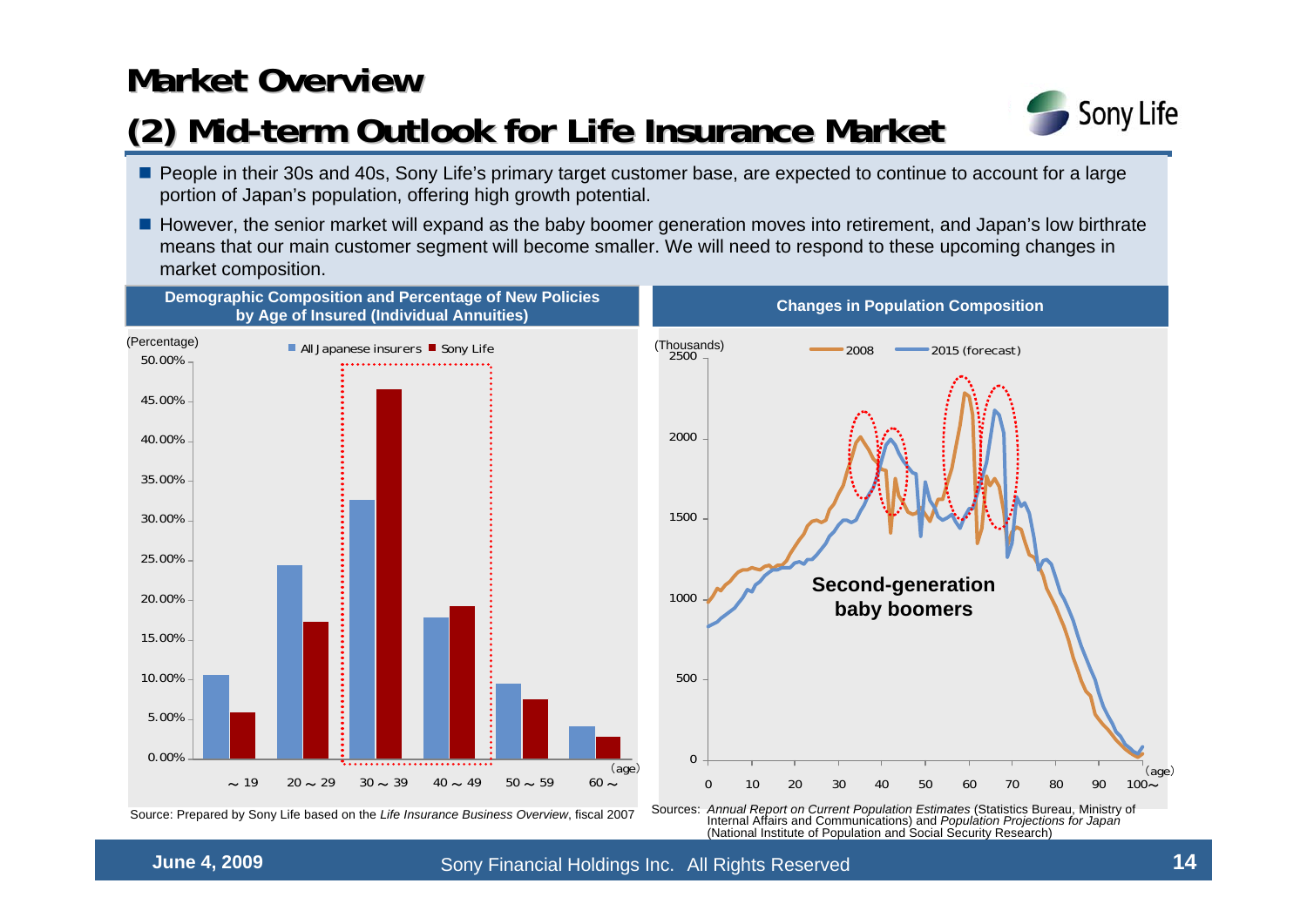# Market Overview

## (2) Mid-term Outlook for Life Insurance Market

- People in their 30s and 40s, Sony Life's primary target customer base, are expected to continue to account for a large portion of Japan's population, offering high growth potential.
- However, the senior market will expand as the baby boomer generation moves into retirement, and Japan's low birthrate means that our main customer segment will become smaller. We will need to respond to these upcoming changes in market composition.

**Demographic Composition and Percentage of New Policies by Age of Insured (Individual Annuities)**

(Percentage)

■ All Japanese insurers ■ Sony Life

| (age) | All Japanese insurers | Sony Life |
|---|---|---|
| ～19 | 10.5% | 5.8% |
| 20～29 | 24.4% | 17.3% |
| 30～39 | 32.6% | 46.5% |
| 40～49 | 17.8% | 19.2% |
| 50～59 | 9.4% | 7.4% |
| 60～ | 4.0% | 2.7% |

Source: Prepared by Sony Life based on the *Life Insurance Business Overview*, fiscal 2007

**Changes in Population Composition**

(Thousands)

— 2008 — 2015 (forecast)

Second-generation baby boomers

(age) 0 10 20 30 40 50 60 70 80 90 100～

Sources: *Annual Report on Current Population Estimates* (Statistics Bureau, Ministry of Internal Affairs and Communications) and *Population Projections for Japan* (National Institute of Population and Social Security Research)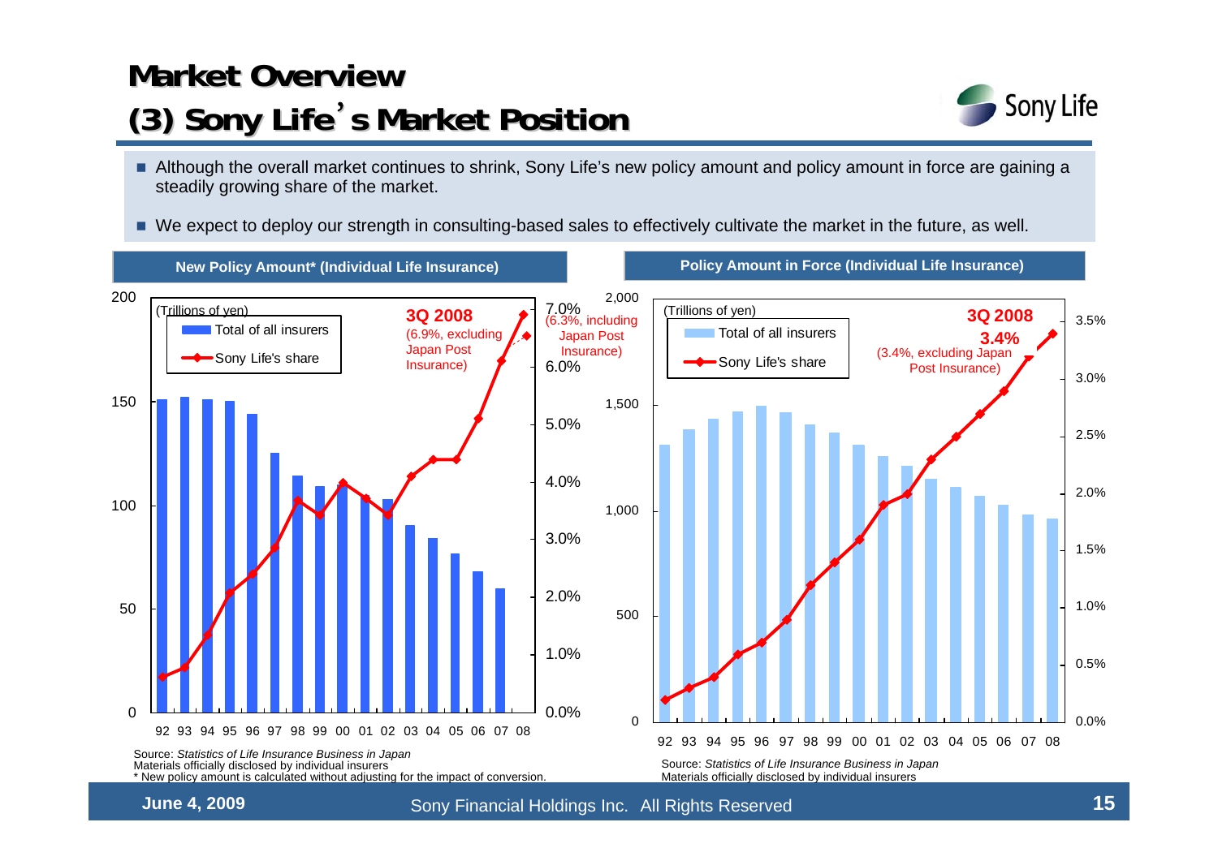# Market Overview

## (3) Sony Life's Market Position

- Although the overall market continues to shrink, Sony Life's new policy amount and policy amount in force are gaining a steadily growing share of the market.
- We expect to deploy our strength in consulting-based sales to effectively cultivate the market in the future, as well.

**New Policy Amount* (Individual Life Insurance)**

(Trillions of yen)

- Total of all insurers
- Sony Life's share

**3Q 2008**
7.0% (6.3%, including Japan Post Insurance)
(6.9%, excluding Japan Post Insurance)

Source: *Statistics of Life Insurance Business in Japan*
Materials officially disclosed by individual insurers
* New policy amount is calculated without adjusting for the impact of conversion.

**Policy Amount in Force (Individual Life Insurance)**

(Trillions of yen)

- Total of all insurers
- Sony Life's share

**3Q 2008**
**3.4%**
(3.4%, excluding Japan Post Insurance)

Source: *Statistics of Life Insurance Business in Japan*
Materials officially disclosed by individual insurers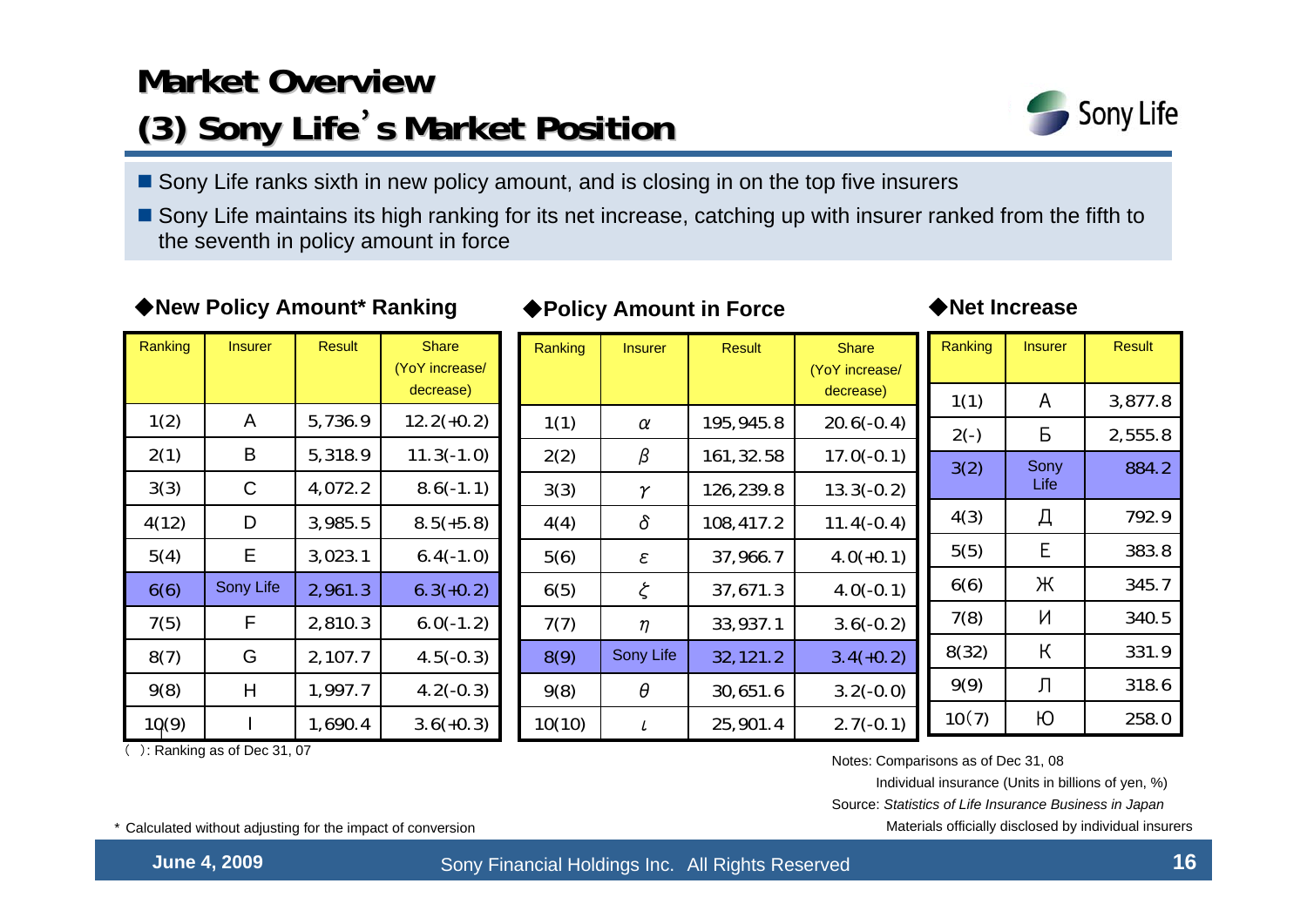# Market Overview

## (3) Sony Life's Market Position

- Sony Life ranks sixth in new policy amount, and is closing in on the top five insurers
- Sony Life maintains its high ranking for its net increase, catching up with insurer ranked from the fifth to the seventh in policy amount in force

### ◆New Policy Amount* Ranking

| Ranking | Insurer | Result | Share (YoY increase/ decrease) |
|---|---|---|---|
| 1(2) | A | 5,736.9 | 12.2(+0.2) |
| 2(1) | B | 5,318.9 | 11.3(-1.0) |
| 3(3) | C | 4,072.2 | 8.6(-1.1) |
| 4(12) | D | 3,985.5 | 8.5(+5.8) |
| 5(4) | E | 3,023.1 | 6.4(-1.0) |
| 6(6) | Sony Life | 2,961.3 | 6.3(+0.2) |
| 7(5) | F | 2,810.3 | 6.0(-1.2) |
| 8(7) | G | 2,107.7 | 4.5(-0.3) |
| 9(8) | H | 1,997.7 | 4.2(-0.3) |
| 10(9) | I | 1,690.4 | 3.6(+0.3) |

( ): Ranking as of Dec 31, 07

### ◆Policy Amount in Force

| Ranking | Insurer | Result | Share (YoY increase/ decrease) |
|---|---|---|---|
| 1(1) | α | 195,945.8 | 20.6(-0.4) |
| 2(2) | β | 161,32.58 | 17.0(-0.1) |
| 3(3) | γ | 126,239.8 | 13.3(-0.2) |
| 4(4) | δ | 108,417.2 | 11.4(-0.4) |
| 5(6) | ε | 37,966.7 | 4.0(+0.1) |
| 6(5) | ξ | 37,671.3 | 4.0(-0.1) |
| 7(7) | η | 33,937.1 | 3.6(-0.2) |
| 8(9) | Sony Life | 32,121.2 | 3.4(+0.2) |
| 9(8) | θ | 30,651.6 | 3.2(-0.0) |
| 10(10) | ι | 25,901.4 | 2.7(-0.1) |

### ◆Net Increase

| Ranking | Insurer | Result |
|---|---|---|
| 1(1) | А | 3,877.8 |
| 2(-) | Б | 2,555.8 |
| 3(2) | Sony Life | 884.2 |
| 4(3) | Д | 792.9 |
| 5(5) | Е | 383.8 |
| 6(6) | Ж | 345.7 |
| 7(8) | И | 340.5 |
| 8(32) | К | 331.9 |
| 9(9) | Л | 318.6 |
| 10(7) | Ю | 258.0 |

Notes: Comparisons as of Dec 31, 08

Individual insurance (Units in billions of yen, %)

Source: *Statistics of Life Insurance Business in Japan*

Materials officially disclosed by individual insurers

\* Calculated without adjusting for the impact of conversion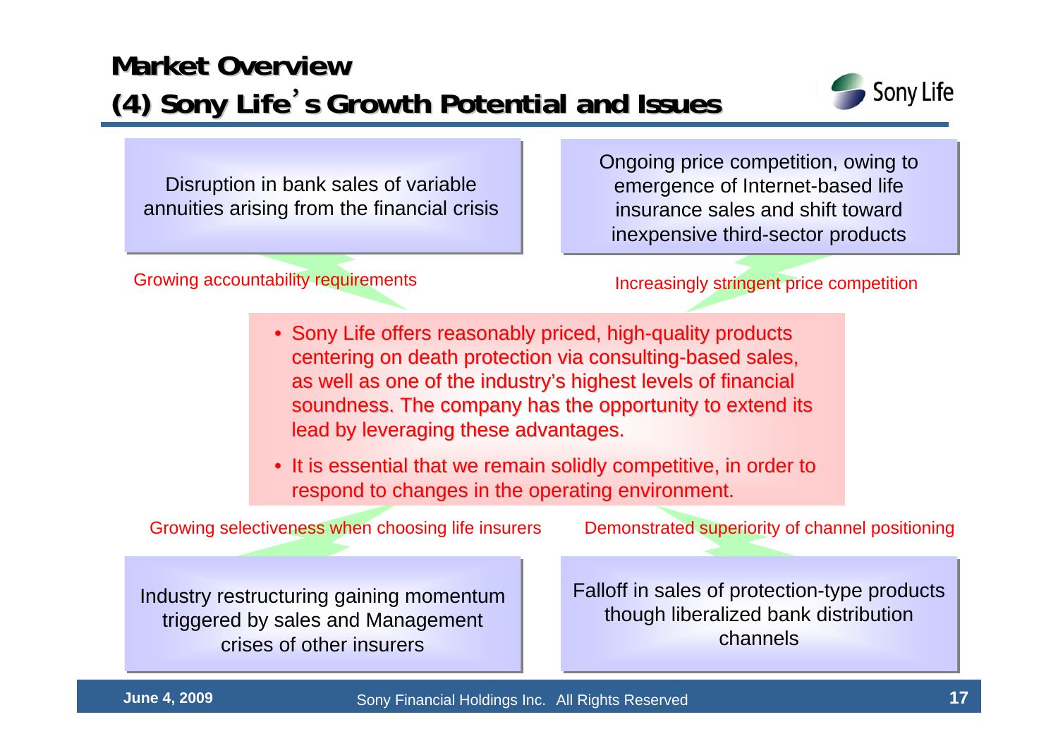# Market Overview

## (4) Sony Life's Growth Potential and Issues

Disruption in bank sales of variable annuities arising from the financial crisis

Growing accountability requirements

Ongoing price competition, owing to emergence of Internet-based life insurance sales and shift toward inexpensive third-sector products

Increasingly stringent price competition

- Sony Life offers reasonably priced, high-quality products centering on death protection via consulting-based sales, as well as one of the industry's highest levels of financial soundness. The company has the opportunity to extend its lead by leveraging these advantages.
- It is essential that we remain solidly competitive, in order to respond to changes in the operating environment.

Growing selectiveness when choosing life insurers

Industry restructuring gaining momentum triggered by sales and Management crises of other insurers

Demonstrated superiority of channel positioning

Falloff in sales of protection-type products though liberalized bank distribution channels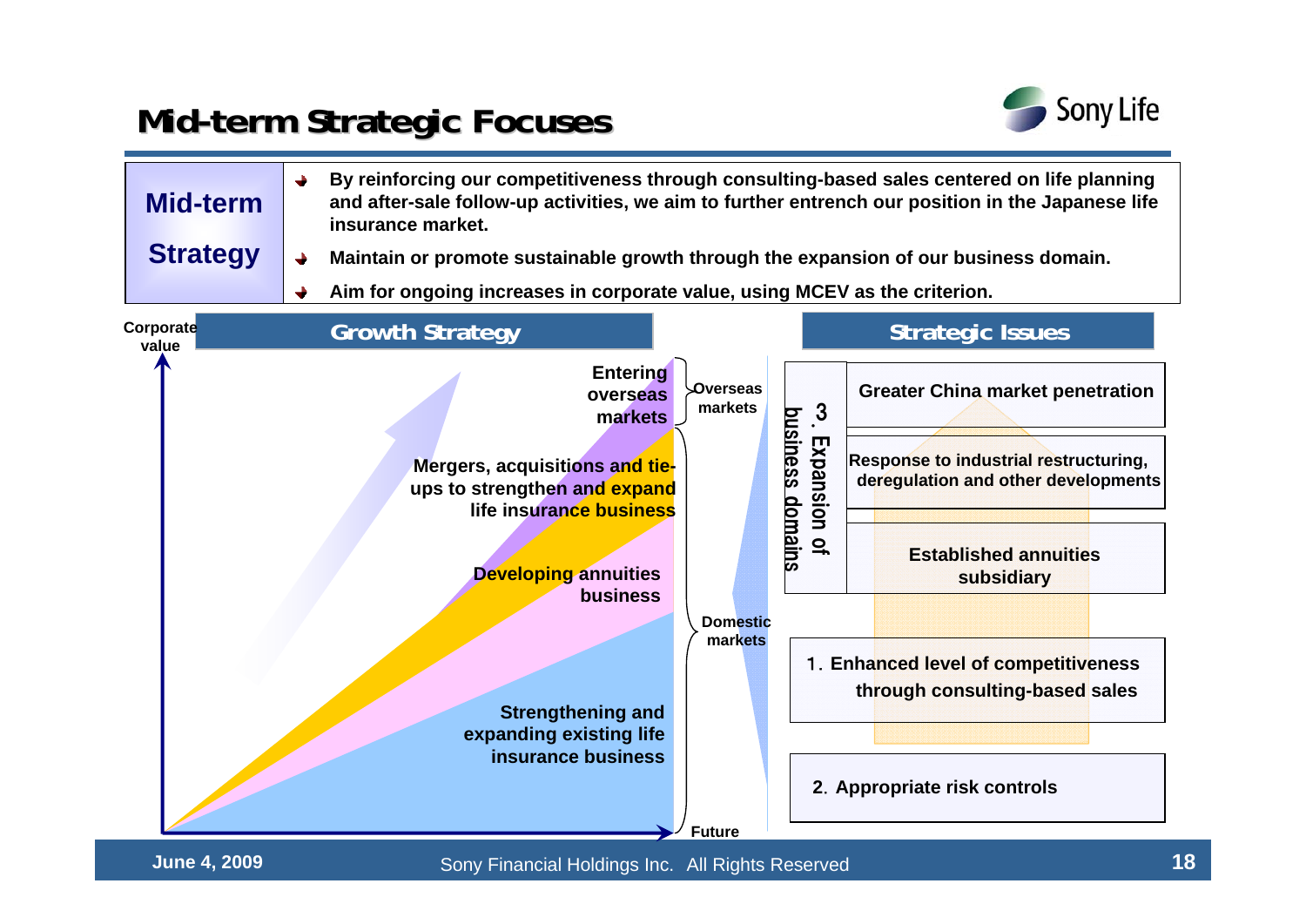# Mid-term Strategic Focuses

| Mid-term Strategy | |
|---|---|
| | ➔ By reinforcing our competitiveness through consulting-based sales centered on life planning and after-sale follow-up activities, we aim to further entrench our position in the Japanese life insurance market. |
| | ➔ Maintain or promote sustainable growth through the expansion of our business domain. |
| | ➔ Aim for ongoing increases in corporate value, using MCEV as the criterion. |

## Growth Strategy

Corporate value

- Entering overseas markets — Overseas markets
- Mergers, acquisitions and tie-ups to strengthen and expand life insurance business — Domestic markets
- Developing annuities business — Domestic markets
- Strengthening and expanding existing life insurance business — Domestic markets

Future

## Strategic Issues

3. Expansion of business domains
- Greater China market penetration
- Response to industrial restructuring, deregulation and other developments
- Established annuities subsidiary

1. Enhanced level of competitiveness through consulting-based sales

2. Appropriate risk controls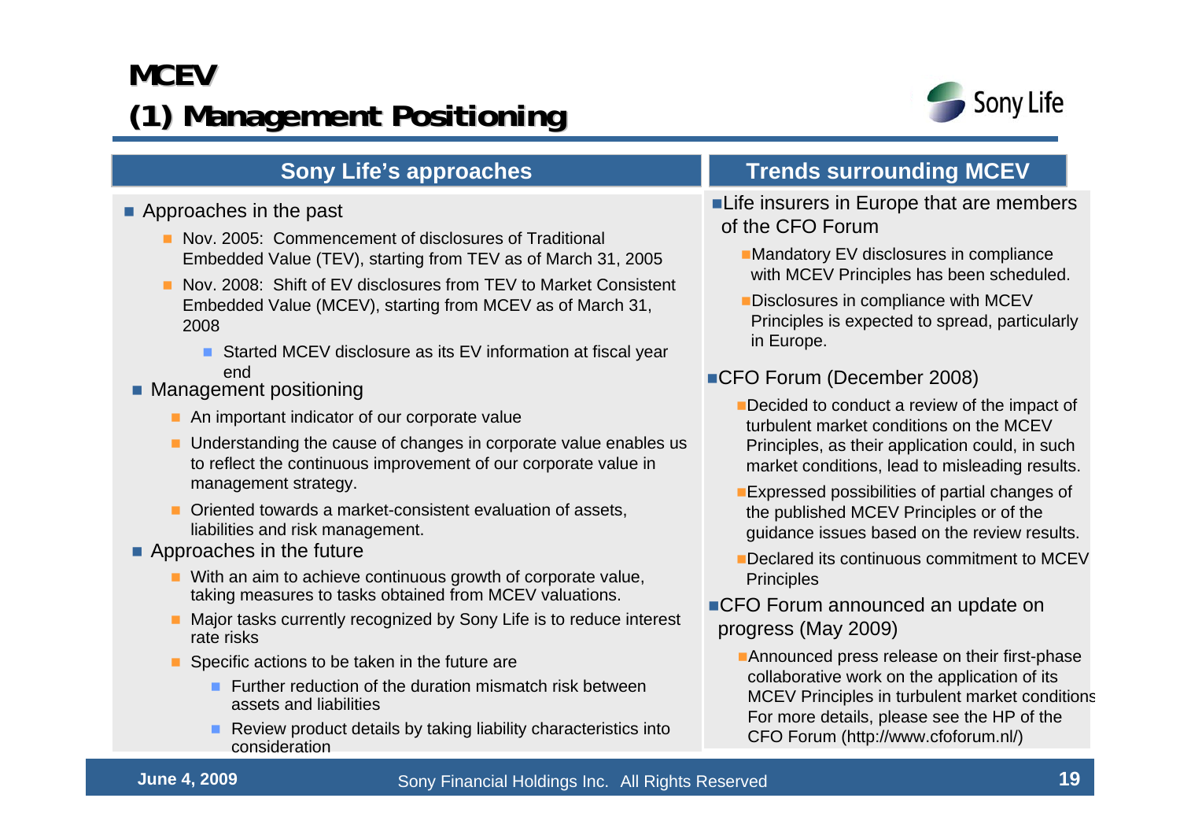# MCEV

## (1) Management Positioning

### Sony Life's approaches

- Approaches in the past
  - Nov. 2005: Commencement of disclosures of Traditional Embedded Value (TEV), starting from TEV as of March 31, 2005
  - Nov. 2008: Shift of EV disclosures from TEV to Market Consistent Embedded Value (MCEV), starting from MCEV as of March 31, 2008
    - Started MCEV disclosure as its EV information at fiscal year end
- Management positioning
  - An important indicator of our corporate value
  - Understanding the cause of changes in corporate value enables us to reflect the continuous improvement of our corporate value in management strategy.
  - Oriented towards a market-consistent evaluation of assets, liabilities and risk management.
- Approaches in the future
  - With an aim to achieve continuous growth of corporate value, taking measures to tasks obtained from MCEV valuations.
  - Major tasks currently recognized by Sony Life is to reduce interest rate risks
  - Specific actions to be taken in the future are
    - Further reduction of the duration mismatch risk between assets and liabilities
    - Review product details by taking liability characteristics into consideration

### Trends surrounding MCEV

- Life insurers in Europe that are members of the CFO Forum
  - Mandatory EV disclosures in compliance with MCEV Principles has been scheduled.
  - Disclosures in compliance with MCEV Principles is expected to spread, particularly in Europe.
- CFO Forum (December 2008)
  - Decided to conduct a review of the impact of turbulent market conditions on the MCEV Principles, as their application could, in such market conditions, lead to misleading results.
  - Expressed possibilities of partial changes of the published MCEV Principles or of the guidance issues based on the review results.
  - Declared its continuous commitment to MCEV Principles
- CFO Forum announced an update on progress (May 2009)
  - Announced press release on their first-phase collaborative work on the application of its MCEV Principles in turbulent market conditions For more details, please see the HP of the CFO Forum (http://www.cfoforum.nl/)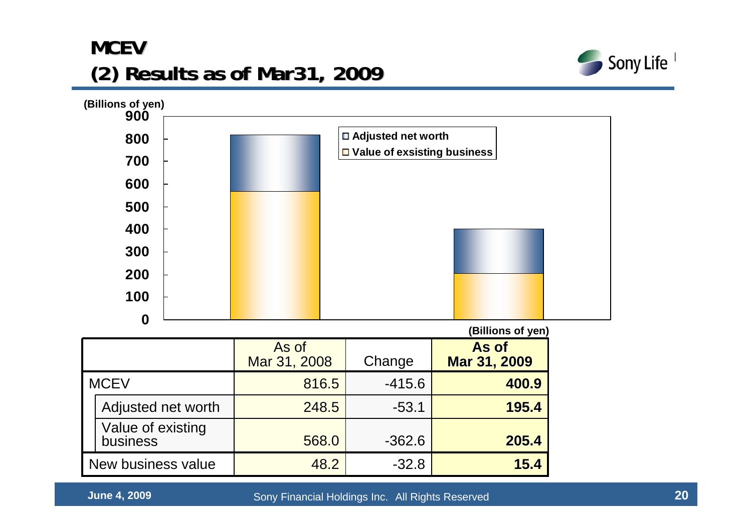# MCEV

## (2) Results as of Mar31, 2009

(Billions of yen)

| | As of Mar 31, 2008 | Change | **As of Mar 31, 2009** |
|---|---|---|---|
| MCEV | 816.5 | -415.6 | **400.9** |
| Adjusted net worth | 248.5 | -53.1 | **195.4** |
| Value of existing business | 568.0 | -362.6 | **205.4** |
| New business value | 48.2 | -32.8 | **15.4** |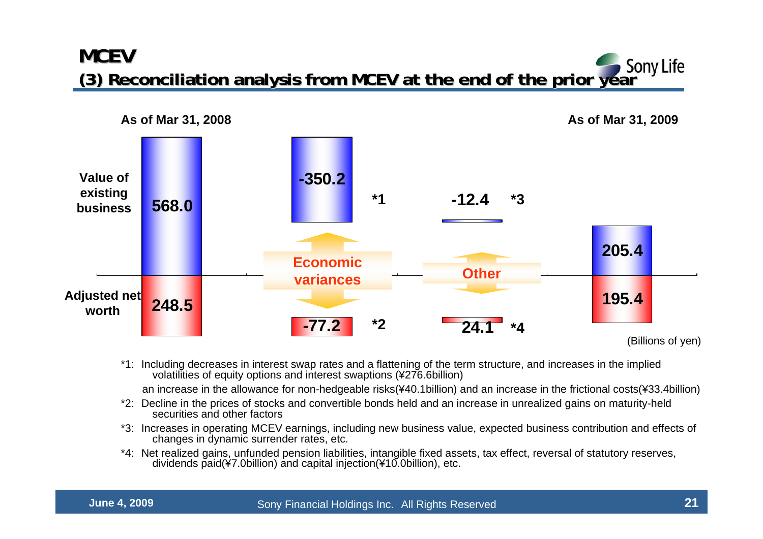# MCEV

## (3) Reconciliation analysis from MCEV at the end of the prior year

| | As of Mar 31, 2008 | Economic variances | | Other | | As of Mar 31, 2009 |
|---|---|---|---|---|---|---|
| Value of existing business | 568.0 | -350.2 | *1 | -12.4 | *3 | 205.4 |
| Adjusted net worth | 248.5 | -77.2 | *2 | 24.1 | *4 | 195.4 |

(Billions of yen)

*1: Including decreases in interest swap rates and a flattening of the term structure, and increases in the implied volatilities of equity options and interest swaptions (¥276.6billion)
an increase in the allowance for non-hedgeable risks(¥40.1billion) and an increase in the frictional costs(¥33.4billion)

*2: Decline in the prices of stocks and convertible bonds held and an increase in unrealized gains on maturity-held securities and other factors

*3: Increases in operating MCEV earnings, including new business value, expected business contribution and effects of changes in dynamic surrender rates, etc.

*4: Net realized gains, unfunded pension liabilities, intangible fixed assets, tax effect, reversal of statutory reserves, dividends paid(¥7.0billion) and capital injection(¥10.0billion), etc.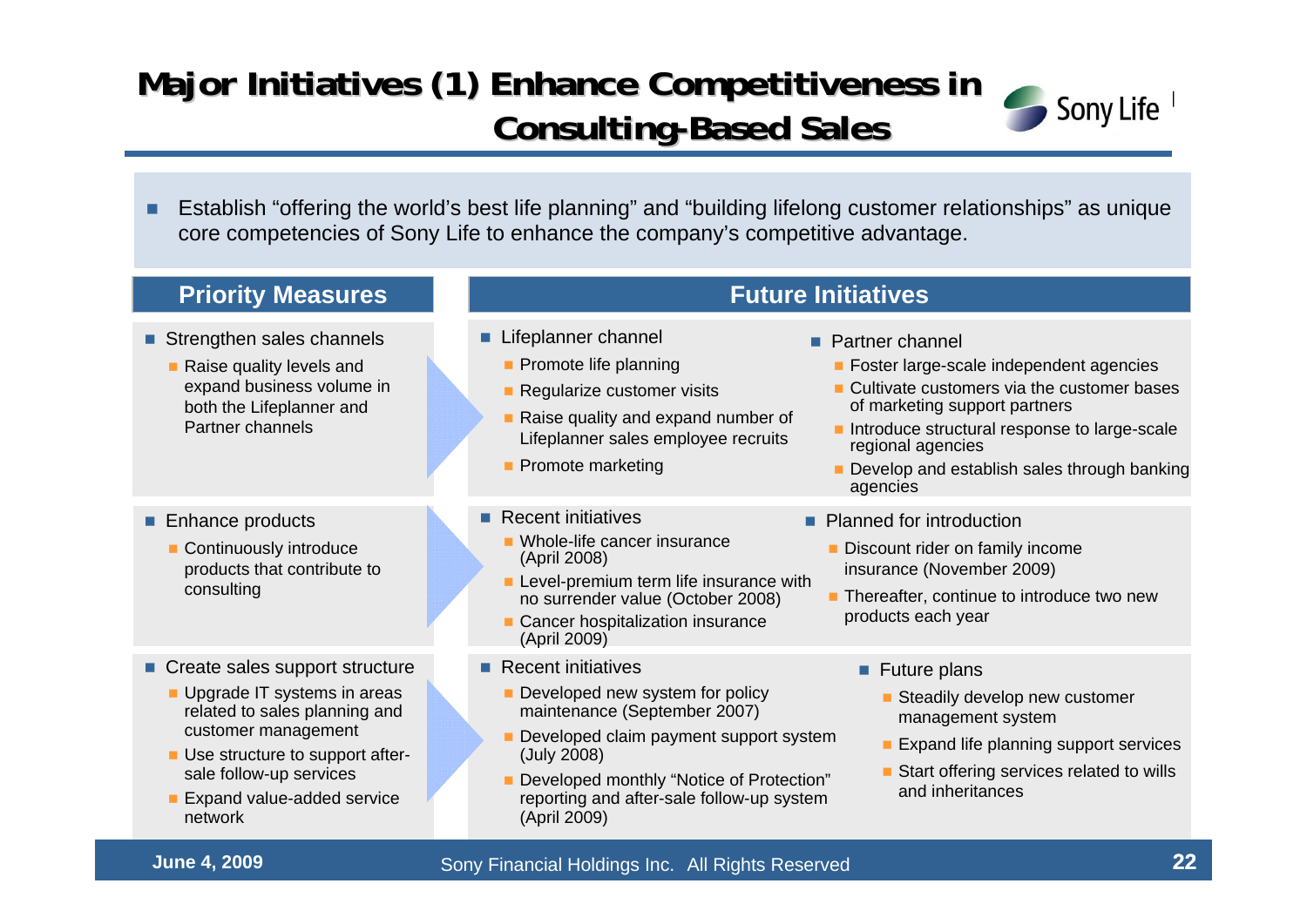# Major Initiatives (1) Enhance Competitiveness in Consulting-Based Sales

- Establish "offering the world's best life planning" and "building lifelong customer relationships" as unique core competencies of Sony Life to enhance the company's competitive advantage.

| Priority Measures | Future Initiatives | |
|---|---|---|
| **Strengthen sales channels**<br>- Raise quality levels and expand business volume in both the Lifeplanner and Partner channels | **Lifeplanner channel**<br>- Promote life planning<br>- Regularize customer visits<br>- Raise quality and expand number of Lifeplanner sales employee recruits<br>- Promote marketing | **Partner channel**<br>- Foster large-scale independent agencies<br>- Cultivate customers via the customer bases of marketing support partners<br>- Introduce structural response to large-scale regional agencies<br>- Develop and establish sales through banking agencies |
| **Enhance products**<br>- Continuously introduce products that contribute to consulting | **Recent initiatives**<br>- Whole-life cancer insurance (April 2008)<br>- Level-premium term life insurance with no surrender value (October 2008)<br>- Cancer hospitalization insurance (April 2009) | **Planned for introduction**<br>- Discount rider on family income insurance (November 2009)<br>- Thereafter, continue to introduce two new products each year |
| **Create sales support structure**<br>- Upgrade IT systems in areas related to sales planning and customer management<br>- Use structure to support after-sale follow-up services<br>- Expand value-added service network | **Recent initiatives**<br>- Developed new system for policy maintenance (September 2007)<br>- Developed claim payment support system (July 2008)<br>- Developed monthly "Notice of Protection" reporting and after-sale follow-up system (April 2009) | **Future plans**<br>- Steadily develop new customer management system<br>- Expand life planning support services<br>- Start offering services related to wills and inheritances |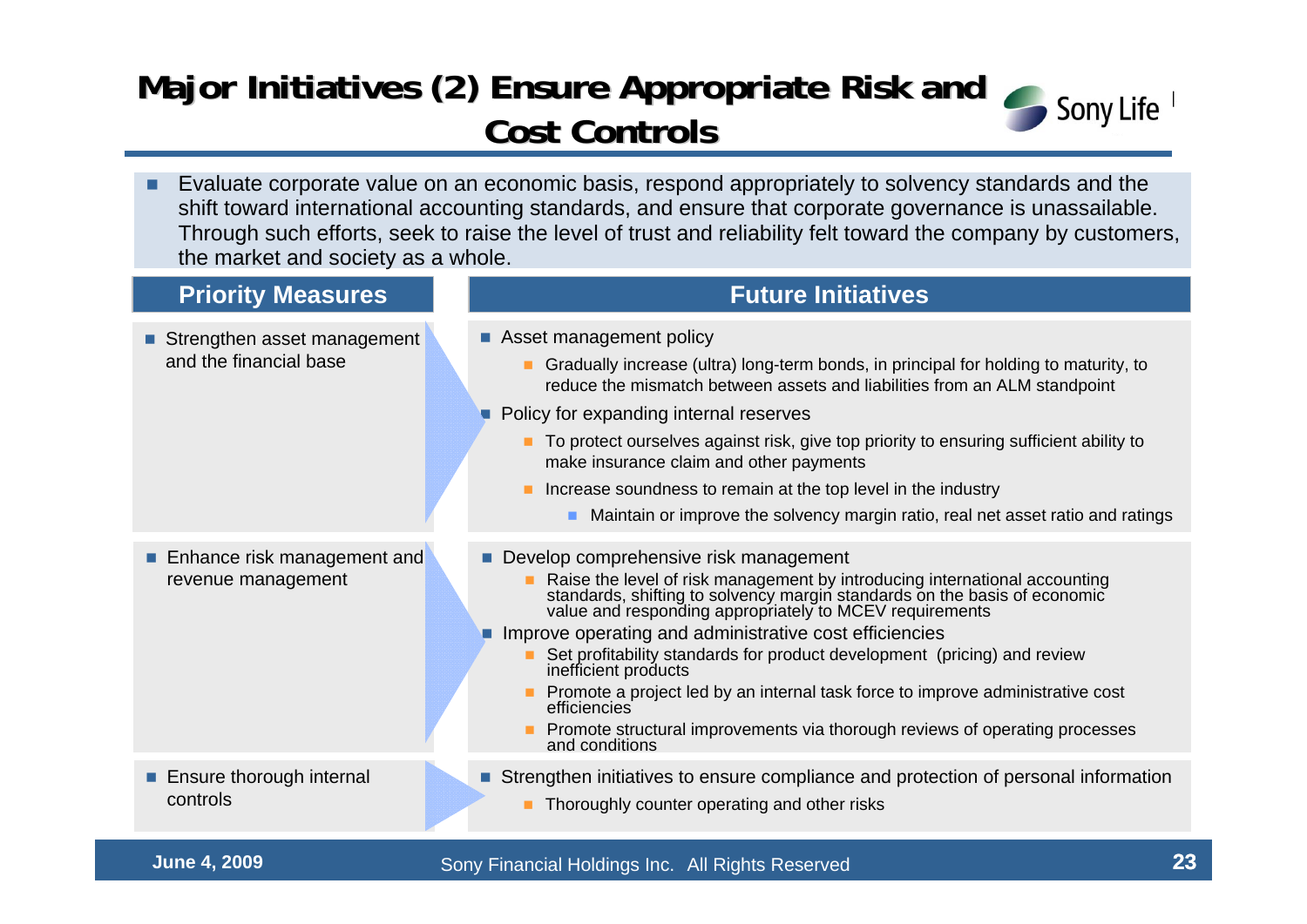# Major Initiatives (2) Ensure Appropriate Risk and Cost Controls

- Evaluate corporate value on an economic basis, respond appropriately to solvency standards and the shift toward international accounting standards, and ensure that corporate governance is unassailable. Through such efforts, seek to raise the level of trust and reliability felt toward the company by customers, the market and society as a whole.

| Priority Measures | Future Initiatives |
| --- | --- |
| Strengthen asset management and the financial base | **Asset management policy**<br>- Gradually increase (ultra) long-term bonds, in principal for holding to maturity, to reduce the mismatch between assets and liabilities from an ALM standpoint<br>**Policy for expanding internal reserves**<br>- To protect ourselves against risk, give top priority to ensuring sufficient ability to make insurance claim and other payments<br>- Increase soundness to remain at the top level in the industry<br>  - Maintain or improve the solvency margin ratio, real net asset ratio and ratings |
| Enhance risk management and revenue management | **Develop comprehensive risk management**<br>- Raise the level of risk management by introducing international accounting standards, shifting to solvency margin standards on the basis of economic value and responding appropriately to MCEV requirements<br>**Improve operating and administrative cost efficiencies**<br>- Set profitability standards for product development (pricing) and review inefficient products<br>- Promote a project led by an internal task force to improve administrative cost efficiencies<br>- Promote structural improvements via thorough reviews of operating processes and conditions |
| Ensure thorough internal controls | **Strengthen initiatives to ensure compliance and protection of personal information**<br>- Thoroughly counter operating and other risks |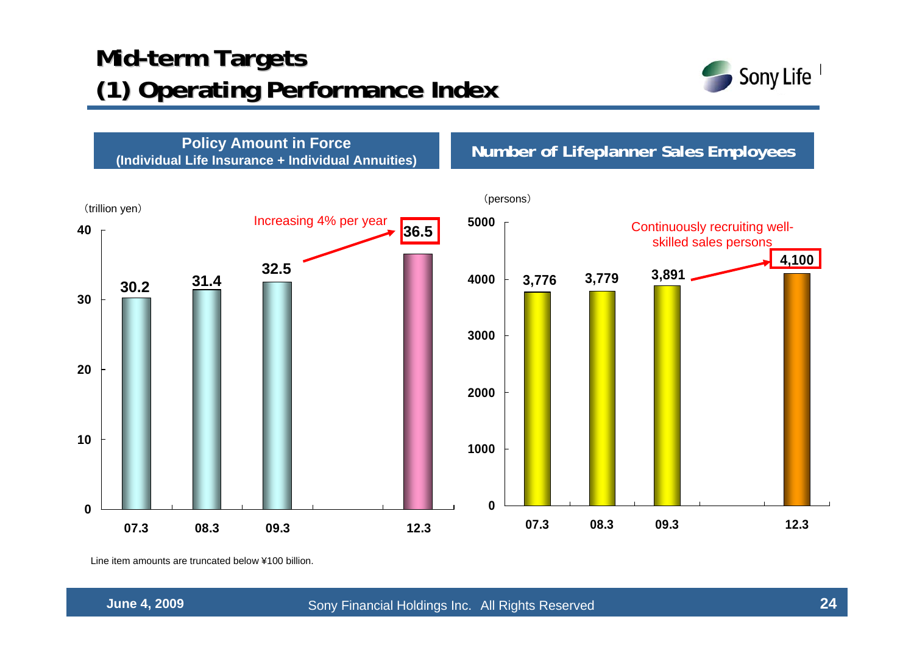# Mid-term Targets
## (1) Operating Performance Index

### Policy Amount in Force
**(Individual Life Insurance + Individual Annuities)**

(trillion yen)

Increasing 4% per year

| | 07.3 | 08.3 | 09.3 | 12.3 |
|---|---|---|---|---|
| Policy Amount in Force | 30.2 | 31.4 | 32.5 | 36.5 |

### Number of Lifeplanner Sales Employees

(persons)

Continuously recruiting well-skilled sales persons

| | 07.3 | 08.3 | 09.3 | 12.3 |
|---|---|---|---|---|
| Number of Lifeplanner Sales Employees | 3,776 | 3,779 | 3,891 | 4,100 |

Line item amounts are truncated below ¥100 billion.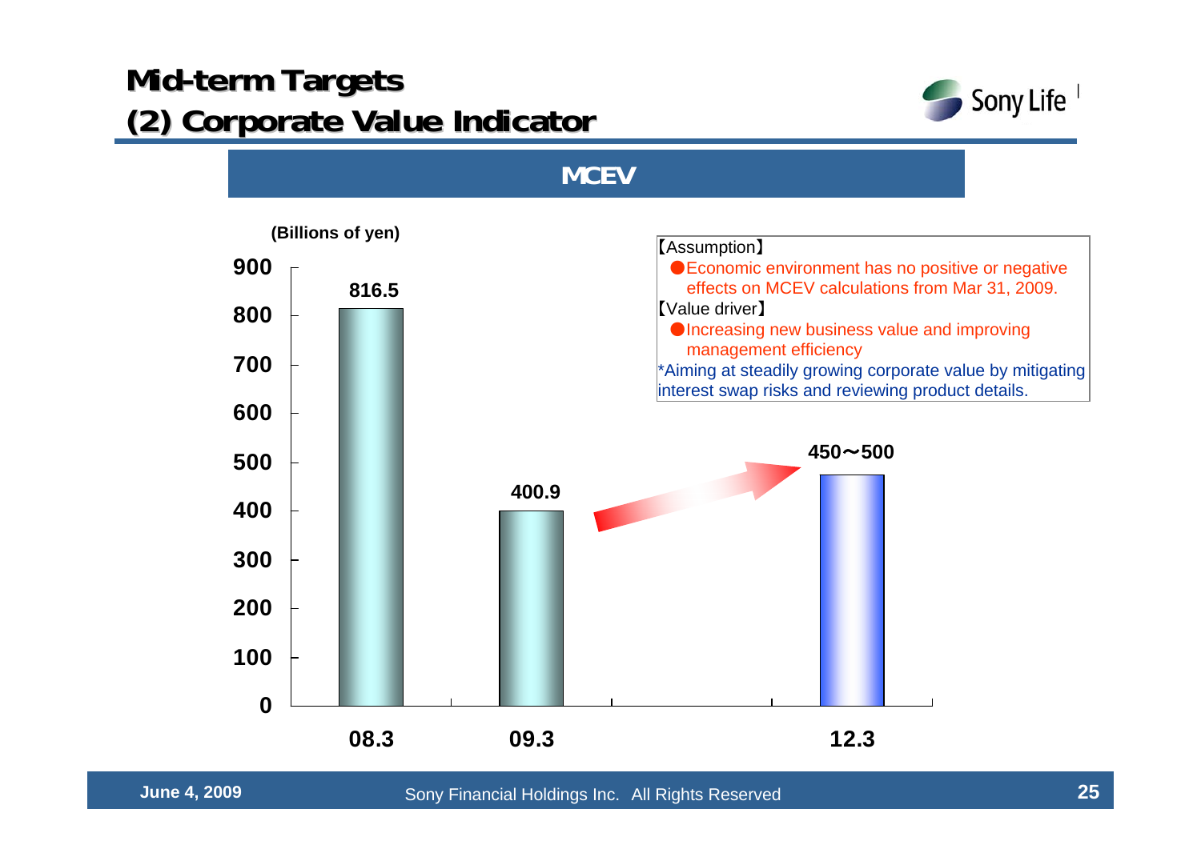# Mid-term Targets
## (2) Corporate Value Indicator

### MCEV

(Billions of yen)

| | 08.3 | 09.3 | 12.3 |
|---|---|---|---|
| MCEV | 816.5 | 400.9 | 450～500 |

【Assumption】
- ●Economic environment has no positive or negative effects on MCEV calculations from Mar 31, 2009.

【Value driver】
- ●Increasing new business value and improving management efficiency

*Aiming at steadily growing corporate value by mitigating interest swap risks and reviewing product details.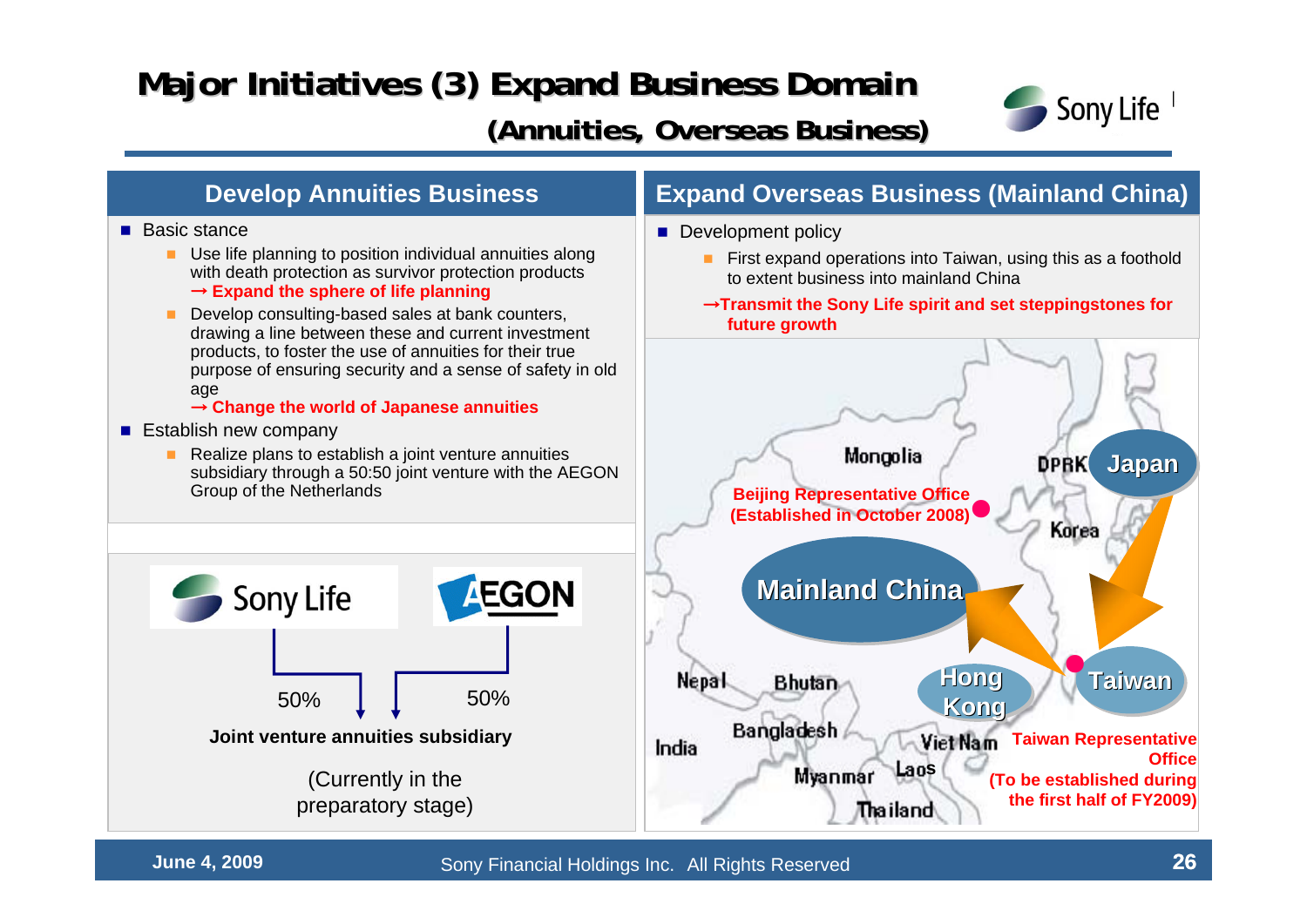# Major Initiatives (3) Expand Business Domain

## (Annuities, Overseas Business)

### Develop Annuities Business

- Basic stance
  - Use life planning to position individual annuities along with death protection as survivor protection products
    **→ Expand the sphere of life planning**
  - Develop consulting-based sales at bank counters, drawing a line between these and current investment products, to foster the use of annuities for their true purpose of ensuring security and a sense of safety in old age
    **→ Change the world of Japanese annuities**
- Establish new company
  - Realize plans to establish a joint venture annuities subsidiary through a 50:50 joint venture with the AEGON Group of the Netherlands

Sony Life — 50% / AEGON — 50%

**Joint venture annuities subsidiary**

(Currently in the preparatory stage)

### Expand Overseas Business (Mainland China)

- Development policy
  - First expand operations into Taiwan, using this as a foothold to extent business into mainland China

**→Transmit the Sony Life spirit and set steppingstones for future growth**

Japan → Taiwan → Mainland China / Hong Kong

**Beijing Representative Office (Established in October 2008)**

**Taiwan Representative Office (To be established during the first half of FY2009)**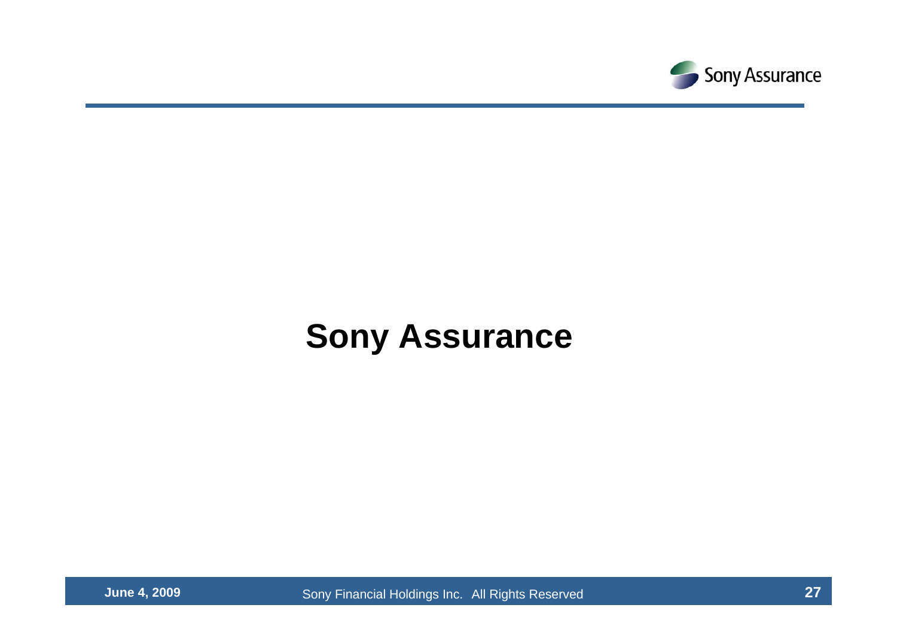# Sony Assurance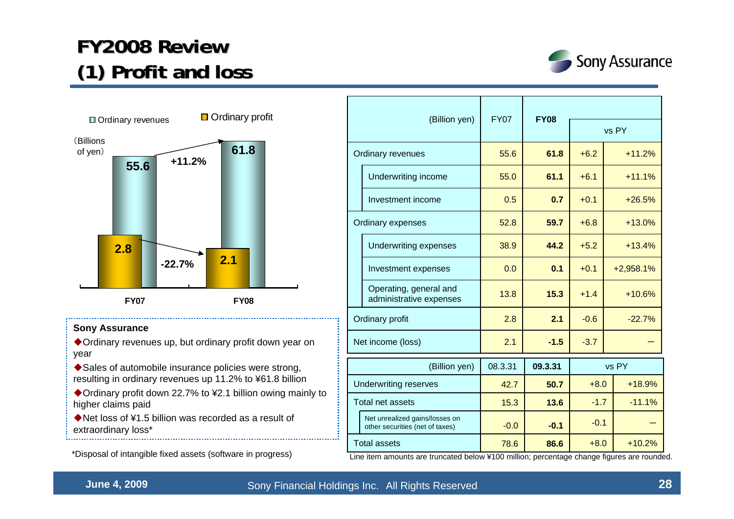# FY2008 Review
## (1) Profit and loss

Ordinary revenues / Ordinary profit

(Billions of yen)

| | FY07 | FY08 | Change |
|---|---|---|---|
| Ordinary revenues | 55.6 | 61.8 | +11.2% |
| Ordinary profit | 2.8 | 2.1 | -22.7% |

**Sony Assurance**

- ◆Ordinary revenues up, but ordinary profit down year on year
- ◆Sales of automobile insurance policies were strong, resulting in ordinary revenues up 11.2% to ¥61.8 billion
- ◆Ordinary profit down 22.7% to ¥2.1 billion owing mainly to higher claims paid
- ◆Net loss of ¥1.5 billion was recorded as a result of extraordinary loss*

*Disposal of intangible fixed assets (software in progress)

| (Billion yen) | FY07 | **FY08** | vs PY | |
|---|---|---|---|---|
| Ordinary revenues | 55.6 | **61.8** | +6.2 | +11.2% |
| Underwriting income | 55.0 | **61.1** | +6.1 | +11.1% |
| Investment income | 0.5 | **0.7** | +0.1 | +26.5% |
| Ordinary expenses | 52.8 | **59.7** | +6.8 | +13.0% |
| Underwriting expenses | 38.9 | **44.2** | +5.2 | +13.4% |
| Investment expenses | 0.0 | **0.1** | +0.1 | +2,958.1% |
| Operating, general and administrative expenses | 13.8 | **15.3** | +1.4 | +10.6% |
| Ordinary profit | 2.8 | **2.1** | -0.6 | -22.7% |
| Net income (loss) | 2.1 | **-1.5** | -3.7 | — |

| (Billion yen) | 08.3.31 | **09.3.31** | vs PY | |
|---|---|---|---|---|
| Underwriting reserves | 42.7 | **50.7** | +8.0 | +18.9% |
| Total net assets | 15.3 | **13.6** | -1.7 | -11.1% |
| Net unrealized gains/losses on other securities (net of taxes) | -0.0 | **-0.1** | -0.1 | — |
| Total assets | 78.6 | **86.6** | +8.0 | +10.2% |

Line item amounts are truncated below ¥100 million; percentage change figures are rounded.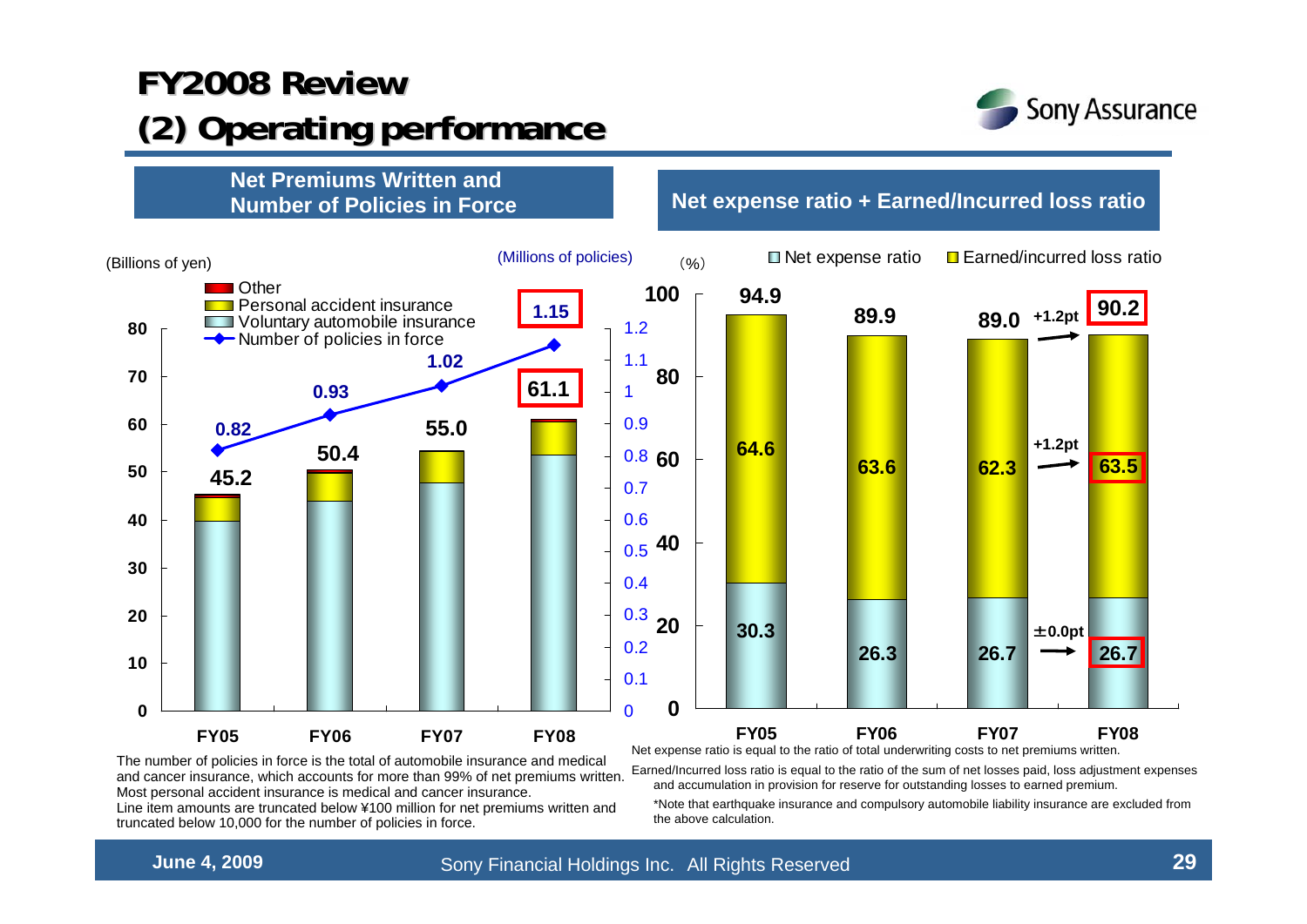# FY2008 Review

## (2) Operating performance

### Net Premiums Written and Number of Policies in Force

(Billions of yen) / (Millions of policies)

| | FY05 | FY06 | FY07 | FY08 |
|---|---|---|---|---|
| Net premiums written (Billions of yen) | 45.2 | 50.4 | 55.0 | 61.1 |
| Number of policies in force (Millions of policies) | 0.82 | 0.93 | 1.02 | 1.15 |

Legend: Other; Personal accident insurance; Voluntary automobile insurance; Number of policies in force

The number of policies in force is the total of automobile insurance and medical and cancer insurance, which accounts for more than 99% of net premiums written. Most personal accident insurance is medical and cancer insurance.
Line item amounts are truncated below ¥100 million for net premiums written and truncated below 10,000 for the number of policies in force.

### Net expense ratio + Earned/Incurred loss ratio

(%)

| | FY05 | FY06 | FY07 | FY08 | Change |
|---|---|---|---|---|---|
| Total | 94.9 | 89.9 | 89.0 | 90.2 | +1.2pt |
| Earned/incurred loss ratio | 64.6 | 63.6 | 62.3 | 63.5 | +1.2pt |
| Net expense ratio | 30.3 | 26.3 | 26.7 | 26.7 | ±0.0pt |

Net expense ratio is equal to the ratio of total underwriting costs to net premiums written.

Earned/Incurred loss ratio is equal to the ratio of the sum of net losses paid, loss adjustment expenses and accumulation in provision for reserve for outstanding losses to earned premium.

*Note that earthquake insurance and compulsory automobile liability insurance are excluded from the above calculation.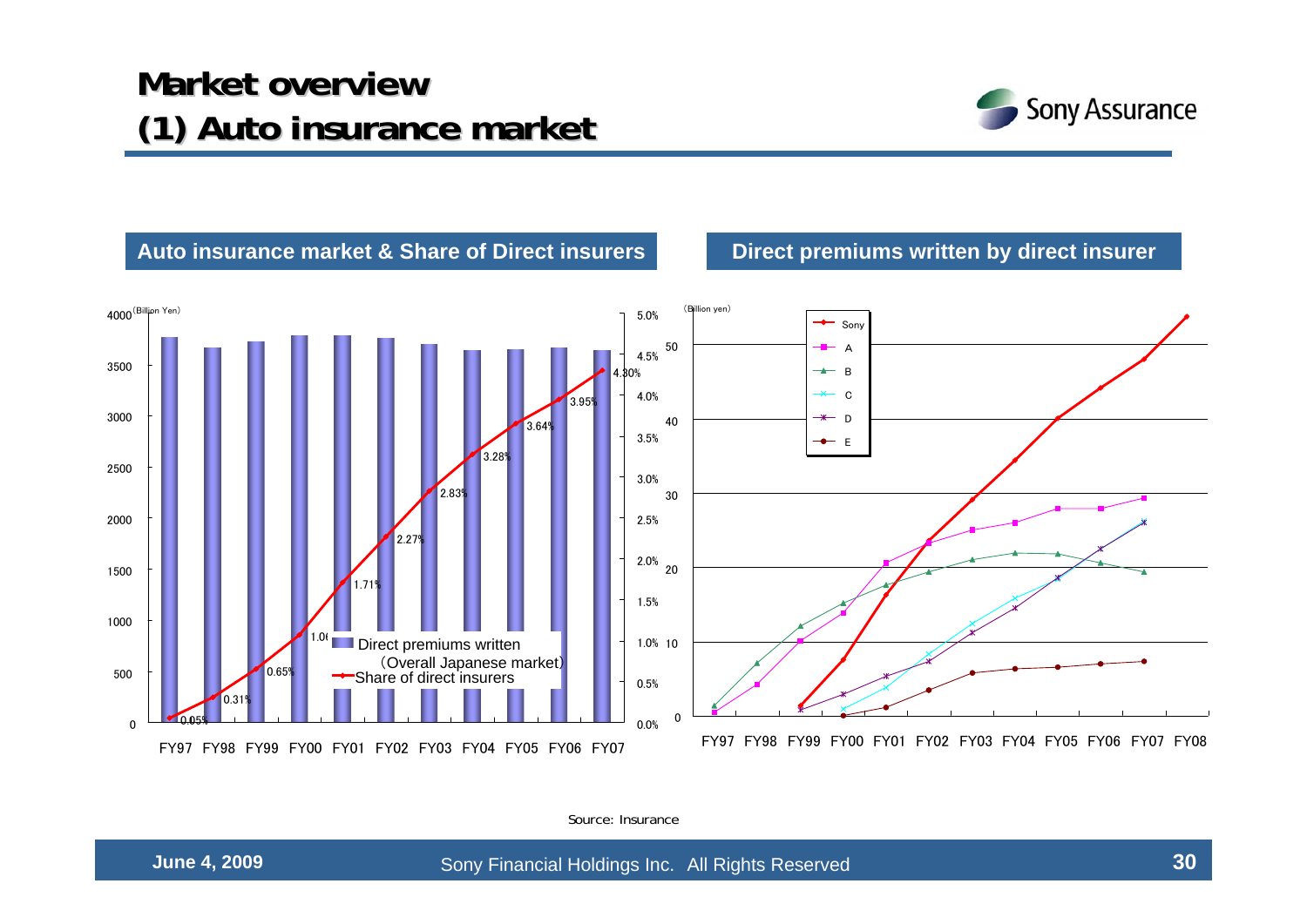# Market overview
## (1) Auto insurance market

### Auto insurance market & Share of Direct insurers

(Billion Yen)

Legend: Direct premiums written (Overall Japanese market); Share of direct insurers

| | FY97 | FY98 | FY99 | FY00 | FY01 | FY02 | FY03 | FY04 | FY05 | FY06 | FY07 |
|---|---|---|---|---|---|---|---|---|---|---|---|
| Share of direct insurers | 0.05% | 0.31% | 0.65% | 1.06% | 1.71% | 2.27% | 2.83% | 3.28% | 3.64% | 3.95% | 4.30% |

### Direct premiums written by direct insurer

(Billion yen)

Legend: Sony, A, B, C, D, E

FY97 FY98 FY99 FY00 FY01 FY02 FY03 FY04 FY05 FY06 FY07 FY08

Source: Insurance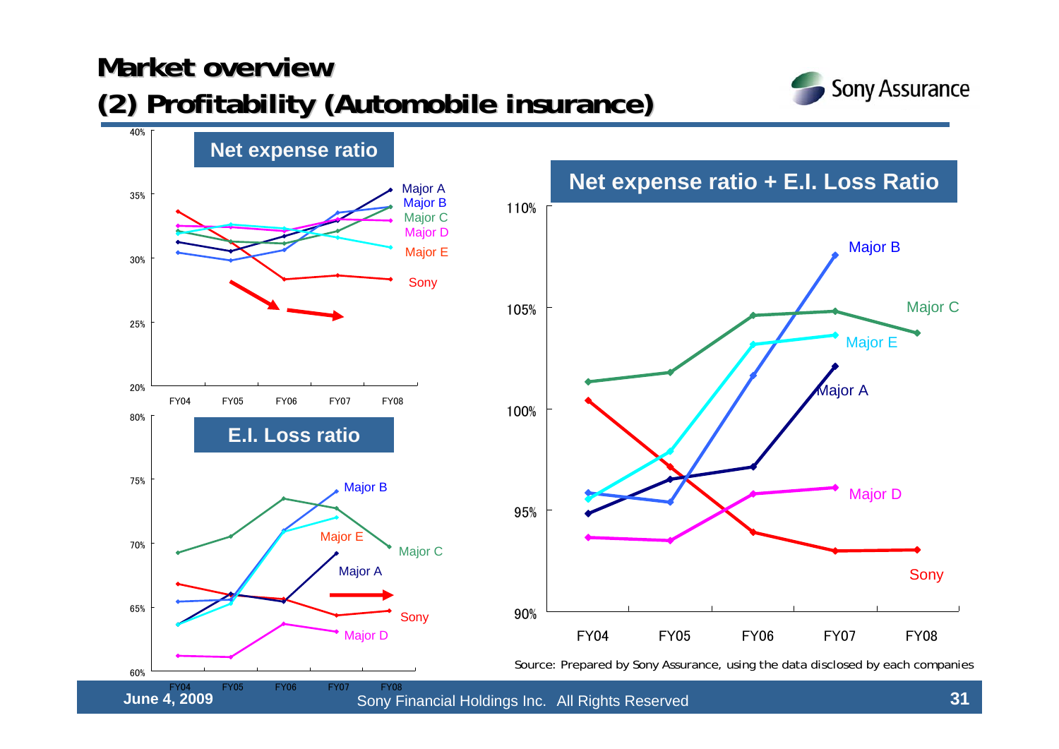# Market overview
## (2) Profitability (Automobile insurance)

**Net expense ratio**

40%, 35%, 30%, 25%, 20%

FY04 FY05 FY06 FY07 FY08

Major A
Major B
Major C
Major D
Major E
Sony

**E.I. Loss ratio**

80%, 75%, 70%, 65%, 60%

FY04 FY05 FY06 FY07 FY08

Major B
Major E
Major C
Major A
Sony
Major D

**Net expense ratio + E.I. Loss Ratio**

110%, 105%, 100%, 95%, 90%

FY04 FY05 FY06 FY07 FY08

Major B
Major C
Major E
Major A
Major D
Sony

Source: Prepared by Sony Assurance, using the data disclosed by each companies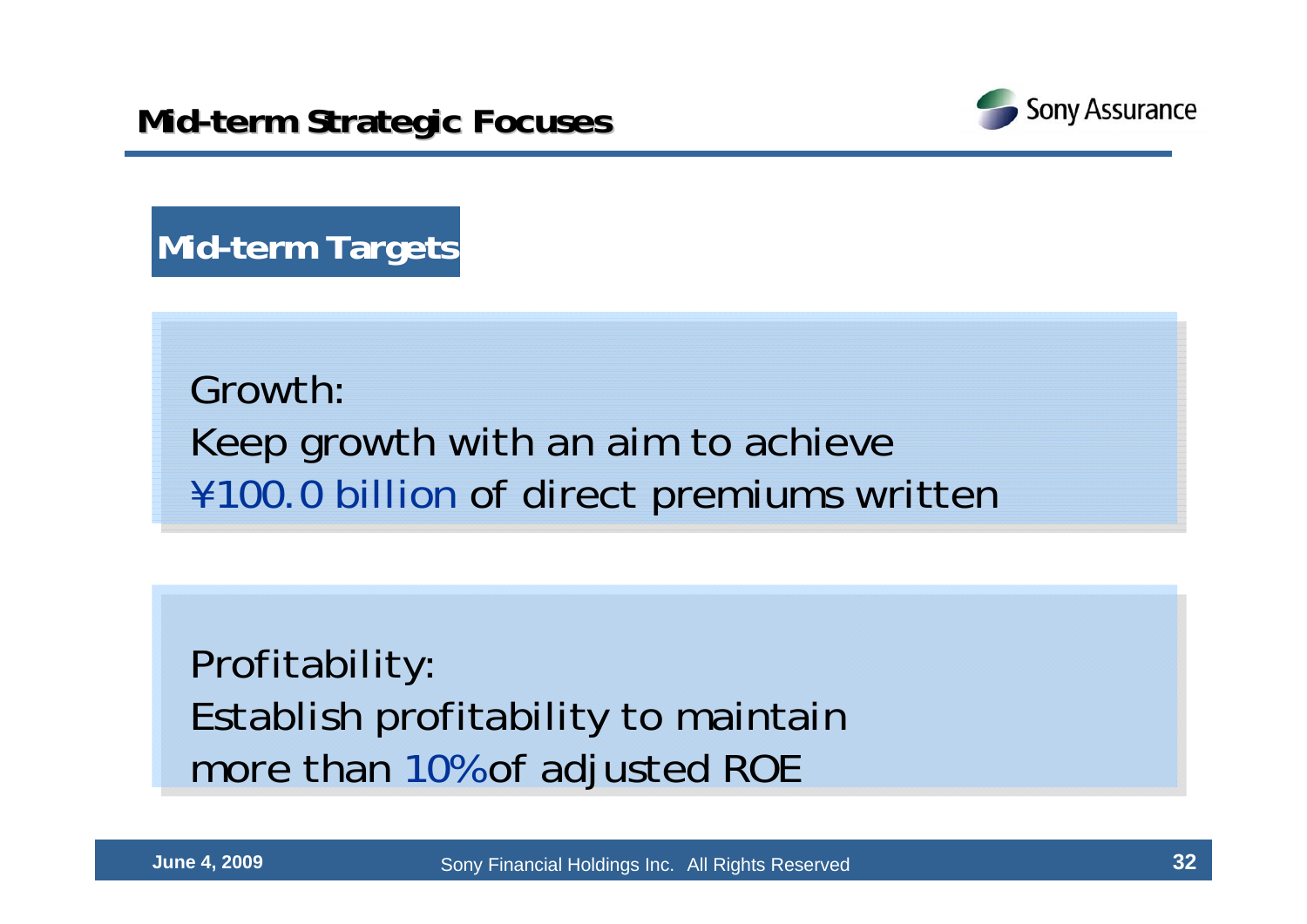# Mid-term Strategic Focuses

## Mid-term Targets

Growth:
Keep growth with an aim to achieve
¥100.0 billion of direct premiums written

Profitability:
Establish profitability to maintain
more than 10% of adjusted ROE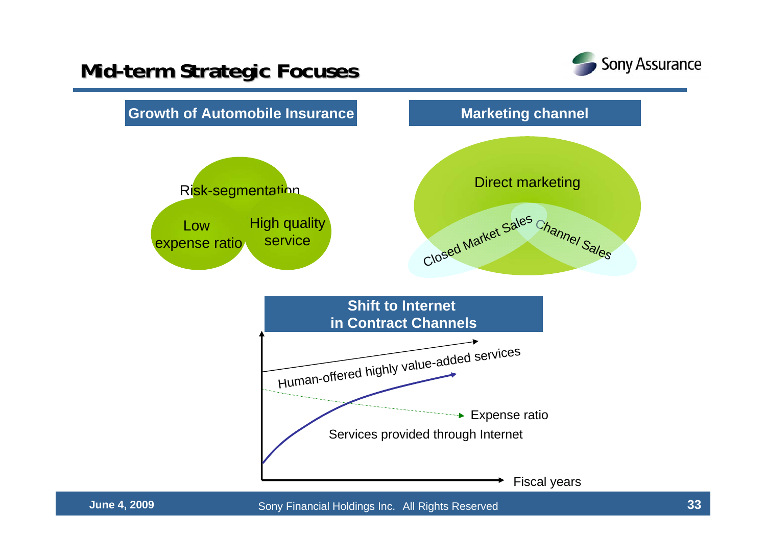# Mid-term Strategic Focuses

## Growth of Automobile Insurance

- Risk-segmentation
- Low expense ratio
- High quality service

## Marketing channel

- Direct marketing
- Closed Market Sales
- Channel Sales

## Shift to Internet in Contract Channels

- Human-offered highly value-added services
- Expense ratio
- Services provided through Internet
- Fiscal years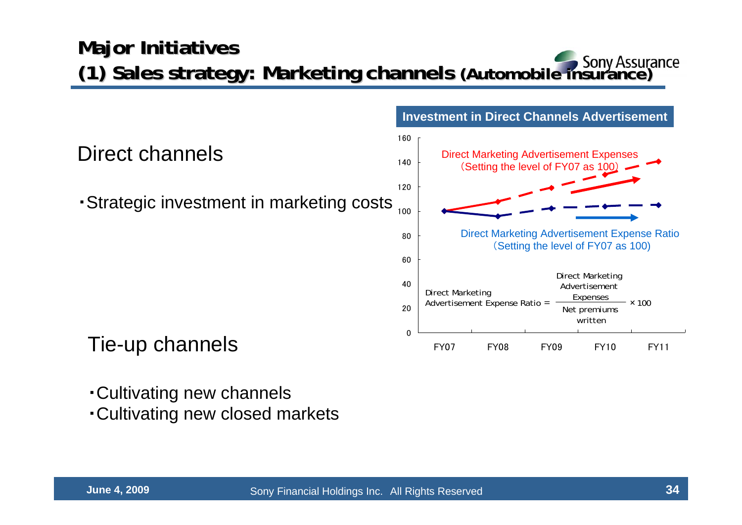# Major Initiatives

## (1) Sales strategy: Marketing channels (Automobile insurance)

Sony Assurance

### Direct channels

・Strategic investment in marketing costs

**Investment in Direct Channels Advertisement**

Direct Marketing Advertisement Expenses (Setting the level of FY07 as 100)

Direct Marketing Advertisement Expense Ratio (Setting the level of FY07 as 100)

$$\text{Direct Marketing Advertisement Expense Ratio} = \frac{\text{Direct Marketing Advertisement Expenses}}{\text{Net premiums written}} \times 100$$

| | FY07 | FY08 | FY09 | FY10 | FY11 |
|---|---|---|---|---|---|
| Direct Marketing Advertisement Expenses | 100 | 108 | 119 | 130 | 141 |
| Direct Marketing Advertisement Expense Ratio | 100 | 96 | 102 | 104 | 105 |

### Tie-up channels

・Cultivating new channels
・Cultivating new closed markets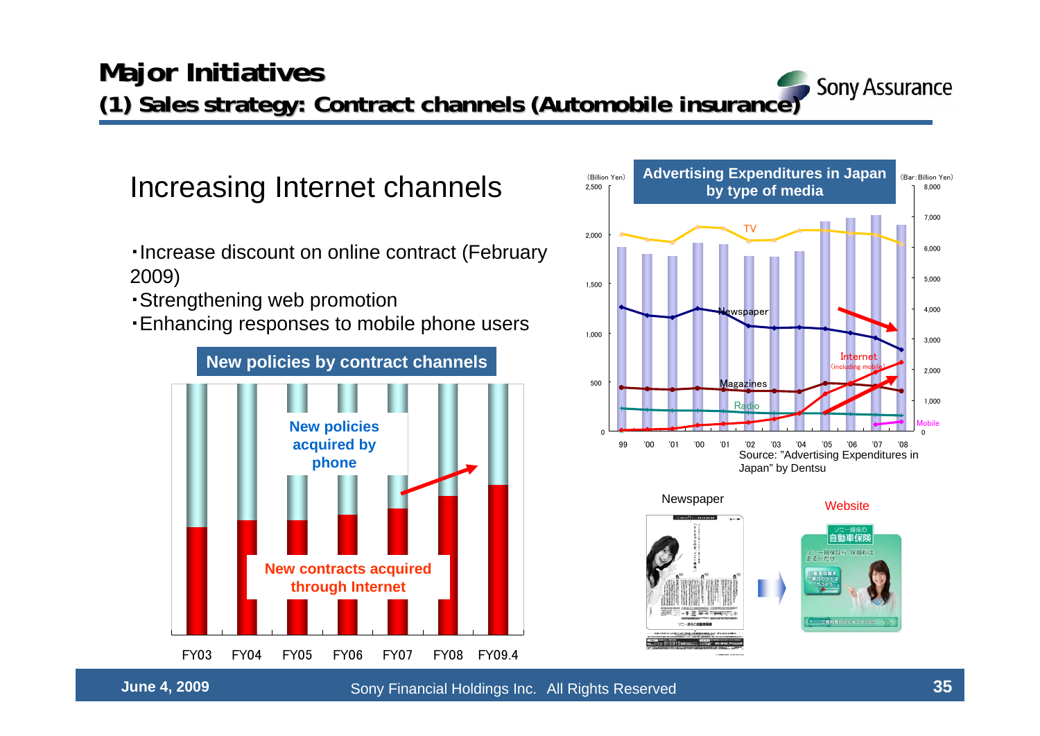# Major Initiatives

## (1) Sales strategy: Contract channels (Automobile insurance)

### Increasing Internet channels

- ・Increase discount on online contract (February 2009)
- ・Strengthening web promotion
- ・Enhancing responses to mobile phone users

**New policies by contract channels**

New policies acquired by phone

New contracts acquired through Internet

FY03 FY04 FY05 FY06 FY07 FY08 FY09.4

**Advertising Expenditures in Japan by type of media**

(Billion Yen) (Bar: Billion Yen)

TV, Newspaper, Internet (including mobile), Magazines, Radio, Mobile

99 '00 '01 '00 '01 '02 '03 '04 '05 '06 '07 '08

Source: "Advertising Expenditures in Japan" by Dentsu

Newspaper → Website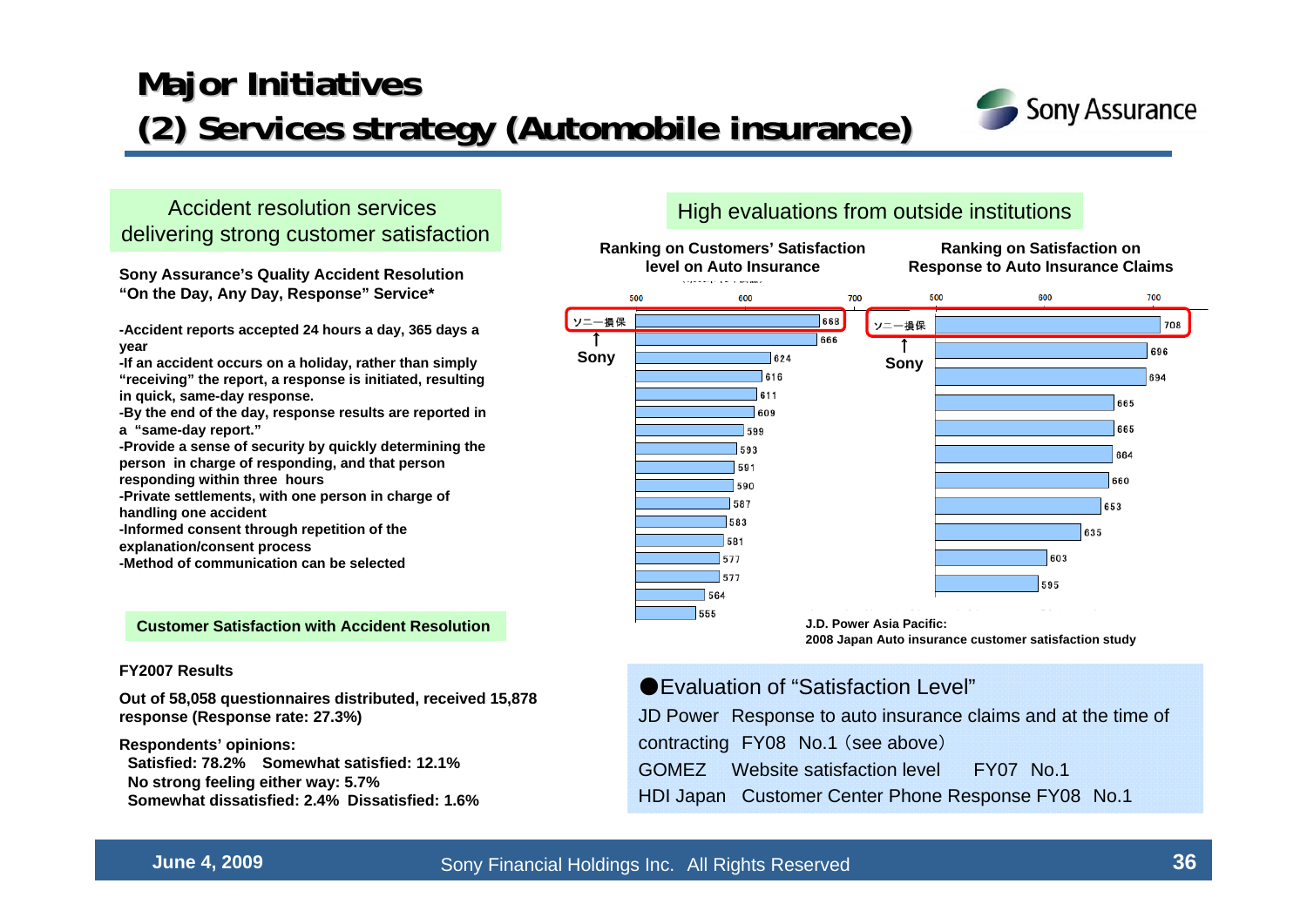# Major Initiatives
## (2) Services strategy (Automobile insurance)

### Accident resolution services delivering strong customer satisfaction

**Sony Assurance's Quality Accident Resolution "On the Day, Any Day, Response" Service***

- **Accident reports accepted 24 hours a day, 365 days a year**
- **If an accident occurs on a holiday, rather than simply "receiving" the report, a response is initiated, resulting in quick, same-day response.**
- **By the end of the day, response results are reported in a "same-day report."**
- **Provide a sense of security by quickly determining the person in charge of responding, and that person responding within three hours**
- **Private settlements, with one person in charge of handling one accident**
- **Informed consent through repetition of the explanation/consent process**
- **Method of communication can be selected**

### Customer Satisfaction with Accident Resolution

**FY2007 Results**

**Out of 58,058 questionnaires distributed, received 15,878 response (Response rate: 27.3%)**

**Respondents' opinions:**
**Satisfied: 78.2% Somewhat satisfied: 12.1%**
**No strong feeling either way: 5.7%**
**Somewhat dissatisfied: 2.4% Dissatisfied: 1.6%**

### High evaluations from outside institutions

**Ranking on Customers' Satisfaction level on Auto Insurance**

| Company | Score |
|---|---|
| ソニー損保 (Sony) | 668 |
| | 666 |
| | 624 |
| | 616 |
| | 611 |
| | 609 |
| | 599 |
| | 593 |
| | 591 |
| | 590 |
| | 587 |
| | 583 |
| | 581 |
| | 577 |
| | 577 |
| | 564 |
| | 555 |

**Ranking on Satisfaction on Response to Auto Insurance Claims**

| Company | Score |
|---|---|
| ソニー損保 (Sony) | 708 |
| | 696 |
| | 694 |
| | 665 |
| | 665 |
| | 664 |
| | 660 |
| | 653 |
| | 635 |
| | 603 |
| | 595 |

**J.D. Power Asia Pacific: 2008 Japan Auto insurance customer satisfaction study**

●Evaluation of "Satisfaction Level"

JD Power Response to auto insurance claims and at the time of contracting FY08 No.1 (see above)

GOMEZ Website satisfaction level FY07 No.1

HDI Japan Customer Center Phone Response FY08 No.1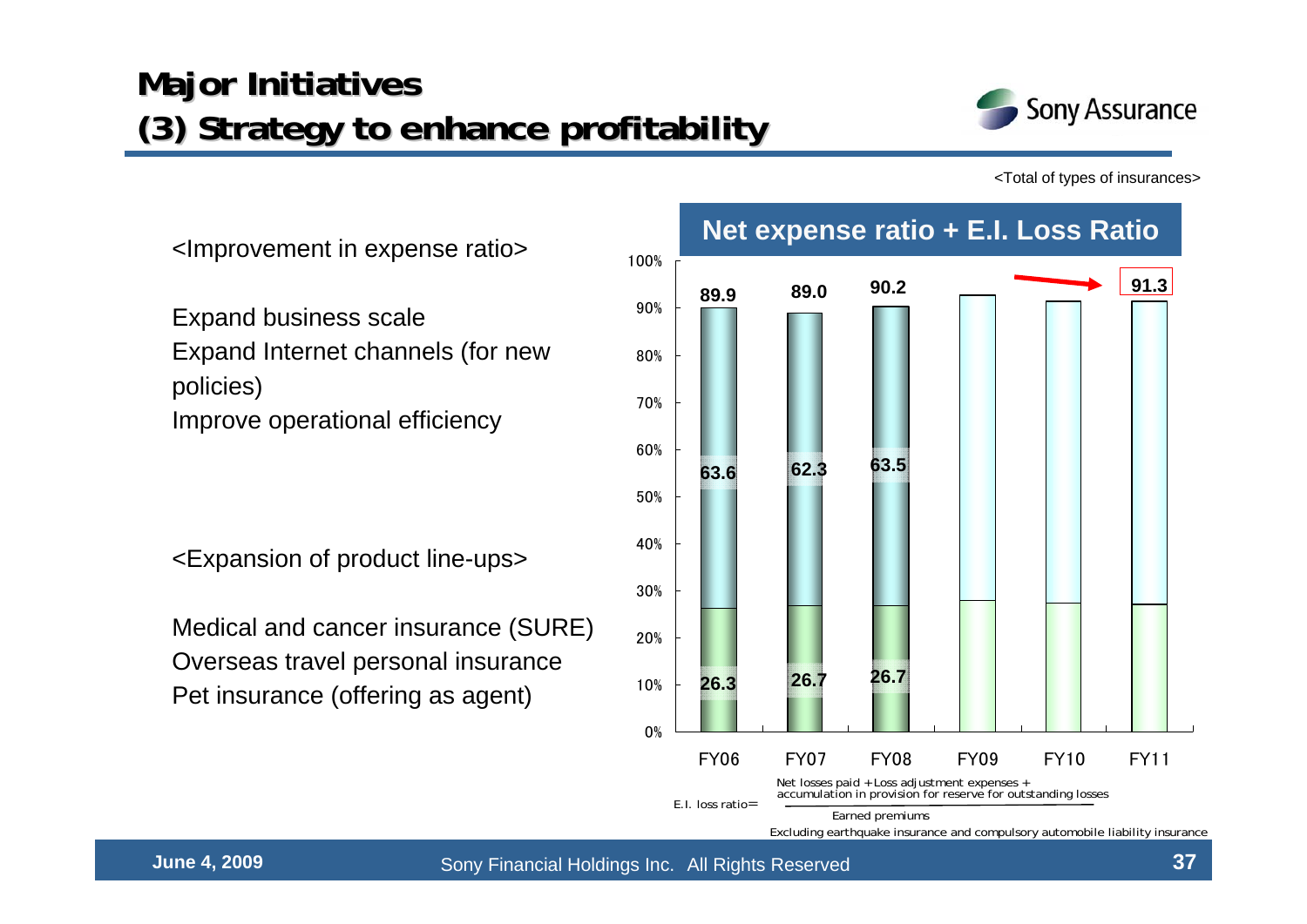# Major Initiatives
## (3) Strategy to enhance profitability

<Total of types of insurances>

<Improvement in expense ratio>

Expand business scale
Expand Internet channels (for new policies)
Improve operational efficiency

<Expansion of product line-ups>

Medical and cancer insurance (SURE)
Overseas travel personal insurance
Pet insurance (offering as agent)

**Net expense ratio + E.I. Loss Ratio**

| | FY06 | FY07 | FY08 | FY09 | FY10 | FY11 |
|---|---|---|---|---|---|---|
| Total | 89.9 | 89.0 | 90.2 | | | 91.3 |
| E.I. loss ratio | 63.6 | 62.3 | 63.5 | | | |
| Net expense ratio | 26.3 | 26.7 | 26.7 | | | |

E.I. loss ratio= (Net losses paid + Loss adjustment expenses + accumulation in provision for reserve for outstanding losses) / Earned premiums

Excluding earthquake insurance and compulsory automobile liability insurance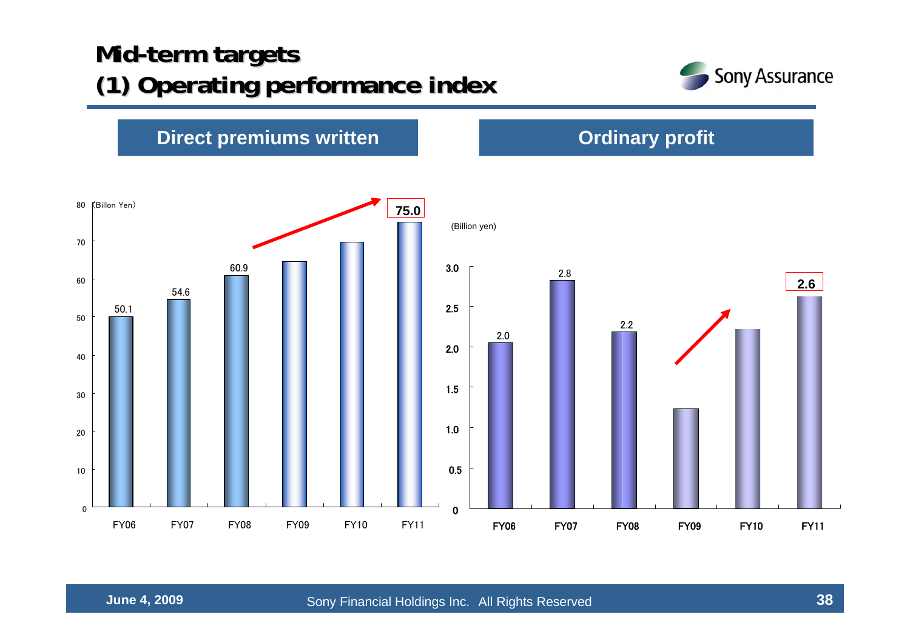# Mid-term targets

## (1) Operating performance index

### Direct premiums written

(Billon Yen)

| | FY06 | FY07 | FY08 | FY09 | FY10 | FY11 |
|---|---|---|---|---|---|---|
| Direct premiums written | 50.1 | 54.6 | 60.9 | | | 75.0 |

### Ordinary profit

(Billion yen)

| | FY06 | FY07 | FY08 | FY09 | FY10 | FY11 |
|---|---|---|---|---|---|---|
| Ordinary profit | 2.0 | 2.8 | 2.2 | | | 2.6 |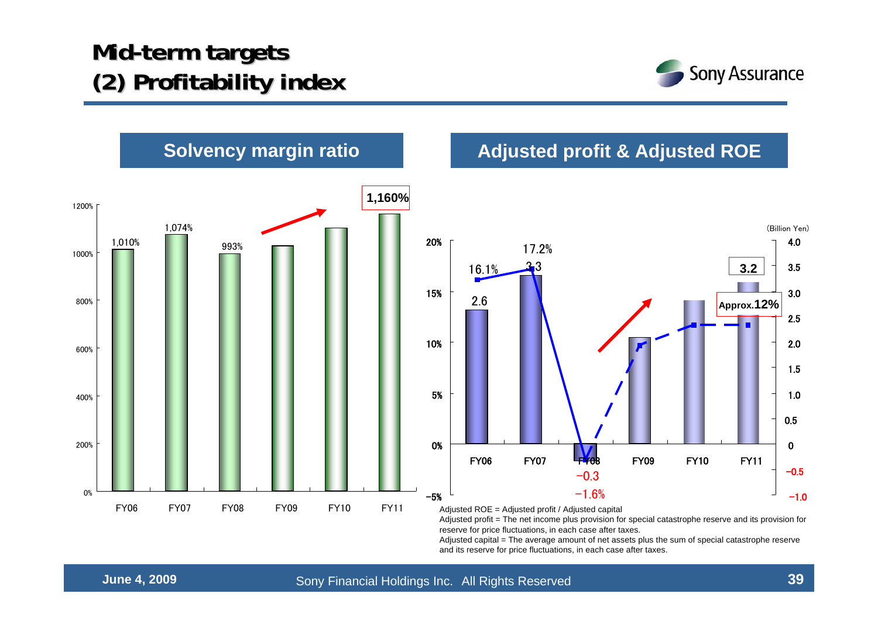# Mid-term targets
## (2) Profitability index

### Solvency margin ratio

| | FY06 | FY07 | FY08 | FY09 | FY10 | FY11 |
|---|---|---|---|---|---|---|
| Solvency margin ratio | 1,010% | 1,074% | 993% | | | 1,160% |

### Adjusted profit & Adjusted ROE

(Billion Yen)

| | FY06 | FY07 | FY08 | FY09 | FY10 | FY11 |
|---|---|---|---|---|---|---|
| Adjusted profit | 2.6 | 3.3 | −0.3 | | | 3.2 |
| Adjusted ROE | 16.1% | 17.2% | −1.6% | | | Approx.12% |

Adjusted ROE = Adjusted profit / Adjusted capital

Adjusted profit = The net income plus provision for special catastrophe reserve and its provision for reserve for price fluctuations, in each case after taxes.

Adjusted capital = The average amount of net assets plus the sum of special catastrophe reserve and its reserve for price fluctuations, in each case after taxes.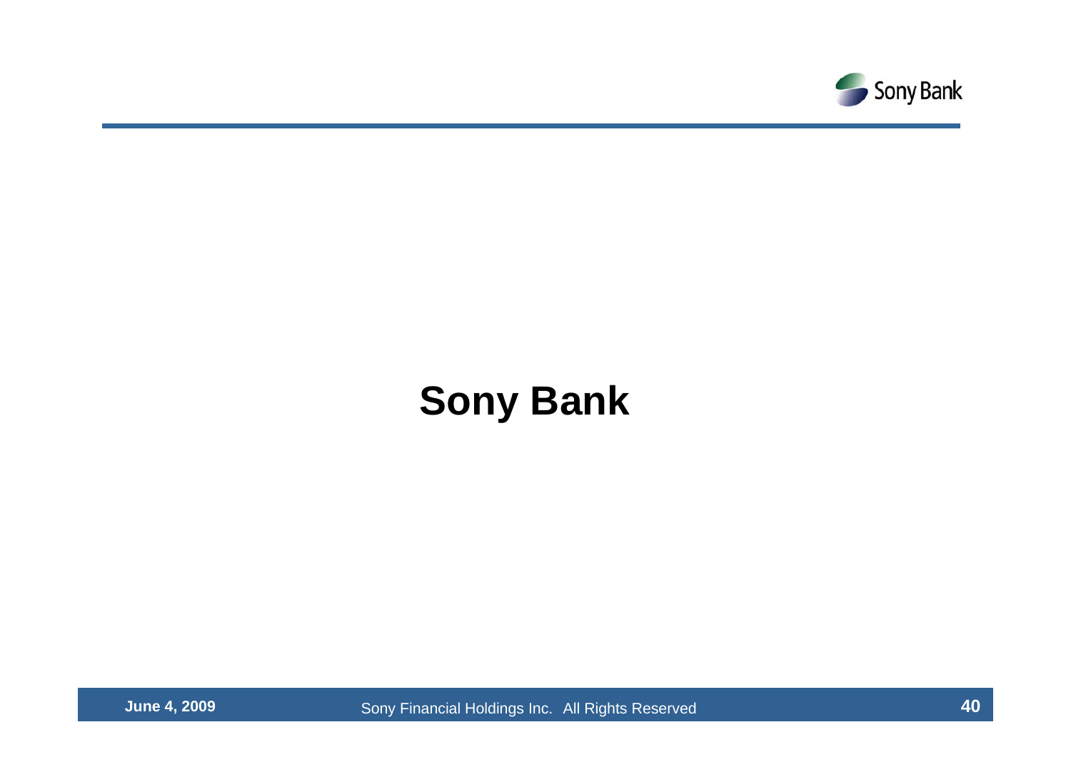# Sony Bank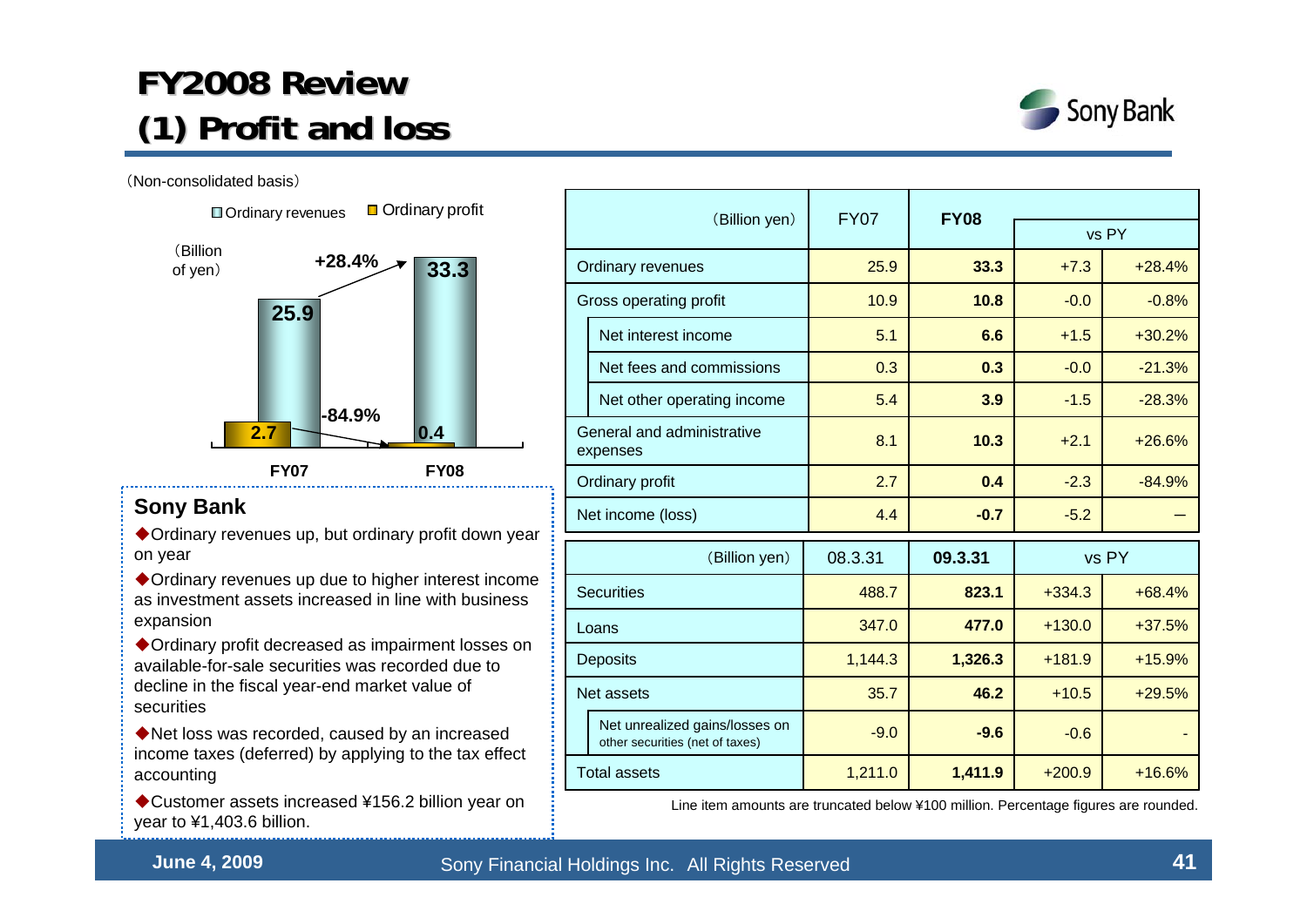# FY2008 Review
## (1) Profit and loss

（Non-consolidated basis）

Ordinary revenues / Ordinary profit

（Billion of yen）

| | FY07 | FY08 | Change |
|---|---|---|---|
| Ordinary revenues | 25.9 | 33.3 | +28.4% |
| Ordinary profit | 2.7 | 0.4 | -84.9% |

### Sony Bank

- ◆Ordinary revenues up, but ordinary profit down year on year
- ◆Ordinary revenues up due to higher interest income as investment assets increased in line with business expansion
- ◆Ordinary profit decreased as impairment losses on available-for-sale securities was recorded due to decline in the fiscal year-end market value of securities
- ◆Net loss was recorded, caused by an increased income taxes (deferred) by applying to the tax effect accounting
- ◆Customer assets increased ¥156.2 billion year on year to ¥1,403.6 billion.

| （Billion yen） | FY07 | FY08 | vs PY | |
|---|---|---|---|---|
| Ordinary revenues | 25.9 | **33.3** | +7.3 | +28.4% |
| Gross operating profit | 10.9 | **10.8** | -0.0 | -0.8% |
| Net interest income | 5.1 | **6.6** | +1.5 | +30.2% |
| Net fees and commissions | 0.3 | **0.3** | -0.0 | -21.3% |
| Net other operating income | 5.4 | **3.9** | -1.5 | -28.3% |
| General and administrative expenses | 8.1 | **10.3** | +2.1 | +26.6% |
| Ordinary profit | 2.7 | **0.4** | -2.3 | -84.9% |
| Net income (loss) | 4.4 | **-0.7** | -5.2 | ― |

| （Billion yen） | 08.3.31 | 09.3.31 | vs PY | |
|---|---|---|---|---|
| Securities | 488.7 | **823.1** | +334.3 | +68.4% |
| Loans | 347.0 | **477.0** | +130.0 | +37.5% |
| Deposits | 1,144.3 | **1,326.3** | +181.9 | +15.9% |
| Net assets | 35.7 | **46.2** | +10.5 | +29.5% |
| Net unrealized gains/losses on other securities (net of taxes) | -9.0 | **-9.6** | -0.6 | - |
| Total assets | 1,211.0 | **1,411.9** | +200.9 | +16.6% |

Line item amounts are truncated below ¥100 million. Percentage figures are rounded.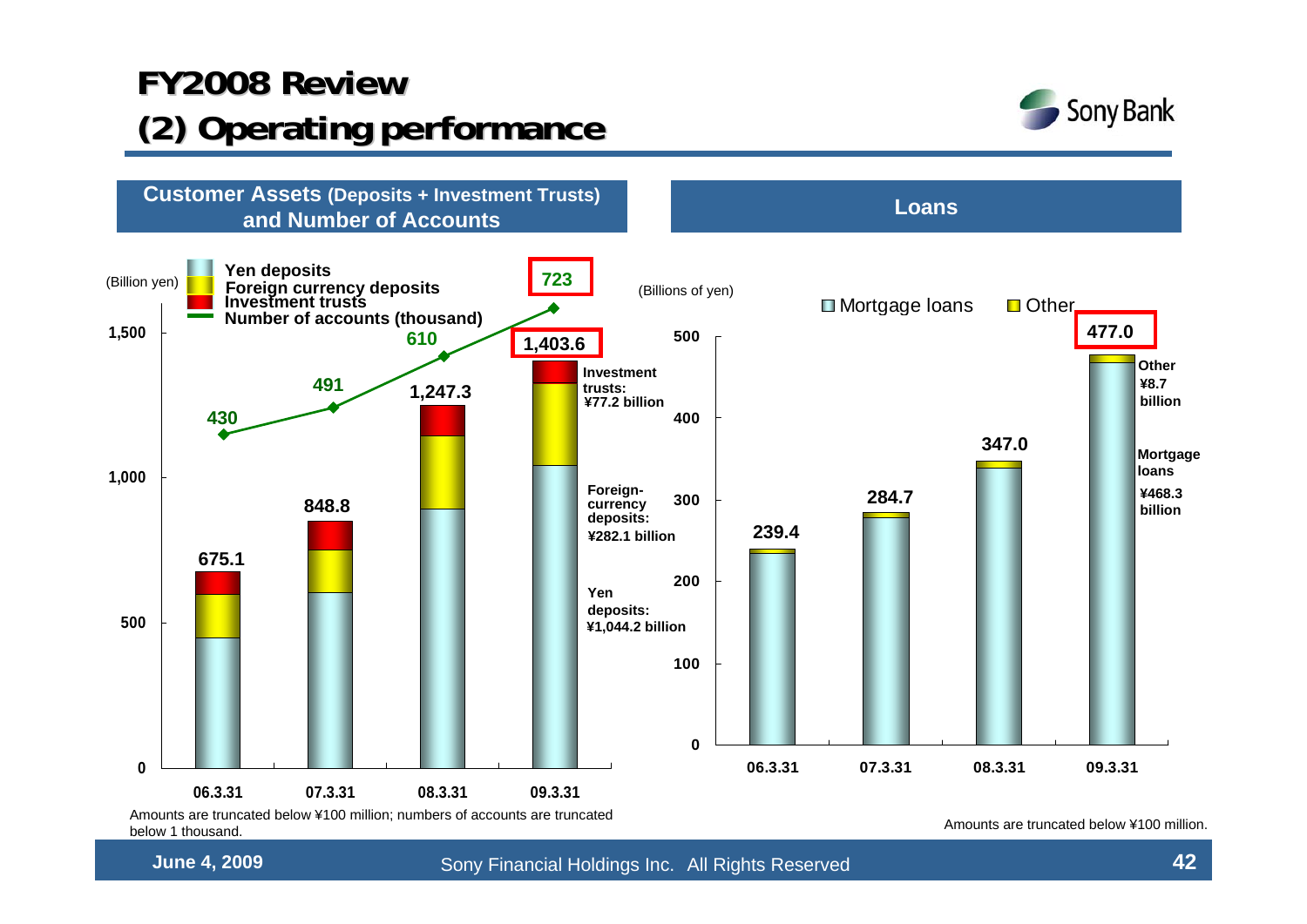# FY2008 Review
## (2) Operating performance

### Customer Assets (Deposits + Investment Trusts) and Number of Accounts

(Billion yen)

| | 06.3.31 | 07.3.31 | 08.3.31 | 09.3.31 |
|---|---|---|---|---|
| Total customer assets | 675.1 | 848.8 | 1,247.3 | 1,403.6 |
| Number of accounts (thousand) | 430 | 491 | 610 | 723 |

09.3.31 breakdown:
- Investment trusts: ¥77.2 billion
- Foreign-currency deposits: ¥282.1 billion
- Yen deposits: ¥1,044.2 billion

Amounts are truncated below ¥100 million; numbers of accounts are truncated below 1 thousand.

### Loans

(Billions of yen)

| | 06.3.31 | 07.3.31 | 08.3.31 | 09.3.31 |
|---|---|---|---|---|
| Total loans | 239.4 | 284.7 | 347.0 | 477.0 |

09.3.31 breakdown:
- Other: ¥8.7 billion
- Mortgage loans: ¥468.3 billion

Amounts are truncated below ¥100 million.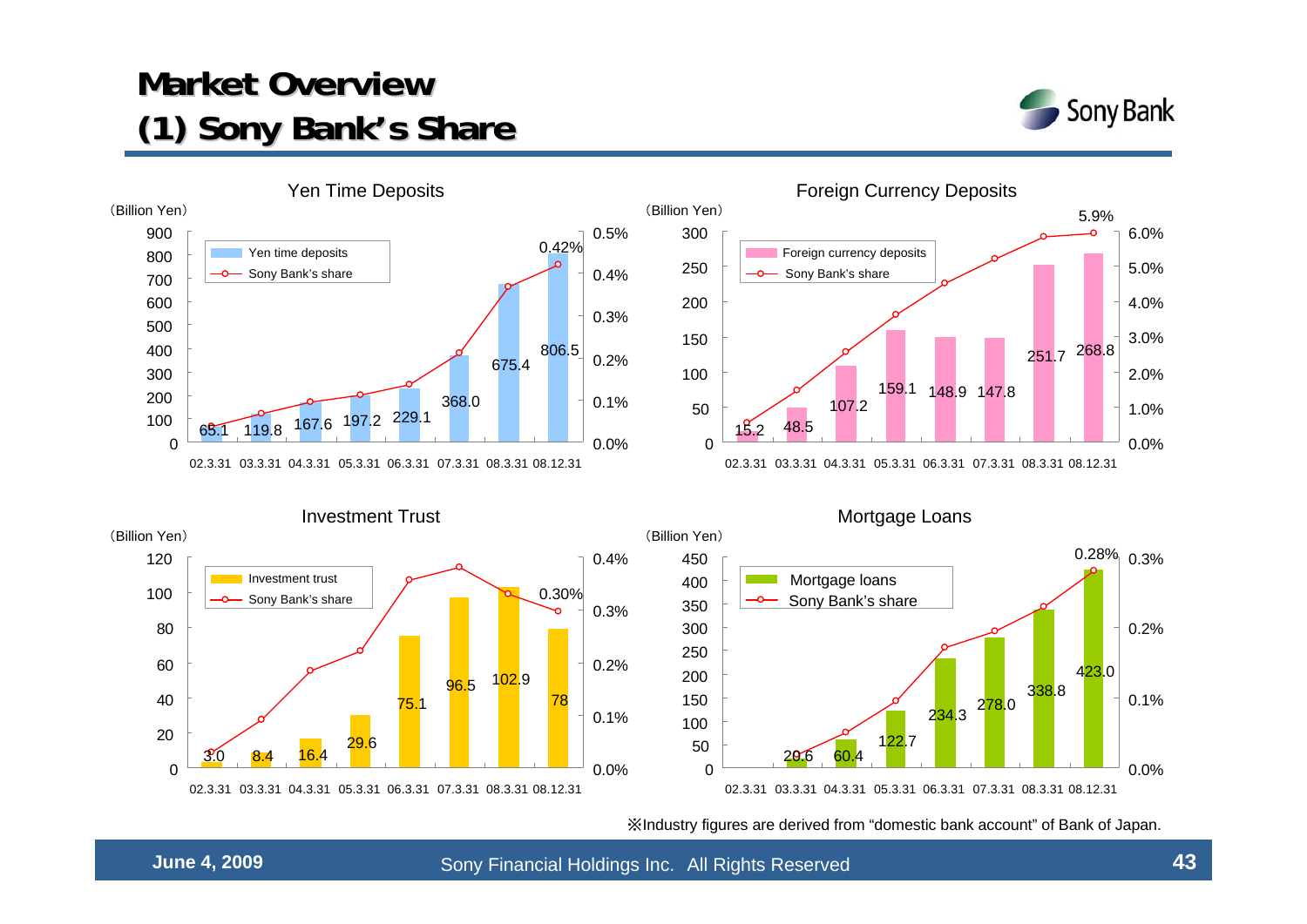# Market Overview
## (1) Sony Bank's Share

### Yen Time Deposits

(Billion Yen)

| | 02.3.31 | 03.3.31 | 04.3.31 | 05.3.31 | 06.3.31 | 07.3.31 | 08.3.31 | 08.12.31 |
|---|---|---|---|---|---|---|---|---|
| Yen time deposits | 65.1 | 119.8 | 167.6 | 197.2 | 229.1 | 368.0 | 675.4 | 806.5 |
| Sony Bank's share | | | | | | | | 0.42% |

### Foreign Currency Deposits

(Billion Yen)

| | 02.3.31 | 03.3.31 | 04.3.31 | 05.3.31 | 06.3.31 | 07.3.31 | 08.3.31 | 08.12.31 |
|---|---|---|---|---|---|---|---|---|
| Foreign currency deposits | 15.2 | 48.5 | 107.2 | 159.1 | 148.9 | 147.8 | 251.7 | 268.8 |
| Sony Bank's share | | | | | | | | 5.9% |

### Investment Trust

(Billion Yen)

| | 02.3.31 | 03.3.31 | 04.3.31 | 05.3.31 | 06.3.31 | 07.3.31 | 08.3.31 | 08.12.31 |
|---|---|---|---|---|---|---|---|---|
| Investment trust | 3.0 | 8.4 | 16.4 | 29.6 | 75.1 | 96.5 | 102.9 | 78 |
| Sony Bank's share | | | | | | | | 0.30% |

### Mortgage Loans

(Billion Yen)

| | 02.3.31 | 03.3.31 | 04.3.31 | 05.3.31 | 06.3.31 | 07.3.31 | 08.3.31 | 08.12.31 |
|---|---|---|---|---|---|---|---|---|
| Mortgage loans | | 20.6 | 60.4 | 122.7 | 234.3 | 278.0 | 338.8 | 423.0 |
| Sony Bank's share | | | | | | | | 0.28% |

※Industry figures are derived from “domestic bank account” of Bank of Japan.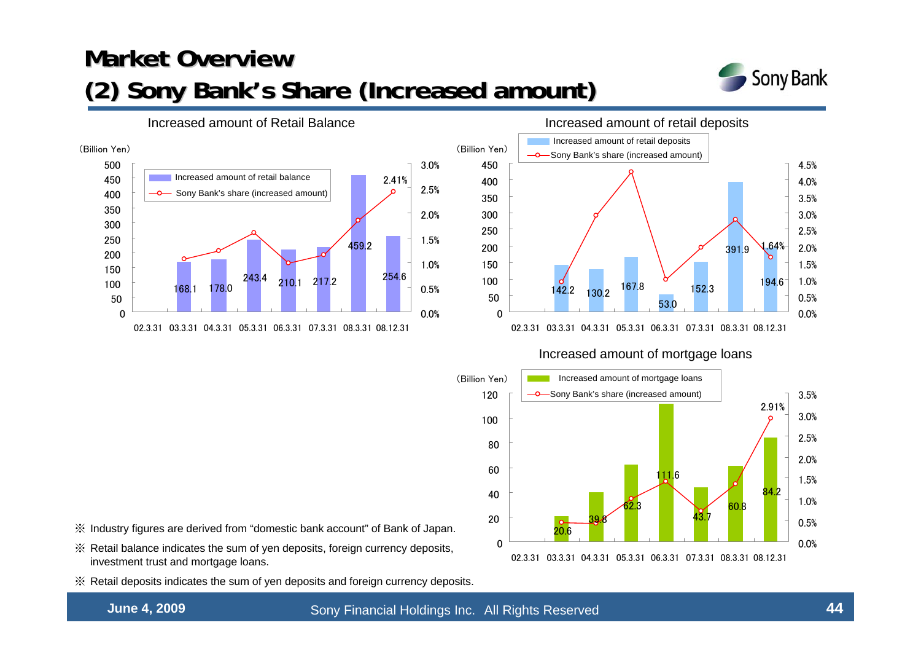# Market Overview

## (2) Sony Bank's Share (Increased amount)

### Increased amount of Retail Balance

(Billion Yen)

| | 02.3.31 | 03.3.31 | 04.3.31 | 05.3.31 | 06.3.31 | 07.3.31 | 08.3.31 | 08.12.31 |
|---|---|---|---|---|---|---|---|---|
| Increased amount of retail balance | | 168.1 | 178.0 | 243.4 | 210.1 | 217.2 | 459.2 | 254.6 |
| Sony Bank's share (increased amount) | | | | | | | | 2.41% |

### Increased amount of retail deposits

(Billion Yen)

| | 02.3.31 | 03.3.31 | 04.3.31 | 05.3.31 | 06.3.31 | 07.3.31 | 08.3.31 | 08.12.31 |
|---|---|---|---|---|---|---|---|---|
| Increased amount of retail deposits | | 142.2 | 130.2 | 167.8 | 53.0 | 152.3 | 391.9 | 194.6 |
| Sony Bank's share (increased amount) | | | | | | | | 1.64% |

### Increased amount of mortgage loans

(Billion Yen)

| | 02.3.31 | 03.3.31 | 04.3.31 | 05.3.31 | 06.3.31 | 07.3.31 | 08.3.31 | 08.12.31 |
|---|---|---|---|---|---|---|---|---|
| Increased amount of mortgage loans | | 20.6 | 39.8 | 62.3 | 111.6 | 43.7 | 60.8 | 84.2 |
| Sony Bank's share (increased amount) | | | | | | | | 2.91% |

※ Industry figures are derived from "domestic bank account" of Bank of Japan.

※ Retail balance indicates the sum of yen deposits, foreign currency deposits, investment trust and mortgage loans.

※ Retail deposits indicates the sum of yen deposits and foreign currency deposits.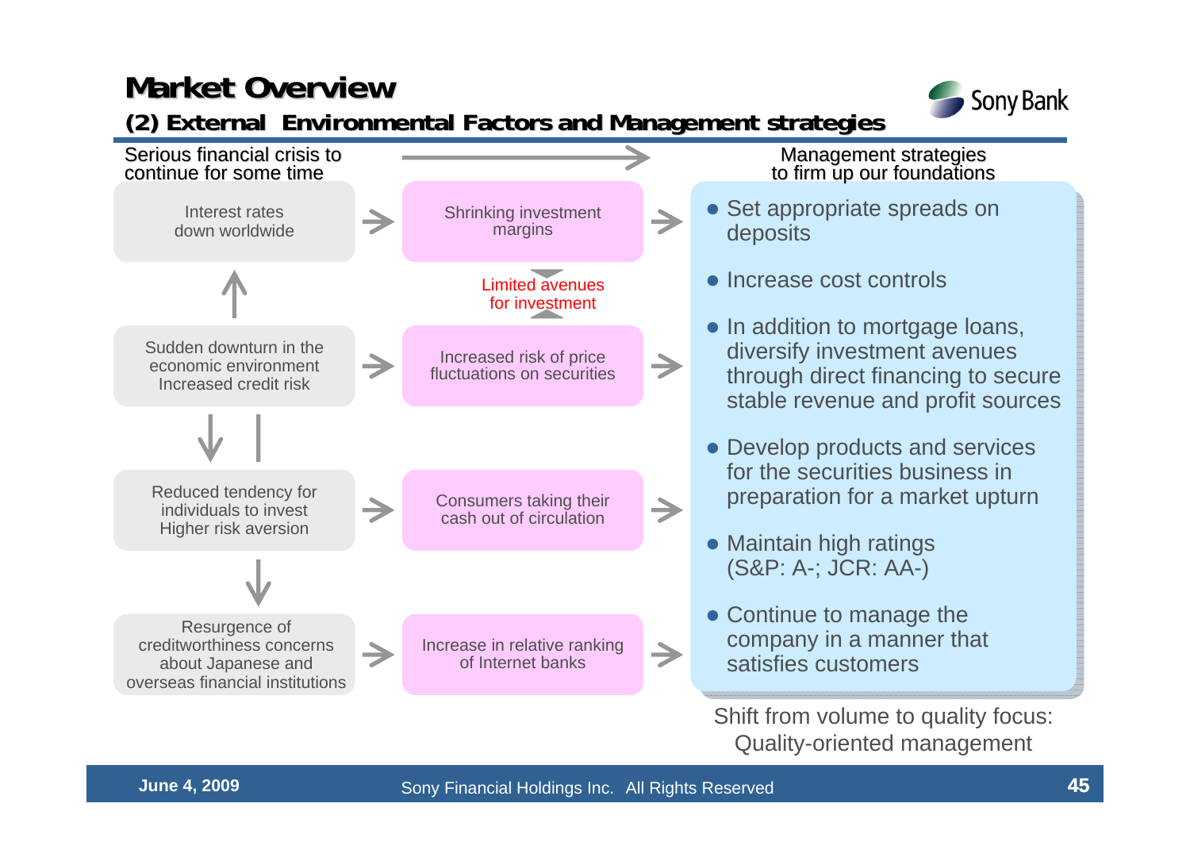# Market Overview

## (2) External Environmental Factors and Management strategies

Serious financial crisis to continue for some time

- Interest rates down worldwide → Shrinking investment margins
- Sudden downturn in the economic environment Increased credit risk → Increased risk of price fluctuations on securities
- Reduced tendency for individuals to invest Higher risk aversion → Consumers taking their cash out of circulation
- Resurgence of creditworthiness concerns about Japanese and overseas financial institutions → Increase in relative ranking of Internet banks

Limited avenues for investment

Management strategies to firm up our foundations

- Set appropriate spreads on deposits
- Increase cost controls
- In addition to mortgage loans, diversify investment avenues through direct financing to secure stable revenue and profit sources
- Develop products and services for the securities business in preparation for a market upturn
- Maintain high ratings (S&P: A-; JCR: AA-)
- Continue to manage the company in a manner that satisfies customers

Shift from volume to quality focus: Quality-oriented management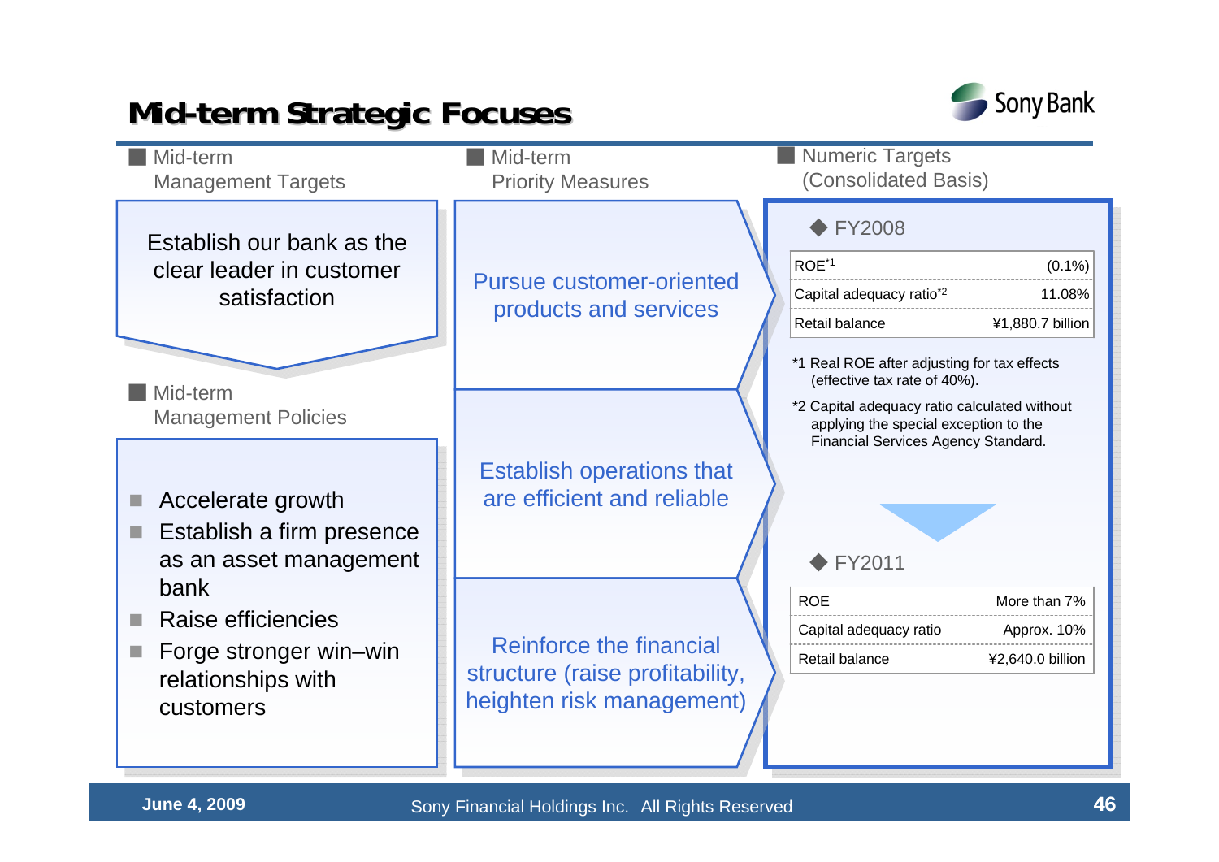# Mid-term Strategic Focuses

## Mid-term Management Targets

Establish our bank as the clear leader in customer satisfaction

## Mid-term Management Policies

- Accelerate growth
- Establish a firm presence as an asset management bank
- Raise efficiencies
- Forge stronger win–win relationships with customers

## Mid-term Priority Measures

- Pursue customer-oriented products and services
- Establish operations that are efficient and reliable
- Reinforce the financial structure (raise profitability, heighten risk management)

## Numeric Targets (Consolidated Basis)

◆ FY2008

| | |
|---|---|
| ROE*1 | (0.1%) |
| Capital adequacy ratio*2 | 11.08% |
| Retail balance | ¥1,880.7 billion |

*1 Real ROE after adjusting for tax effects (effective tax rate of 40%).

*2 Capital adequacy ratio calculated without applying the special exception to the Financial Services Agency Standard.

◆ FY2011

| | |
|---|---|
| ROE | More than 7% |
| Capital adequacy ratio | Approx. 10% |
| Retail balance | ¥2,640.0 billion |

June 4, 2009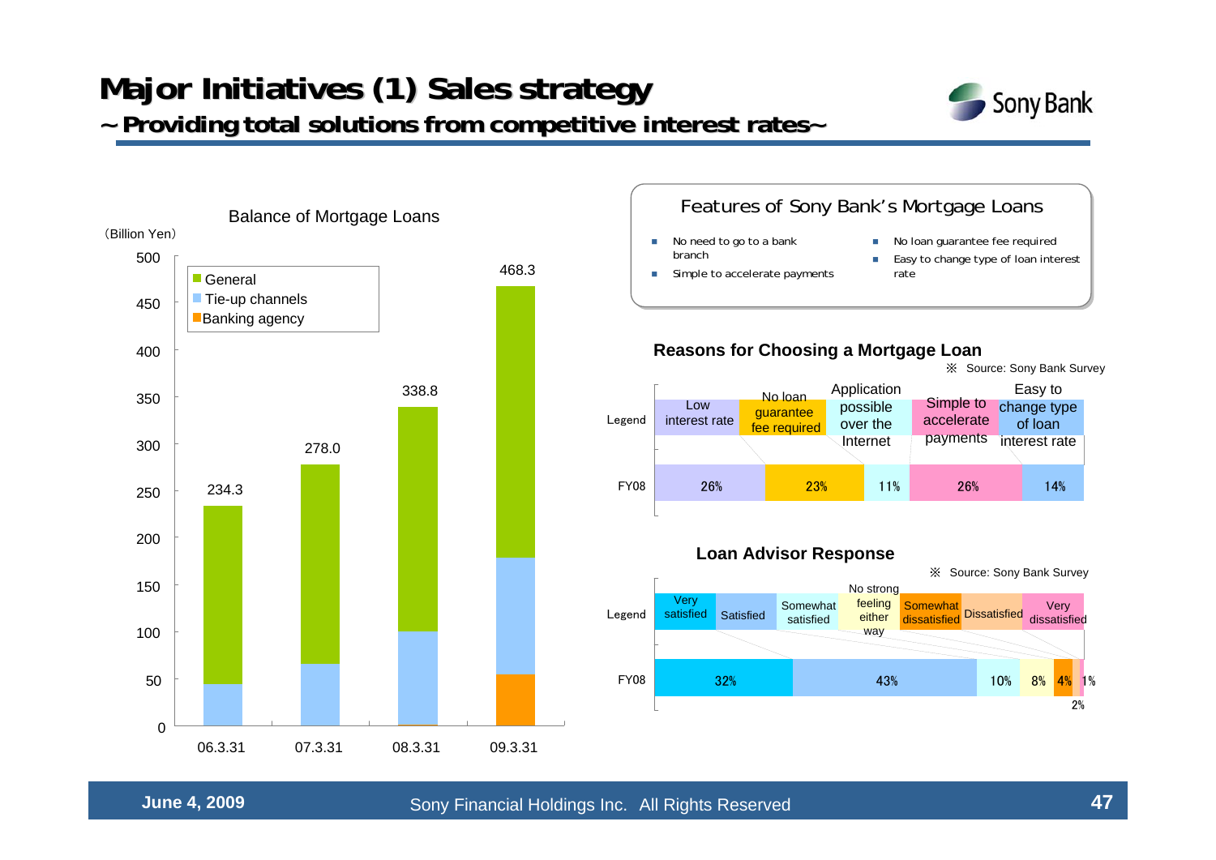# Major Initiatives (1) Sales strategy

## ~Providing total solutions from competitive interest rates~

### Balance of Mortgage Loans

(Billion Yen)

Legend: General / Tie-up channels / Banking agency

| | 06.3.31 | 07.3.31 | 08.3.31 | 09.3.31 |
|---|---|---|---|---|
| Total | 234.3 | 278.0 | 338.8 | 468.3 |

### Features of Sony Bank's Mortgage Loans

- No need to go to a bank branch
- Simple to accelerate payments
- No loan guarantee fee required
- Easy to change type of loan interest rate

### Reasons for Choosing a Mortgage Loan

※ Source: Sony Bank Survey

| Legend | Low interest rate | No loan guarantee fee required | Application possible over the Internet | Simple to accelerate payments | Easy to change type of loan interest rate |
|---|---|---|---|---|---|
| FY08 | 26% | 23% | 11% | 26% | 14% |

### Loan Advisor Response

※ Source: Sony Bank Survey

| Legend | Very satisfied | Satisfied | Somewhat satisfied | No strong feeling either way | Somewhat dissatisfied | Dissatisfied | Very dissatisfied |
|---|---|---|---|---|---|---|---|
| FY08 | 32% | 43% | 10% | 8% | 4% | 2% | 1% |

June 4, 2009 Sony Financial Holdings Inc. All Rights Reserved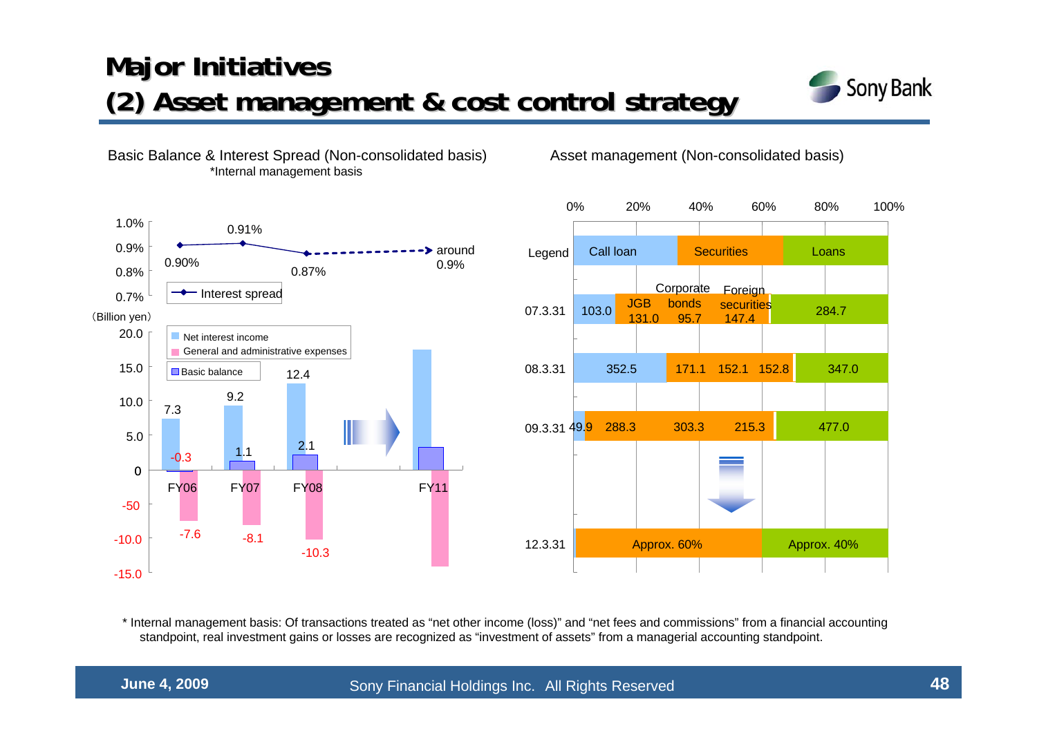# Major Initiatives
## (2) Asset management & cost control strategy

### Basic Balance & Interest Spread (Non-consolidated basis)
*Internal management basis

**Interest spread**

| | FY06 | FY07 | FY08 | FY11 |
|---|---|---|---|---|
| Interest spread | 0.90% | 0.91% | 0.87% | around 0.9% |

(Billion yen)

| | FY06 | FY07 | FY08 | FY11 |
|---|---|---|---|---|
| Net interest income | 7.3 | 9.2 | 12.4 | |
| General and administrative expenses | -7.6 | -8.1 | -10.3 | |
| Basic balance | -0.3 | 1.1 | 2.1 | |

### Asset management (Non-consolidated basis)

Legend: Call loan / Securities / Loans

| | Call loan | JGB | Corporate bonds | Foreign securities | Loans |
|---|---|---|---|---|---|
| 07.3.31 | 103.0 | 131.0 | 95.7 | 147.4 | 284.7 |
| 08.3.31 | 352.5 | 171.1 | 152.1 | 152.8 | 347.0 |
| 09.3.31 | 49.9 | 288.3 | 303.3 | 215.3 | 477.0 |
| 12.3.31 | | Approx. 60% (Securities) | | | Approx. 40% |

* Internal management basis: Of transactions treated as "net other income (loss)" and "net fees and commissions" from a financial accounting standpoint, real investment gains or losses are recognized as "investment of assets" from a managerial accounting standpoint.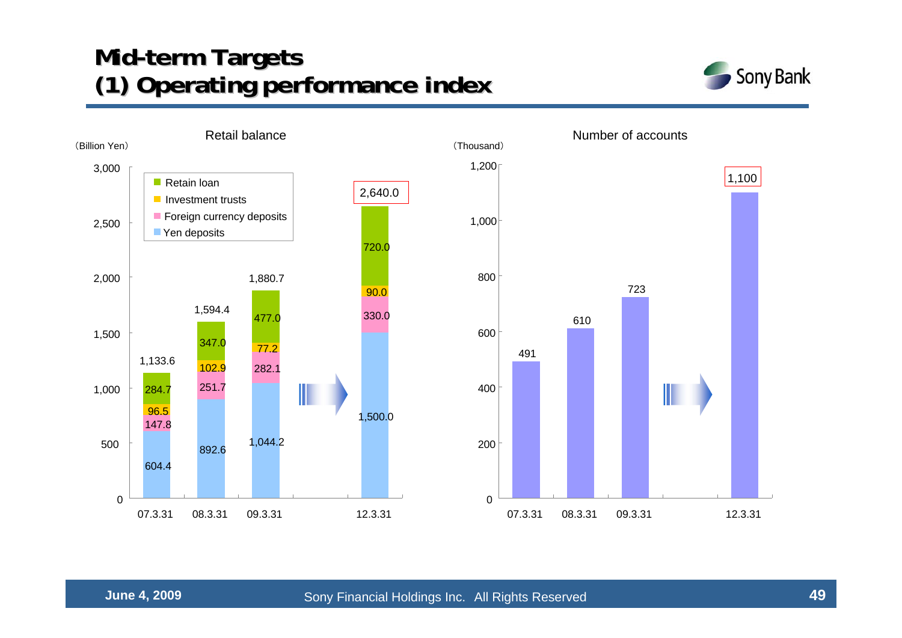# Mid-term Targets
## (1) Operating performance index

**Retail balance** (Billion Yen)

| | 07.3.31 | 08.3.31 | 09.3.31 | 12.3.31 |
|---|---|---|---|---|
| Retain loan | 284.7 | 347.0 | 477.0 | 720.0 |
| Investment trusts | 96.5 | 102.9 | 77.2 | 90.0 |
| Foreign currency deposits | 147.8 | 251.7 | 282.1 | 330.0 |
| Yen deposits | 604.4 | 892.6 | 1,044.2 | 1,500.0 |
| Total | 1,133.6 | 1,594.4 | 1,880.7 | 2,640.0 |

**Number of accounts** (Thousand)

| 07.3.31 | 08.3.31 | 09.3.31 | 12.3.31 |
|---|---|---|---|
| 491 | 610 | 723 | 1,100 |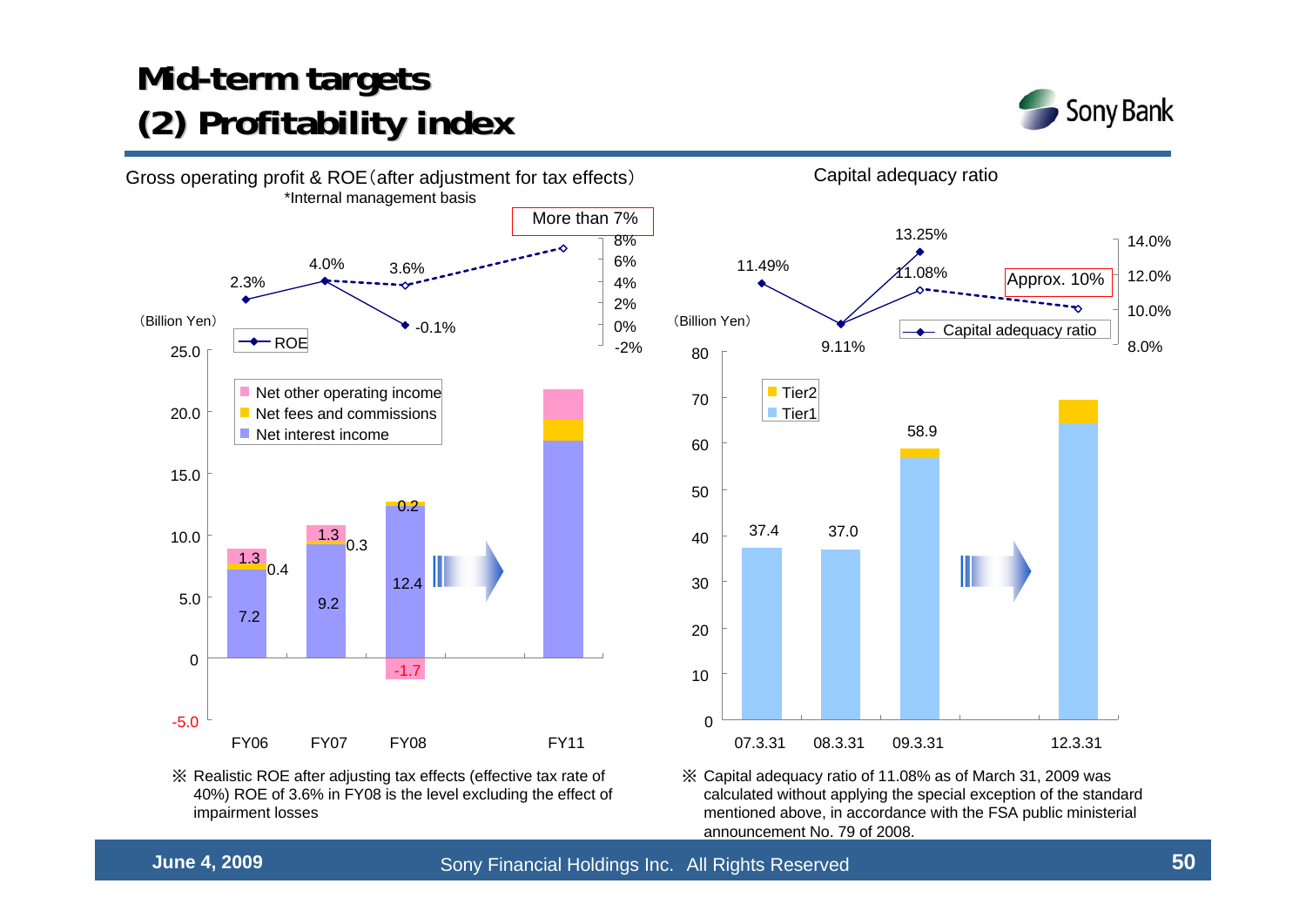# Mid-term targets
# (2) Profitability index

## Gross operating profit & ROE（after adjustment for tax effects）

*Internal management basis

(Billion Yen)

| | FY06 | FY07 | FY08 | FY11 |
|---|---|---|---|---|
| Net interest income | 7.2 | 9.2 | 12.4 | |
| Net fees and commissions | 0.4 | 0.3 | 0.2 | |
| Net other operating income | 1.3 | 1.3 | -1.7 | |
| ROE | 2.3% | 4.0% | -0.1% (3.6%) | More than 7% |

※ Realistic ROE after adjusting tax effects (effective tax rate of 40%) ROE of 3.6% in FY08 is the level excluding the effect of impairment losses

## Capital adequacy ratio

(Billion Yen)

| | 07.3.31 | 08.3.31 | 09.3.31 | 12.3.31 |
|---|---|---|---|---|
| Tier1 + Tier2 | 37.4 | 37.0 | 58.9 | |
| Capital adequacy ratio | 11.49% | 9.11% | 13.25% (11.08%) | Approx. 10% |

※ Capital adequacy ratio of 11.08% as of March 31, 2009 was calculated without applying the special exception of the standard mentioned above, in accordance with the FSA public ministerial announcement No. 79 of 2008.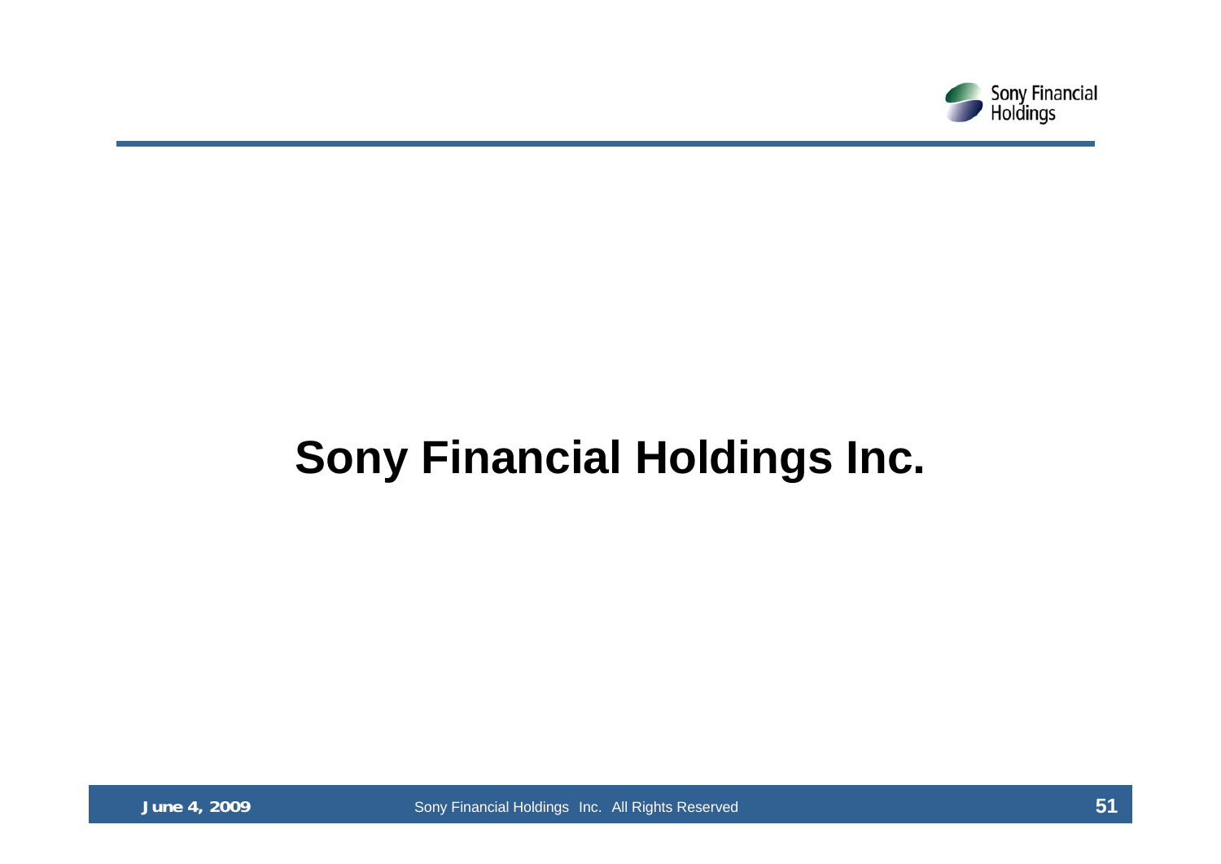# Sony Financial Holdings Inc.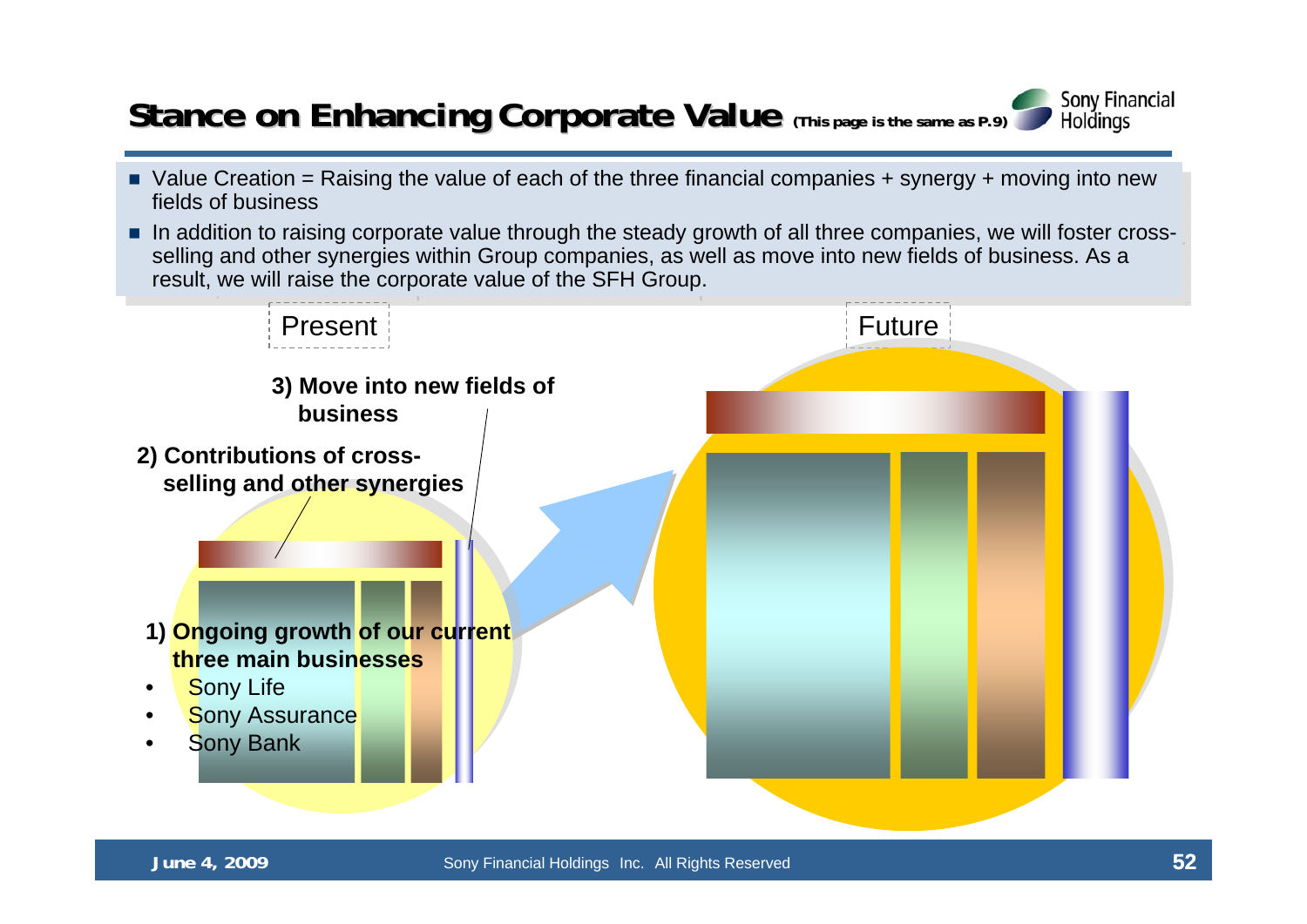# Stance on Enhancing Corporate Value (This page is the same as P.9)

- Value Creation = Raising the value of each of the three financial companies + synergy + moving into new fields of business
- In addition to raising corporate value through the steady growth of all three companies, we will foster cross-selling and other synergies within Group companies, as well as move into new fields of business. As a result, we will raise the corporate value of the SFH Group.

Present

Future

**3) Move into new fields of business**

**2) Contributions of cross-selling and other synergies**

**1) Ongoing growth of our current three main businesses**

- Sony Life
- Sony Assurance
- Sony Bank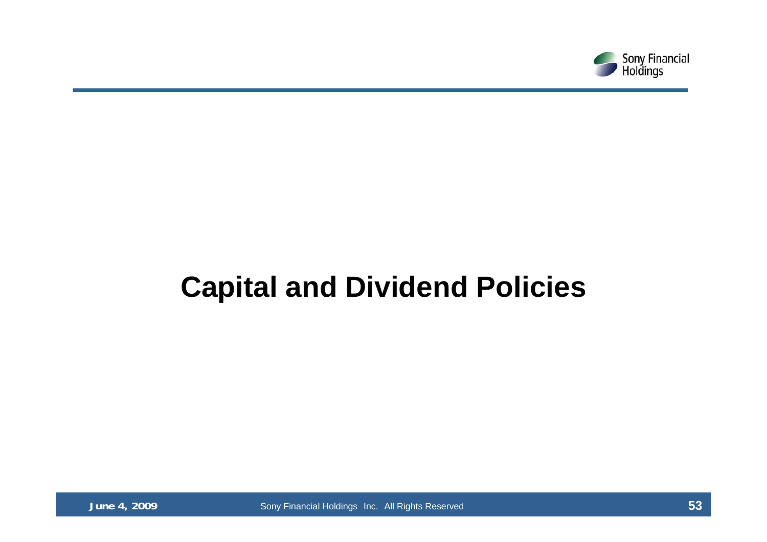# Capital and Dividend Policies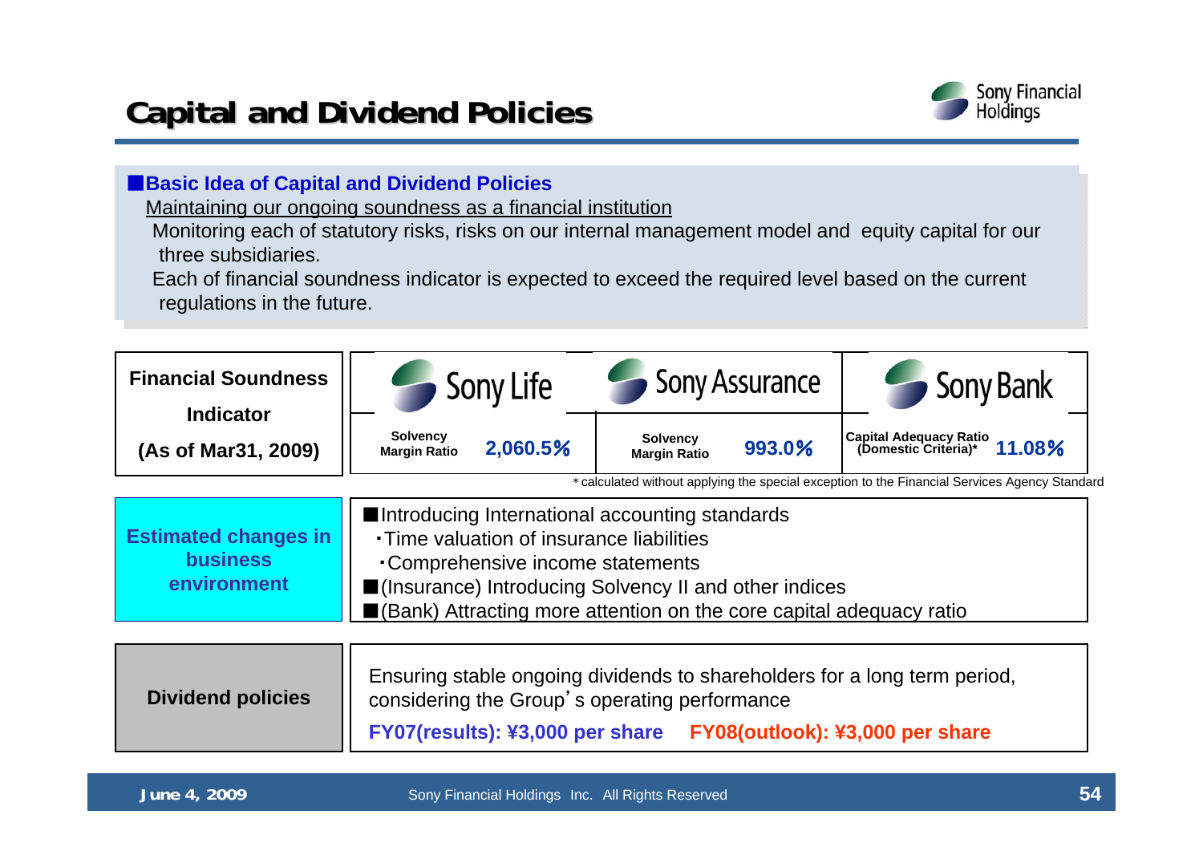# Capital and Dividend Policies

## ■Basic Idea of Capital and Dividend Policies

Maintaining our ongoing soundness as a financial institution

Monitoring each of statutory risks, risks on our internal management model and equity capital for our three subsidiaries.

Each of financial soundness indicator is expected to exceed the required level based on the current regulations in the future.

| Financial Soundness Indicator (As of Mar31, 2009) | Sony Life | Sony Assurance | Sony Bank |
|---|---|---|---|
| | Solvency Margin Ratio **2,060.5%** | Solvency Margin Ratio **993.0%** | Capital Adequacy Ratio (Domestic Criteria)* **11.08%** |

*calculated without applying the special exception to the Financial Services Agency Standard

**Estimated changes in business environment**

- ■Introducing International accounting standards
  - ・Time valuation of insurance liabilities
  - ・Comprehensive income statements
- ■(Insurance) Introducing Solvency II and other indices
- ■(Bank) Attracting more attention on the core capital adequacy ratio

**Dividend policies**

Ensuring stable ongoing dividends to shareholders for a long term period, considering the Group's operating performance

**FY07(results): ¥3,000 per share** **FY08(outlook): ¥3,000 per share**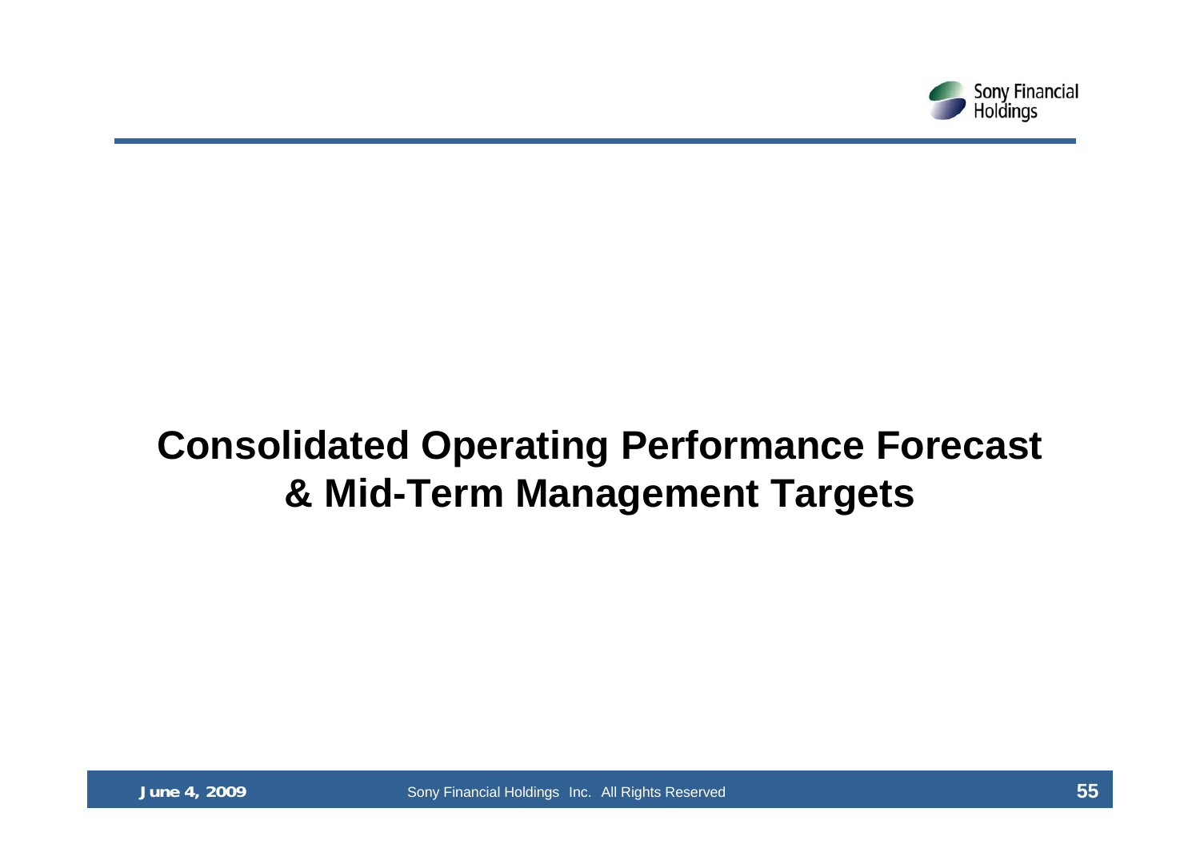# Consolidated Operating Performance Forecast & Mid-Term Management Targets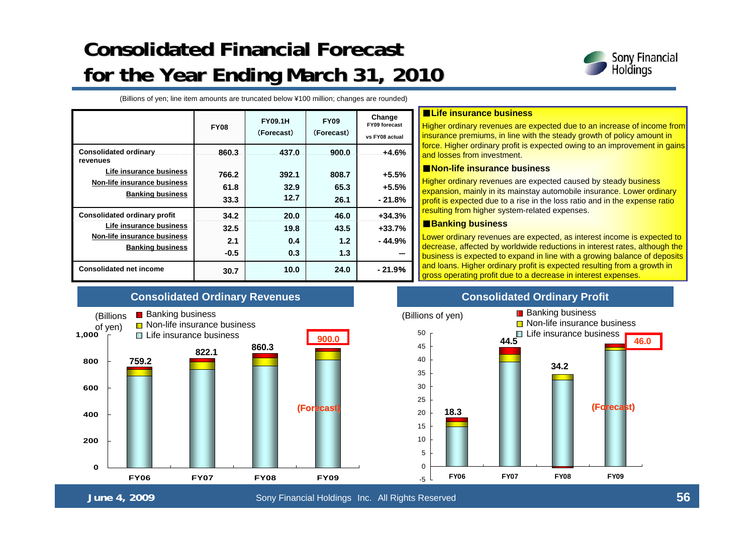# Consolidated Financial Forecast for the Year Ending March 31, 2010

(Billions of yen; line item amounts are truncated below ¥100 million; changes are rounded)

| | FY08 | FY09.1H (Forecast) | FY09 (Forecast) | Change FY09 forecast vs FY08 actual |
|---|---|---|---|---|
| Consolidated ordinary revenues | 860.3 | 437.0 | 900.0 | +4.6% |
| Life insurance business | 766.2 | 392.1 | 808.7 | +5.5% |
| Non-life insurance business | 61.8 | 32.9 | 65.3 | +5.5% |
| Banking business | 33.3 | 12.7 | 26.1 | - 21.8% |
| Consolidated ordinary profit | 34.2 | 20.0 | 46.0 | +34.3% |
| Life insurance business | 32.5 | 19.8 | 43.5 | +33.7% |
| Non-life insurance business | 2.1 | 0.4 | 1.2 | - 44.9% |
| Banking business | -0.5 | 0.3 | 1.3 | — |
| Consolidated net income | 30.7 | 10.0 | 24.0 | - 21.9% |

■**Life insurance business**

Higher ordinary revenues are expected due to an increase of income from insurance premiums, in line with the steady growth of policy amount in force. Higher ordinary profit is expected owing to an improvement in gains and losses from investment.

■**Non-life insurance business**

Higher ordinary revenues are expected caused by steady business expansion, mainly in its mainstay automobile insurance. Lower ordinary profit is expected due to a rise in the loss ratio and in the expense ratio resulting from higher system-related expenses.

■**Banking business**

Lower ordinary revenues are expected, as interest income is expected to decrease, affected by worldwide reductions in interest rates, although the business is expected to expand in line with a growing balance of deposits and loans. Higher ordinary profit is expected resulting from a growth in gross operating profit due to a decrease in interest expenses.

## Consolidated Ordinary Revenues

(Billions of yen)

| | FY06 | FY07 | FY08 | FY09 (Forecast) |
|---|---|---|---|---|
| Total (Life insurance, Non-life insurance, Banking business) | 759.2 | 822.1 | 860.3 | 900.0 |

## Consolidated Ordinary Profit

(Billions of yen)

| | FY06 | FY07 | FY08 | FY09 (Forecast) |
|---|---|---|---|---|
| Total (Life insurance, Non-life insurance, Banking business) | 18.3 | 44.5 | 34.2 | 46.0 |

June 4, 2009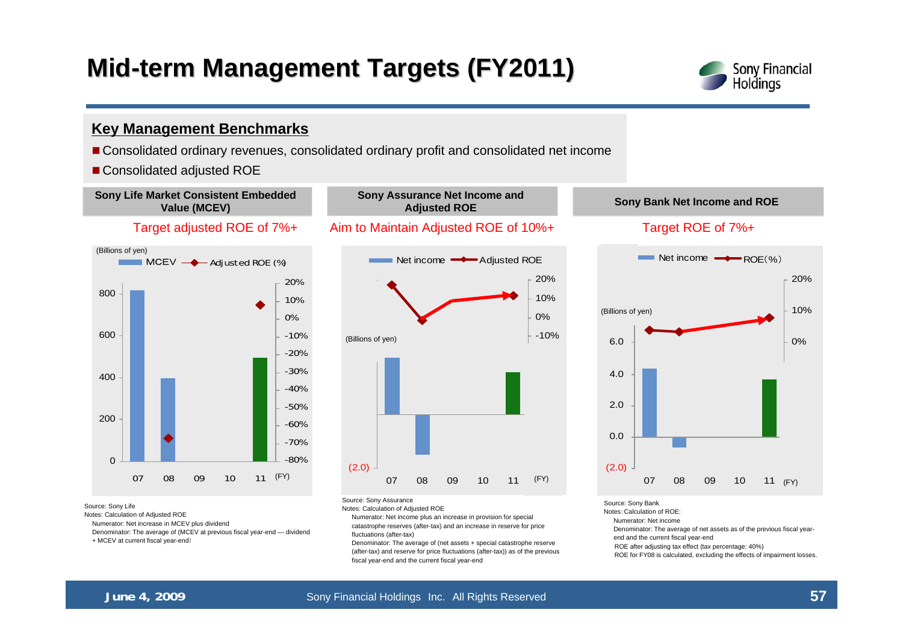# Mid-term Management Targets (FY2011)

## Key Management Benchmarks

- Consolidated ordinary revenues, consolidated ordinary profit and consolidated net income
- Consolidated adjusted ROE

### Sony Life Market Consistent Embedded Value (MCEV)

Target adjusted ROE of 7%+

(Billions of yen)

MCEV / Adjusted ROE (%)

Source: Sony Life

Notes: Calculation of Adjusted ROE

Numerator: Net increase in MCEV plus dividend

Denominator: The average of (MCEV at previous fiscal year-end — dividend + MCEV at current fiscal year-end)

### Sony Assurance Net Income and Adjusted ROE

Aim to Maintain Adjusted ROE of 10%+

(Billions of yen)

Net income / Adjusted ROE

Source: Sony Assurance

Notes: Calculation of Adjusted ROE

Numerator: Net income plus an increase in provision for special catastrophe reserves (after-tax) and an increase in reserve for price fluctuations (after-tax)

Denominator: The average of (net assets + special catastrophe reserve (after-tax) and reserve for price fluctuations (after-tax)) as of the previous fiscal year-end and the current fiscal year-end

### Sony Bank Net Income and ROE

Target ROE of 7%+

(Billions of yen)

Net income / ROE(%)

Source: Sony Bank

Notes: Calculation of ROE:

Numerator: Net income

Denominator: The average of net assets as of the previous fiscal year-end and the current fiscal year-end

ROE after adjusting tax effect (tax percentage: 40%)

ROE for FY08 is calculated, excluding the effects of impairment losses.

June 4, 2009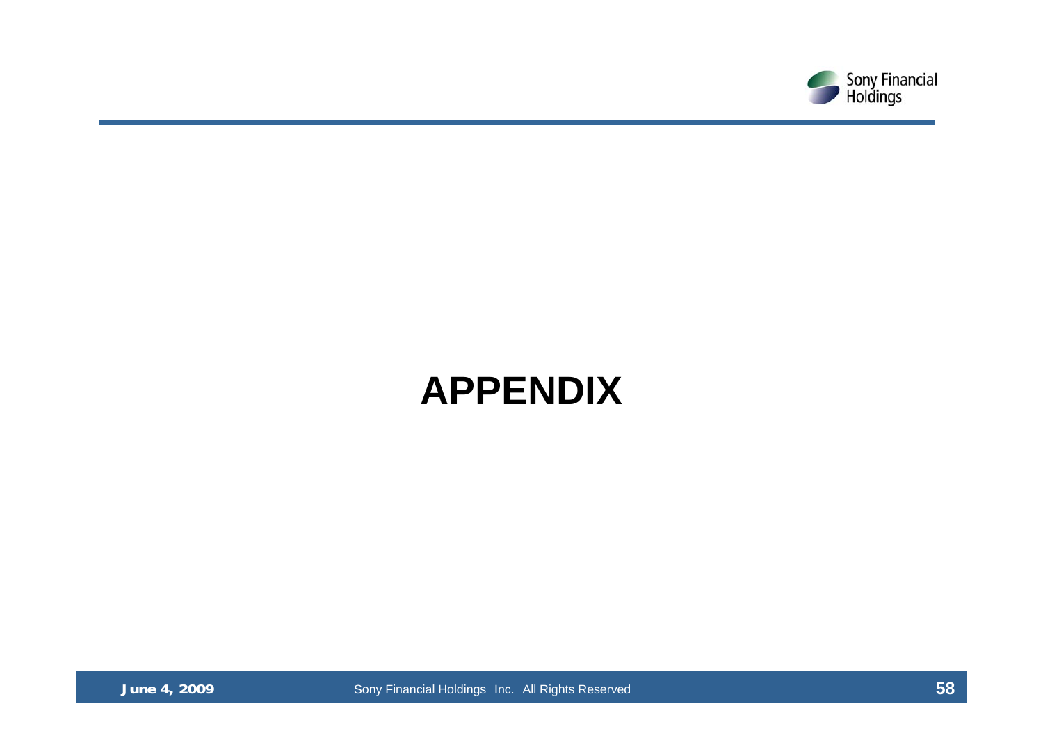# APPENDIX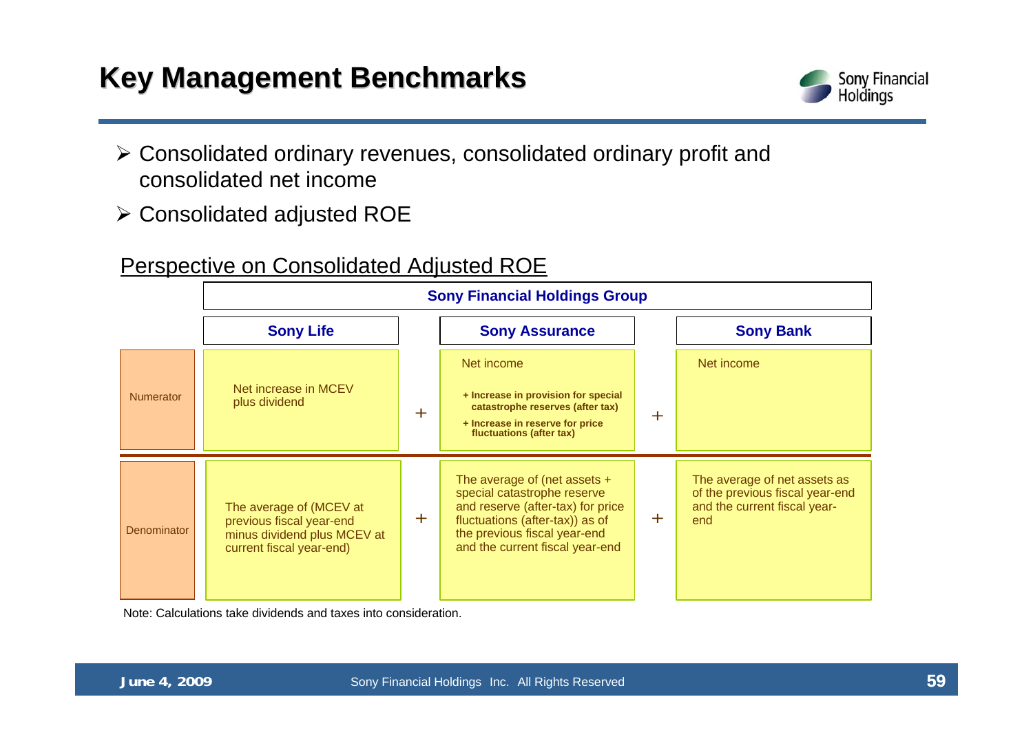# Key Management Benchmarks

- Consolidated ordinary revenues, consolidated ordinary profit and consolidated net income
- Consolidated adjusted ROE

## Perspective on Consolidated Adjusted ROE

| | Sony Financial Holdings Group | | | | |
|---|---|---|---|---|---|
| | **Sony Life** | | **Sony Assurance** | | **Sony Bank** |
| Numerator | Net increase in MCEV plus dividend | + | Net income<br>**+ Increase in provision for special catastrophe reserves (after tax)**<br>**+ Increase in reserve for price fluctuations (after tax)** | + | Net income |
| Denominator | The average of (MCEV at previous fiscal year-end minus dividend plus MCEV at current fiscal year-end) | + | The average of (net assets + special catastrophe reserve and reserve (after-tax) for price fluctuations (after-tax)) as of the previous fiscal year-end and the current fiscal year-end | + | The average of net assets as of the previous fiscal year-end and the current fiscal year-end |

Note: Calculations take dividends and taxes into consideration.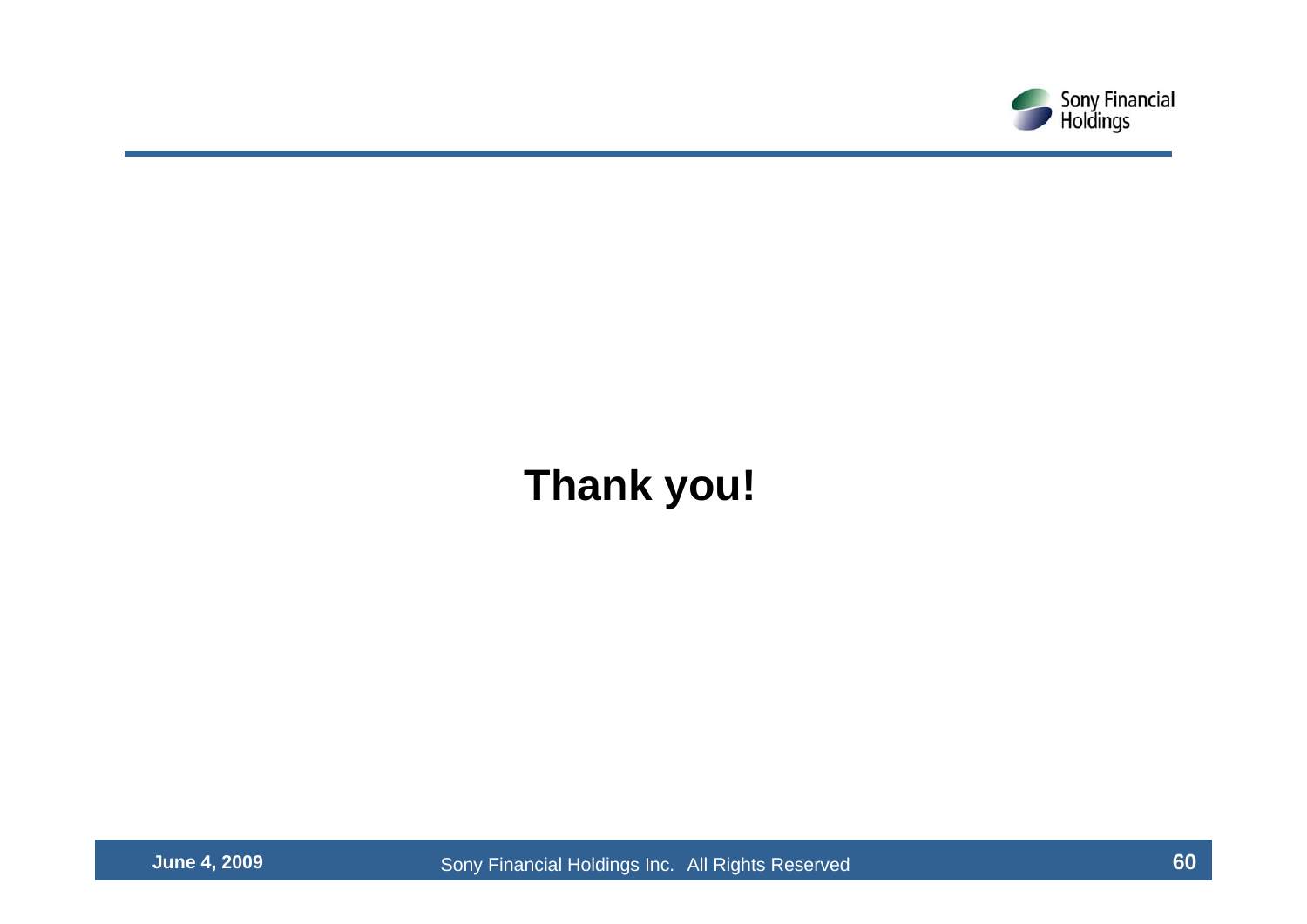**Thank you!**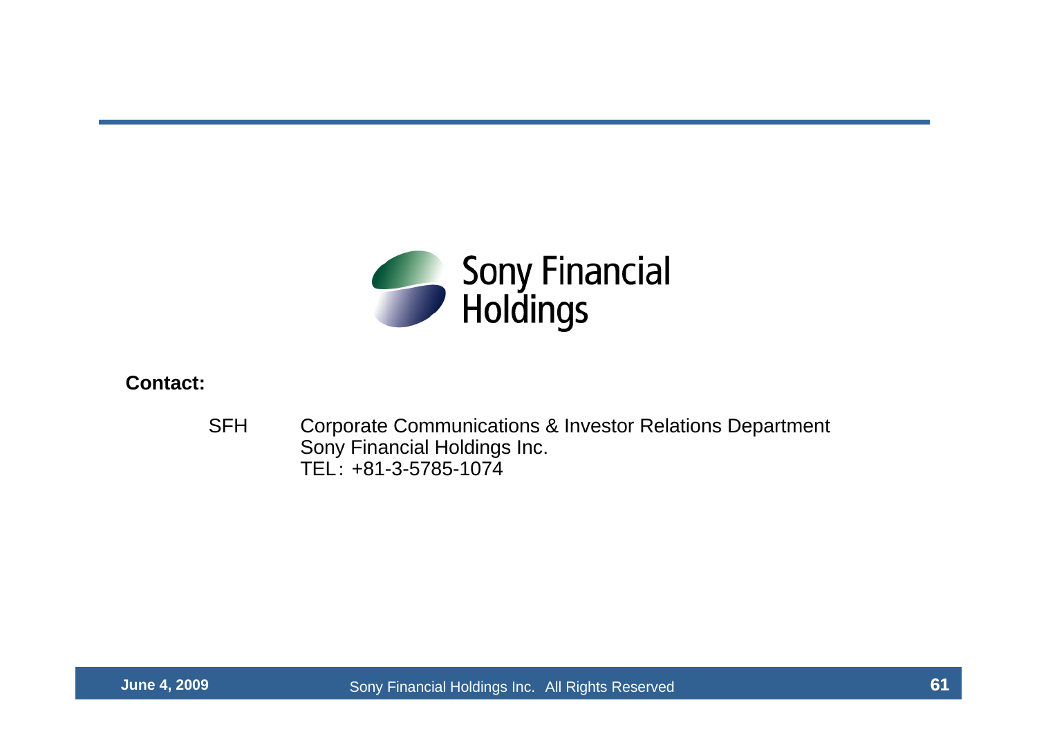Sony Financial Holdings

**Contact:**

SFH Corporate Communications & Investor Relations Department
Sony Financial Holdings Inc.
TEL：+81-3-5785-1074